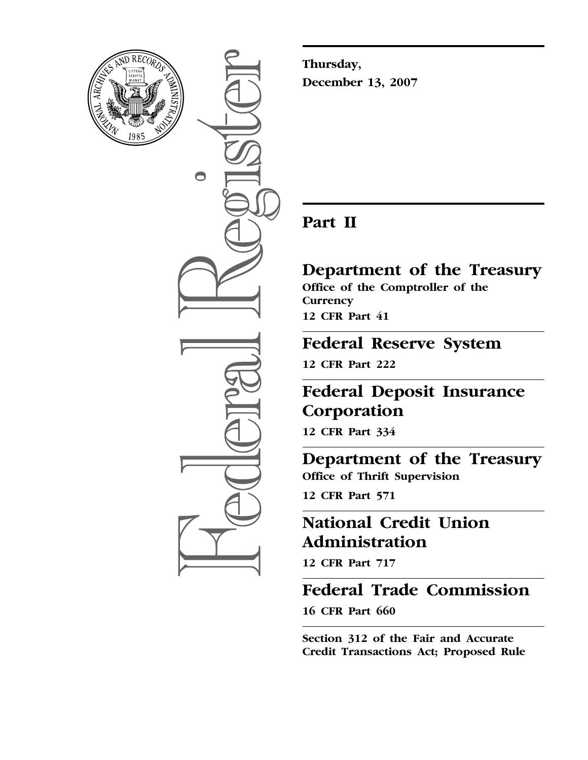**Thursday,**

**December 13, 2007**

# Part II

## Department of the Treasury

**Office of the Comptroller of the Currency**

**12 CFR Part 41**

## Federal Reserve System

**12 CFR Part 222**

## Federal Deposit Insurance Corporation

**12 CFR Part 334**

## Department of the Treasury

**Office of Thrift Supervision**

**12 CFR Part 571**

## National Credit Union Administration

**12 CFR Part 717**

## Federal Trade Commission

**16 CFR Part 660**

**Section 312 of the Fair and Accurate Credit Transactions Act; Proposed Rule**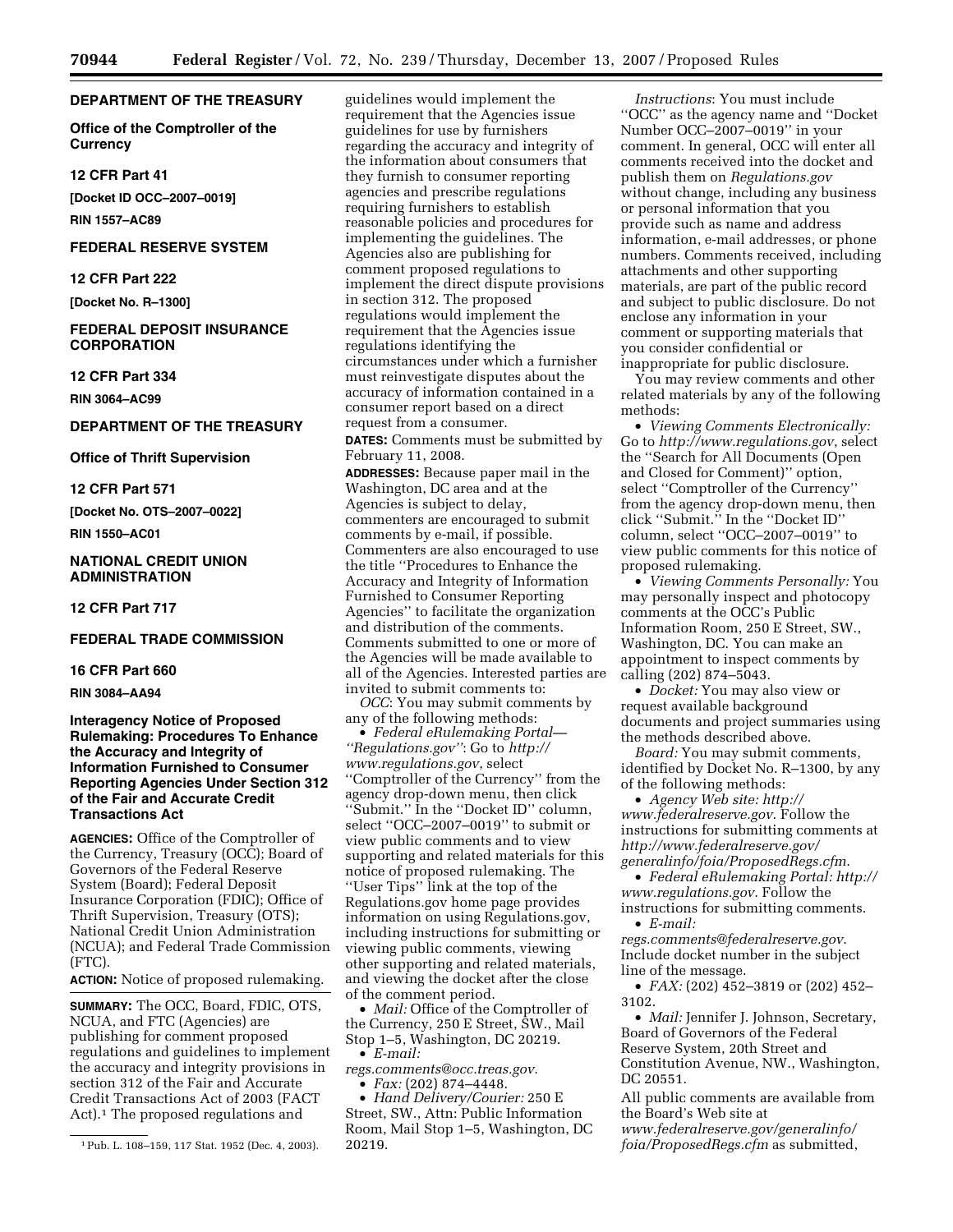**DEPARTMENT OF THE TREASURY**

**Office of the Comptroller of the Currency**

**12 CFR Part 41**

**[Docket ID OCC–2007–0019]**

**RIN 1557–AC89**

**FEDERAL RESERVE SYSTEM**

**12 CFR Part 222**

**[Docket No. R–1300]**

**FEDERAL DEPOSIT INSURANCE CORPORATION**

**12 CFR Part 334**

**RIN 3064–AC99**

**DEPARTMENT OF THE TREASURY**

**Office of Thrift Supervision**

**12 CFR Part 571**

**[Docket No. OTS–2007–0022]**

**RIN 1550–AC01**

**NATIONAL CREDIT UNION ADMINISTRATION**

**12 CFR Part 717**

**FEDERAL TRADE COMMISSION**

**16 CFR Part 660**

**RIN 3084–AA94**

**Interagency Notice of Proposed Rulemaking: Procedures To Enhance the Accuracy and Integrity of Information Furnished to Consumer Reporting Agencies Under Section 312 of the Fair and Accurate Credit Transactions Act**

**AGENCIES:** Office of the Comptroller of the Currency, Treasury (OCC); Board of Governors of the Federal Reserve System (Board); Federal Deposit Insurance Corporation (FDIC); Office of Thrift Supervision, Treasury (OTS); National Credit Union Administration (NCUA); and Federal Trade Commission (FTC).

**ACTION:** Notice of proposed rulemaking.

**SUMMARY:** The OCC, Board, FDIC, OTS, NCUA, and FTC (Agencies) are publishing for comment proposed regulations and guidelines to implement the accuracy and integrity provisions in section 312 of the Fair and Accurate Credit Transactions Act of 2003 (FACT Act).[1] The proposed regulations and guidelines would implement the requirement that the Agencies issue guidelines for use by furnishers regarding the accuracy and integrity of the information about consumers that they furnish to consumer reporting agencies and prescribe regulations requiring furnishers to establish reasonable policies and procedures for implementing the guidelines. The Agencies also are publishing for comment proposed regulations to implement the direct dispute provisions in section 312. The proposed regulations would implement the requirement that the Agencies issue regulations identifying the circumstances under which a furnisher must reinvestigate disputes about the accuracy of information contained in a consumer report based on a direct request from a consumer.

**DATES:** Comments must be submitted by February 11, 2008.

**ADDRESSES:** Because paper mail in the Washington, DC area and at the Agencies is subject to delay, commenters are encouraged to submit comments by e-mail, if possible. Commenters are also encouraged to use the title ''Procedures to Enhance the Accuracy and Integrity of Information Furnished to Consumer Reporting Agencies'' to facilitate the organization and distribution of the comments. Comments submitted to one or more of the Agencies will be made available to all of the Agencies. Interested parties are invited to submit comments to:

*OCC*: You may submit comments by any of the following methods:

- *Federal eRulemaking Portal— ''Regulations.gov''*: Go to *http://www.regulations.gov*, select ''Comptroller of the Currency'' from the agency drop-down menu, then click ''Submit.'' In the ''Docket ID'' column, select ''OCC–2007–0019'' to submit or view public comments and to view supporting and related materials for this notice of proposed rulemaking. The ''User Tips'' link at the top of the Regulations.gov home page provides information on using Regulations.gov, including instructions for submitting or viewing public comments, viewing other supporting and related materials, and viewing the docket after the close of the comment period.
- *Mail:* Office of the Comptroller of the Currency, 250 E Street, SW., Mail Stop 1–5, Washington, DC 20219.
- *E-mail: regs.comments@occ.treas.gov*.
- *Fax:* (202) 874–4448.
- *Hand Delivery/Courier:* 250 E Street, SW., Attn: Public Information Room, Mail Stop 1–5, Washington, DC 20219.

*Instructions*: You must include ''OCC'' as the agency name and ''Docket Number OCC–2007–0019'' in your comment. In general, OCC will enter all comments received into the docket and publish them on *Regulations.gov* without change, including any business or personal information that you provide such as name and address information, e-mail addresses, or phone numbers. Comments received, including attachments and other supporting materials, are part of the public record and subject to public disclosure. Do not enclose any information in your comment or supporting materials that you consider confidential or inappropriate for public disclosure.

You may review comments and other related materials by any of the following methods:

- *Viewing Comments Electronically:* Go to *http://www.regulations.gov*, select the ''Search for All Documents (Open and Closed for Comment)'' option, select ''Comptroller of the Currency'' from the agency drop-down menu, then click ''Submit.'' In the ''Docket ID'' column, select ''OCC–2007–0019'' to view public comments for this notice of proposed rulemaking.
- *Viewing Comments Personally:* You may personally inspect and photocopy comments at the OCC's Public Information Room, 250 E Street, SW., Washington, DC. You can make an appointment to inspect comments by calling (202) 874–5043.
- *Docket:* You may also view or request available background documents and project summaries using the methods described above.

*Board:* You may submit comments, identified by Docket No. R–1300, by any of the following methods:

- *Agency Web site: http://www.federalreserve.gov*. Follow the instructions for submitting comments at *http://www.federalreserve.gov/generalinfo/foia/ProposedRegs.cfm*.
- *Federal eRulemaking Portal: http://www.regulations.gov*. Follow the instructions for submitting comments.
- *E-mail: regs.comments@federalreserve.gov*. Include docket number in the subject line of the message.
- *FAX:* (202) 452–3819 or (202) 452–3102.
- *Mail:* Jennifer J. Johnson, Secretary, Board of Governors of the Federal Reserve System, 20th Street and Constitution Avenue, NW., Washington, DC 20551.

All public comments are available from the Board's Web site at *www.federalreserve.gov/generalinfo/foia/ProposedRegs.cfm* as submitted,

[1] Pub. L. 108–159, 117 Stat. 1952 (Dec. 4, 2003).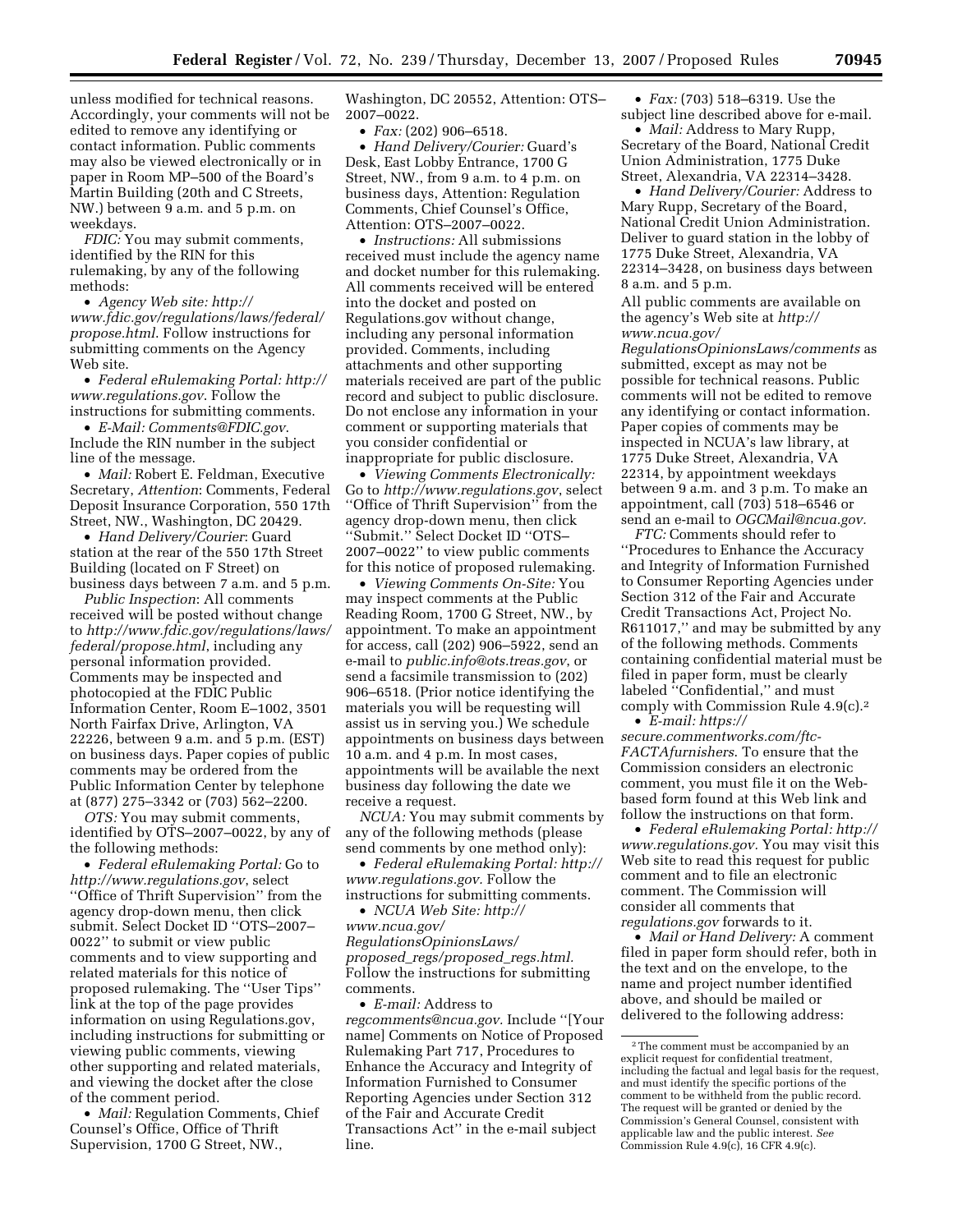unless modified for technical reasons. Accordingly, your comments will not be edited to remove any identifying or contact information. Public comments may also be viewed electronically or in paper in Room MP–500 of the Board's Martin Building (20th and C Streets, NW.) between 9 a.m. and 5 p.m. on weekdays.

*FDIC:* You may submit comments, identified by the RIN for this rulemaking, by any of the following methods:

- *Agency Web site: http://www.fdic.gov/regulations/laws/federal/propose.html.* Follow instructions for submitting comments on the Agency Web site.
- *Federal eRulemaking Portal: http://www.regulations.gov.* Follow the instructions for submitting comments.
- *E-Mail: Comments@FDIC.gov.* Include the RIN number in the subject line of the message.
- *Mail:* Robert E. Feldman, Executive Secretary, *Attention*: Comments, Federal Deposit Insurance Corporation, 550 17th Street, NW., Washington, DC 20429.
- *Hand Delivery/Courier*: Guard station at the rear of the 550 17th Street Building (located on F Street) on business days between 7 a.m. and 5 p.m.

*Public Inspection*: All comments received will be posted without change to *http://www.fdic.gov/regulations/laws/federal/propose.html*, including any personal information provided. Comments may be inspected and photocopied at the FDIC Public Information Center, Room E–1002, 3501 North Fairfax Drive, Arlington, VA 22226, between 9 a.m. and 5 p.m. (EST) on business days. Paper copies of public comments may be ordered from the Public Information Center by telephone at (877) 275–3342 or (703) 562–2200.

*OTS:* You may submit comments, identified by OTS–2007–0022, by any of the following methods:

- *Federal eRulemaking Portal:* Go to *http://www.regulations.gov*, select ''Office of Thrift Supervision'' from the agency drop-down menu, then click submit. Select Docket ID ''OTS–2007–0022'' to submit or view public comments and to view supporting and related materials for this notice of proposed rulemaking. The ''User Tips'' link at the top of the page provides information on using Regulations.gov, including instructions for submitting or viewing public comments, viewing other supporting and related materials, and viewing the docket after the close of the comment period.
- *Mail:* Regulation Comments, Chief Counsel's Office, Office of Thrift Supervision, 1700 G Street, NW., Washington, DC 20552, Attention: OTS–2007–0022.
- *Fax:* (202) 906–6518.
- *Hand Delivery/Courier:* Guard's Desk, East Lobby Entrance, 1700 G Street, NW., from 9 a.m. to 4 p.m. on business days, Attention: Regulation Comments, Chief Counsel's Office, Attention: OTS–2007–0022.
- *Instructions:* All submissions received must include the agency name and docket number for this rulemaking. All comments received will be entered into the docket and posted on Regulations.gov without change, including any personal information provided. Comments, including attachments and other supporting materials received are part of the public record and subject to public disclosure. Do not enclose any information in your comment or supporting materials that you consider confidential or inappropriate for public disclosure.
- *Viewing Comments Electronically:* Go to *http://www.regulations.gov*, select ''Office of Thrift Supervision'' from the agency drop-down menu, then click ''Submit.'' Select Docket ID ''OTS–2007–0022'' to view public comments for this notice of proposed rulemaking.
- *Viewing Comments On-Site:* You may inspect comments at the Public Reading Room, 1700 G Street, NW., by appointment. To make an appointment for access, call (202) 906–5922, send an e-mail to *public.info@ots.treas.gov*, or send a facsimile transmission to (202) 906–6518. (Prior notice identifying the materials you will be requesting will assist us in serving you.) We schedule appointments on business days between 10 a.m. and 4 p.m. In most cases, appointments will be available the next business day following the date we receive a request.

*NCUA:* You may submit comments by any of the following methods (please send comments by one method only):

- *Federal eRulemaking Portal: http://www.regulations.gov.* Follow the instructions for submitting comments.
- *NCUA Web Site: http://www.ncua.gov/RegulationsOpinionsLaws/proposed_regs/proposed_regs.html.* Follow the instructions for submitting comments.
- *E-mail:* Address to *regcomments@ncua.gov.* Include ''[Your name] Comments on Notice of Proposed Rulemaking Part 717, Procedures to Enhance the Accuracy and Integrity of Information Furnished to Consumer Reporting Agencies under Section 312 of the Fair and Accurate Credit Transactions Act'' in the e-mail subject line.
- *Fax:* (703) 518–6319. Use the subject line described above for e-mail.
- *Mail:* Address to Mary Rupp, Secretary of the Board, National Credit Union Administration, 1775 Duke Street, Alexandria, VA 22314–3428.
- *Hand Delivery/Courier:* Address to Mary Rupp, Secretary of the Board, National Credit Union Administration. Deliver to guard station in the lobby of 1775 Duke Street, Alexandria, VA 22314–3428, on business days between 8 a.m. and 5 p.m.

All public comments are available on the agency's Web site at *http://www.ncua.gov/RegulationsOpinionsLaws/comments* as submitted, except as may not be possible for technical reasons. Public comments will not be edited to remove any identifying or contact information. Paper copies of comments may be inspected in NCUA's law library, at 1775 Duke Street, Alexandria, VA 22314, by appointment weekdays between 9 a.m. and 3 p.m. To make an appointment, call (703) 518–6546 or send an e-mail to *OGCMail@ncua.gov.*

*FTC:* Comments should refer to ''Procedures to Enhance the Accuracy and Integrity of Information Furnished to Consumer Reporting Agencies under Section 312 of the Fair and Accurate Credit Transactions Act, Project No. R611017,'' and may be submitted by any of the following methods. Comments containing confidential material must be filed in paper form, must be clearly labeled ''Confidential,'' and must comply with Commission Rule 4.9(c).[2]

- *E-mail: https://secure.commentworks.com/ftc-FACTAfurnishers.* To ensure that the Commission considers an electronic comment, you must file it on the Web-based form found at this Web link and follow the instructions on that form.
- *Federal eRulemaking Portal: http://www.regulations.gov.* You may visit this Web site to read this request for public comment and to file an electronic comment. The Commission will consider all comments that *regulations.gov* forwards to it.
- *Mail or Hand Delivery:* A comment filed in paper form should refer, both in the text and on the envelope, to the name and project number identified above, and should be mailed or delivered to the following address:

[2] The comment must be accompanied by an explicit request for confidential treatment, including the factual and legal basis for the request, and must identify the specific portions of the comment to be withheld from the public record. The request will be granted or denied by the Commission's General Counsel, consistent with applicable law and the public interest. *See* Commission Rule 4.9(c), 16 CFR 4.9(c).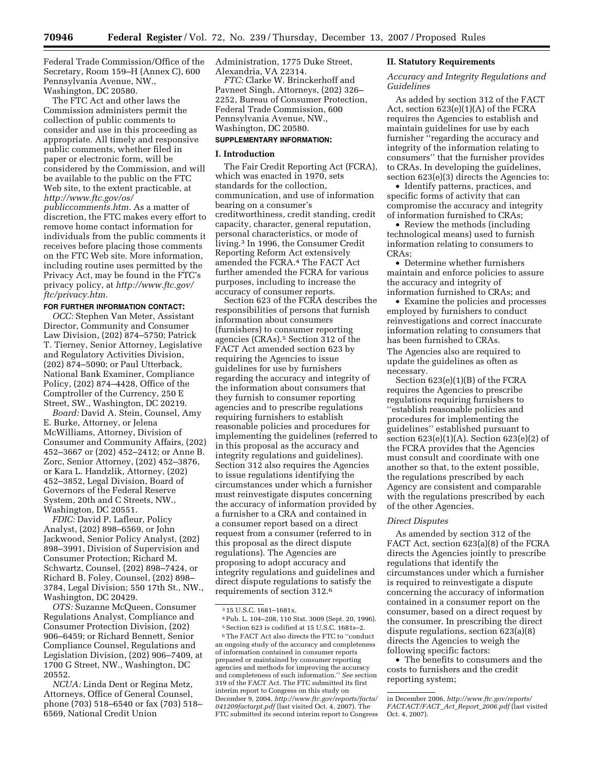Federal Trade Commission/Office of the Secretary, Room 159–H (Annex C), 600 Pennsylvania Avenue, NW., Washington, DC 20580.

The FTC Act and other laws the Commission administers permit the collection of public comments to consider and use in this proceeding as appropriate. All timely and responsive public comments, whether filed in paper or electronic form, will be considered by the Commission, and will be available to the public on the FTC Web site, to the extent practicable, at *http://www.ftc.gov/os/publiccomments.htm.* As a matter of discretion, the FTC makes every effort to remove home contact information for individuals from the public comments it receives before placing those comments on the FTC Web site. More information, including routine uses permitted by the Privacy Act, may be found in the FTC's privacy policy, at *http://www.ftc.gov/ftc/privacy.htm.*

**FOR FURTHER INFORMATION CONTACT:**

*OCC:* Stephen Van Meter, Assistant Director, Community and Consumer Law Division, (202) 874–5750; Patrick T. Tierney, Senior Attorney, Legislative and Regulatory Activities Division, (202) 874–5090; or Paul Utterback, National Bank Examiner, Compliance Policy, (202) 874–4428, Office of the Comptroller of the Currency, 250 E Street, SW., Washington, DC 20219.

*Board:* David A. Stein, Counsel, Amy E. Burke, Attorney, or Jelena McWilliams, Attorney, Division of Consumer and Community Affairs, (202) 452–3667 or (202) 452–2412; or Anne B. Zorc, Senior Attorney, (202) 452–3876, or Kara L. Handzlik, Attorney, (202) 452–3852, Legal Division, Board of Governors of the Federal Reserve System, 20th and C Streets, NW., Washington, DC 20551.

*FDIC:* David P. Lafleur, Policy Analyst, (202) 898–6569, or John Jackwood, Senior Policy Analyst, (202) 898–3991, Division of Supervision and Consumer Protection; Richard M. Schwartz, Counsel, (202) 898–7424, or Richard B. Foley, Counsel, (202) 898–3784, Legal Division; 550 17th St., NW., Washington, DC 20429.

*OTS:* Suzanne McQueen, Consumer Regulations Analyst, Compliance and Consumer Protection Division, (202) 906–6459; or Richard Bennett, Senior Compliance Counsel, Regulations and Legislation Division, (202) 906–7409, at 1700 G Street, NW., Washington, DC 20552.

*NCUA:* Linda Dent or Regina Metz, Attorneys, Office of General Counsel, phone (703) 518–6540 or fax (703) 518–6569, National Credit Union Administration, 1775 Duke Street, Alexandria, VA 22314.

*FTC:* Clarke W. Brinckerhoff and Pavneet Singh, Attorneys, (202) 326–2252, Bureau of Consumer Protection, Federal Trade Commission, 600 Pennsylvania Avenue, NW., Washington, DC 20580.

**SUPPLEMENTARY INFORMATION:**

## I. Introduction

The Fair Credit Reporting Act (FCRA), which was enacted in 1970, sets standards for the collection, communication, and use of information bearing on a consumer's creditworthiness, credit standing, credit capacity, character, general reputation, personal characteristics, or mode of living.[3] In 1996, the Consumer Credit Reporting Reform Act extensively amended the FCRA.[4] The FACT Act further amended the FCRA for various purposes, including to increase the accuracy of consumer reports.

Section 623 of the FCRA describes the responsibilities of persons that furnish information about consumers (furnishers) to consumer reporting agencies (CRAs).[5] Section 312 of the FACT Act amended section 623 by requiring the Agencies to issue guidelines for use by furnishers regarding the accuracy and integrity of the information about consumers that they furnish to consumer reporting agencies and to prescribe regulations requiring furnishers to establish reasonable policies and procedures for implementing the guidelines (referred to in this proposal as the accuracy and integrity regulations and guidelines). Section 312 also requires the Agencies to issue regulations identifying the circumstances under which a furnisher must reinvestigate disputes concerning the accuracy of information provided by a furnisher to a CRA and contained in a consumer report based on a direct request from a consumer (referred to in this proposal as the direct dispute regulations). The Agencies are proposing to adopt accuracy and integrity regulations and guidelines and direct dispute regulations to satisfy the requirements of section 312.[6]

## II. Statutory Requirements

### *Accuracy and Integrity Regulations and Guidelines*

As added by section 312 of the FACT Act, section 623(e)(1)(A) of the FCRA requires the Agencies to establish and maintain guidelines for use by each furnisher "regarding the accuracy and integrity of the information relating to consumers" that the furnisher provides to CRAs. In developing the guidelines, section 623(e)(3) directs the Agencies to:

- Identify patterns, practices, and specific forms of activity that can compromise the accuracy and integrity of information furnished to CRAs;
- Review the methods (including technological means) used to furnish information relating to consumers to CRAs;
- Determine whether furnishers maintain and enforce policies to assure the accuracy and integrity of information furnished to CRAs; and
- Examine the policies and processes employed by furnishers to conduct reinvestigations and correct inaccurate information relating to consumers that has been furnished to CRAs.

The Agencies also are required to update the guidelines as often as necessary.

Section 623(e)(1)(B) of the FCRA requires the Agencies to prescribe regulations requiring furnishers to "establish reasonable policies and procedures for implementing the guidelines" established pursuant to section 623(e)(1)(A). Section 623(e)(2) of the FCRA provides that the Agencies must consult and coordinate with one another so that, to the extent possible, the regulations prescribed by each Agency are consistent and comparable with the regulations prescribed by each of the other Agencies.

### *Direct Disputes*

As amended by section 312 of the FACT Act, section 623(a)(8) of the FCRA directs the Agencies jointly to prescribe regulations that identify the circumstances under which a furnisher is required to reinvestigate a dispute concerning the accuracy of information contained in a consumer report on the consumer, based on a direct request by the consumer. In prescribing the direct dispute regulations, section 623(a)(8) directs the Agencies to weigh the following specific factors:

- The benefits to consumers and the costs to furnishers and the credit reporting system;

---

[3] 15 U.S.C. 1681–1681x.

[4] Pub. L. 104–208, 110 Stat. 3009 (Sept. 20, 1996).

[5] Section 623 is codified at 15 U.S.C. 1681s–2.

[6] The FACT Act also directs the FTC to "conduct an ongoing study of the accuracy and completeness of information contained in consumer reports prepared or maintained by consumer reporting agencies and methods for improving the accuracy and completeness of such information." *See* section 319 of the FACT Act. The FTC submitted its first interim report to Congress on this study on December 9, 2004, *http://www.ftc.gov/reports/facta/041209factarpt.pdf* (last visited Oct. 4, 2007). The FTC submitted its second interim report to Congress in December 2006, *http://www.ftc.gov/reports/FACTACT/FACT_Act_Report_2006.pdf* (last visited Oct. 4, 2007).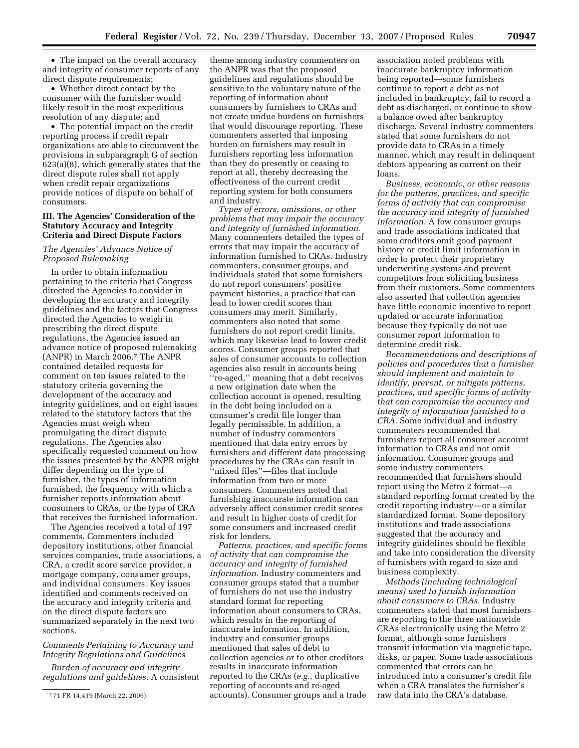- The impact on the overall accuracy and integrity of consumer reports of any direct dispute requirements;
- Whether direct contact by the consumer with the furnisher would likely result in the most expeditious resolution of any dispute; and
- The potential impact on the credit reporting process if credit repair organizations are able to circumvent the provisions in subparagraph G of section 623(a)(8), which generally states that the direct dispute rules shall not apply when credit repair organizations provide notices of dispute on behalf of consumers.

### III. The Agencies' Consideration of the Statutory Accuracy and Integrity Criteria and Direct Dispute Factors

*The Agencies' Advance Notice of Proposed Rulemaking*

In order to obtain information pertaining to the criteria that Congress directed the Agencies to consider in developing the accuracy and integrity guidelines and the factors that Congress directed the Agencies to weigh in prescribing the direct dispute regulations, the Agencies issued an advance notice of proposed rulemaking (ANPR) in March 2006.[7] The ANPR contained detailed requests for comment on ten issues related to the statutory criteria governing the development of the accuracy and integrity guidelines, and on eight issues related to the statutory factors that the Agencies must weigh when promulgating the direct dispute regulations. The Agencies also specifically requested comment on how the issues presented by the ANPR might differ depending on the type of furnisher, the types of information furnished, the frequency with which a furnisher reports information about consumers to CRAs, or the type of CRA that receives the furnished information.

The Agencies received a total of 197 comments. Commenters included depository institutions, other financial services companies, trade associations, a CRA, a credit score service provider, a mortgage company, consumer groups, and individual consumers. Key issues identified and comments received on the accuracy and integrity criteria and on the direct dispute factors are summarized separately in the next two sections.

*Comments Pertaining to Accuracy and Integrity Regulations and Guidelines*

*Burden of accuracy and integrity regulations and guidelines.* A consistent theme among industry commenters on the ANPR was that the proposed guidelines and regulations should be sensitive to the voluntary nature of the reporting of information about consumers by furnishers to CRAs and not create undue burdens on furnishers that would discourage reporting. These commenters asserted that imposing burden on furnishers may result in furnishers reporting less information than they do presently or ceasing to report at all, thereby decreasing the effectiveness of the current credit reporting system for both consumers and industry.

*Types of errors, omissions, or other problems that may impair the accuracy and integrity of furnished information.* Many commenters detailed the types of errors that may impair the accuracy of information furnished to CRAs. Industry commenters, consumer groups, and individuals stated that some furnishers do not report consumers' positive payment histories, a practice that can lead to lower credit scores than consumers may merit. Similarly, commenters also noted that some furnishers do not report credit limits, which may likewise lead to lower credit scores. Consumer groups reported that sales of consumer accounts to collection agencies also result in accounts being "re-aged," meaning that a debt receives a new origination date when the collection account is opened, resulting in the debt being included on a consumer's credit file longer than legally permissible. In addition, a number of industry commenters mentioned that data entry errors by furnishers and different data processing procedures by the CRAs can result in "mixed files"—files that include information from two or more consumers. Commenters noted that furnishing inaccurate information can adversely affect consumer credit scores and result in higher costs of credit for some consumers and increased credit risk for lenders.

*Patterns, practices, and specific forms of activity that can compromise the accuracy and integrity of furnished information.* Industry commenters and consumer groups stated that a number of furnishers do not use the industry standard format for reporting information about consumers to CRAs, which results in the reporting of inaccurate information. In addition, industry and consumer groups mentioned that sales of debt to collection agencies or to other creditors results in inaccurate information reported to the CRAs (*e.g.*, duplicative reporting of accounts and re-aged accounts). Consumer groups and a trade association noted problems with inaccurate bankruptcy information being reported—some furnishers continue to report a debt as not included in bankruptcy, fail to record a debt as discharged, or continue to show a balance owed after bankruptcy discharge. Several industry commenters stated that some furnishers do not provide data to CRAs in a timely manner, which may result in delinquent debtors appearing as current on their loans.

*Business, economic, or other reasons for the patterns, practices, and specific forms of activity that can compromise the accuracy and integrity of furnished information.* A few consumer groups and trade associations indicated that some creditors omit good payment history or credit limit information in order to protect their proprietary underwriting systems and prevent competitors from soliciting business from their customers. Some commenters also asserted that collection agencies have little economic incentive to report updated or accurate information because they typically do not use consumer report information to determine credit risk.

*Recommendations and descriptions of policies and procedures that a furnisher should implement and maintain to identify, prevent, or mitigate patterns, practices, and specific forms of activity that can compromise the accuracy and integrity of information furnished to a CRA.* Some individual and industry commenters recommended that furnishers report all consumer account information to CRAs and not omit information. Consumer groups and some industry commenters recommended that furnishers should report using the Metro 2 format—a standard reporting format created by the credit reporting industry—or a similar standardized format. Some depository institutions and trade associations suggested that the accuracy and integrity guidelines should be flexible and take into consideration the diversity of furnishers with regard to size and business complexity.

*Methods (including technological means) used to furnish information about consumers to CRAs.* Industry commenters stated that most furnishers are reporting to the three nationwide CRAs electronically using the Metro 2 format, although some furnishers transmit information via magnetic tape, disks, or paper. Some trade associations commented that errors can be introduced into a consumer's credit file when a CRA translates the furnisher's raw data into the CRA's database.

[7] 71 FR 14,419 (March 22, 2006).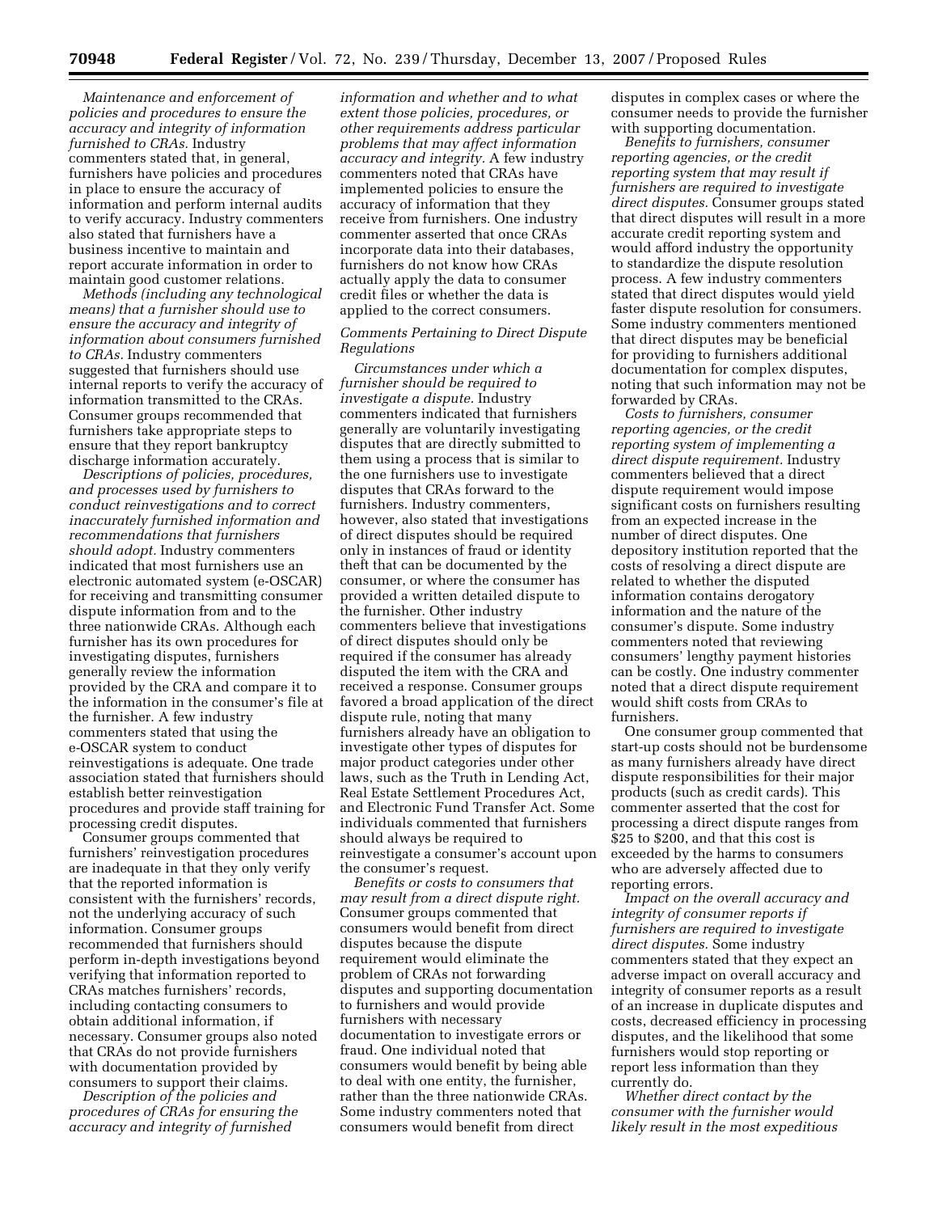*Maintenance and enforcement of policies and procedures to ensure the accuracy and integrity of information furnished to CRAs.* Industry commenters stated that, in general, furnishers have policies and procedures in place to ensure the accuracy of information and perform internal audits to verify accuracy. Industry commenters also stated that furnishers have a business incentive to maintain and report accurate information in order to maintain good customer relations.

*Methods (including any technological means) that a furnisher should use to ensure the accuracy and integrity of information about consumers furnished to CRAs.* Industry commenters suggested that furnishers should use internal reports to verify the accuracy of information transmitted to the CRAs. Consumer groups recommended that furnishers take appropriate steps to ensure that they report bankruptcy discharge information accurately.

*Descriptions of policies, procedures, and processes used by furnishers to conduct reinvestigations and to correct inaccurately furnished information and recommendations that furnishers should adopt.* Industry commenters indicated that most furnishers use an electronic automated system (e-OSCAR) for receiving and transmitting consumer dispute information from and to the three nationwide CRAs. Although each furnisher has its own procedures for investigating disputes, furnishers generally review the information provided by the CRA and compare it to the information in the consumer's file at the furnisher. A few industry commenters stated that using the e-OSCAR system to conduct reinvestigations is adequate. One trade association stated that furnishers should establish better reinvestigation procedures and provide staff training for processing credit disputes.

Consumer groups commented that furnishers' reinvestigation procedures are inadequate in that they only verify that the reported information is consistent with the furnishers' records, not the underlying accuracy of such information. Consumer groups recommended that furnishers should perform in-depth investigations beyond verifying that information reported to CRAs matches furnishers' records, including contacting consumers to obtain additional information, if necessary. Consumer groups also noted that CRAs do not provide furnishers with documentation provided by consumers to support their claims.

*Description of the policies and procedures of CRAs for ensuring the accuracy and integrity of furnished information and whether and to what extent those policies, procedures, or other requirements address particular problems that may affect information accuracy and integrity.* A few industry commenters noted that CRAs have implemented policies to ensure the accuracy of information that they receive from furnishers. One industry commenter asserted that once CRAs incorporate data into their databases, furnishers do not know how CRAs actually apply the data to consumer credit files or whether the data is applied to the correct consumers.

### Comments Pertaining to Direct Dispute Regulations

*Circumstances under which a furnisher should be required to investigate a dispute.* Industry commenters indicated that furnishers generally are voluntarily investigating disputes that are directly submitted to them using a process that is similar to the one furnishers use to investigate disputes that CRAs forward to the furnishers. Industry commenters, however, also stated that investigations of direct disputes should be required only in instances of fraud or identity theft that can be documented by the consumer, or where the consumer has provided a written detailed dispute to the furnisher. Other industry commenters believe that investigations of direct disputes should only be required if the consumer has already disputed the item with the CRA and received a response. Consumer groups favored a broad application of the direct dispute rule, noting that many furnishers already have an obligation to investigate other types of disputes for major product categories under other laws, such as the Truth in Lending Act, Real Estate Settlement Procedures Act, and Electronic Fund Transfer Act. Some individuals commented that furnishers should always be required to reinvestigate a consumer's account upon the consumer's request.

*Benefits or costs to consumers that may result from a direct dispute right.* Consumer groups commented that consumers would benefit from direct disputes because the dispute requirement would eliminate the problem of CRAs not forwarding disputes and supporting documentation to furnishers and would provide furnishers with necessary documentation to investigate errors or fraud. One individual noted that consumers would benefit by being able to deal with one entity, the furnisher, rather than the three nationwide CRAs. Some industry commenters noted that consumers would benefit from direct disputes in complex cases or where the consumer needs to provide the furnisher with supporting documentation.

*Benefits to furnishers, consumer reporting agencies, or the credit reporting system that may result if furnishers are required to investigate direct disputes.* Consumer groups stated that direct disputes will result in a more accurate credit reporting system and would afford industry the opportunity to standardize the dispute resolution process. A few industry commenters stated that direct disputes would yield faster dispute resolution for consumers. Some industry commenters mentioned that direct disputes may be beneficial for providing to furnishers additional documentation for complex disputes, noting that such information may not be forwarded by CRAs.

*Costs to furnishers, consumer reporting agencies, or the credit reporting system of implementing a direct dispute requirement.* Industry commenters believed that a direct dispute requirement would impose significant costs on furnishers resulting from an expected increase in the number of direct disputes. One depository institution reported that the costs of resolving a direct dispute are related to whether the disputed information contains derogatory information and the nature of the consumer's dispute. Some industry commenters noted that reviewing consumers' lengthy payment histories can be costly. One industry commenter noted that a direct dispute requirement would shift costs from CRAs to furnishers.

One consumer group commented that start-up costs should not be burdensome as many furnishers already have direct dispute responsibilities for their major products (such as credit cards). This commenter asserted that the cost for processing a direct dispute ranges from $25 to $200, and that this cost is exceeded by the harms to consumers who are adversely affected due to reporting errors.

*Impact on the overall accuracy and integrity of consumer reports if furnishers are required to investigate direct disputes.* Some industry commenters stated that they expect an adverse impact on overall accuracy and integrity of consumer reports as a result of an increase in duplicate disputes and costs, decreased efficiency in processing disputes, and the likelihood that some furnishers would stop reporting or report less information than they currently do.

*Whether direct contact by the consumer with the furnisher would likely result in the most expeditious*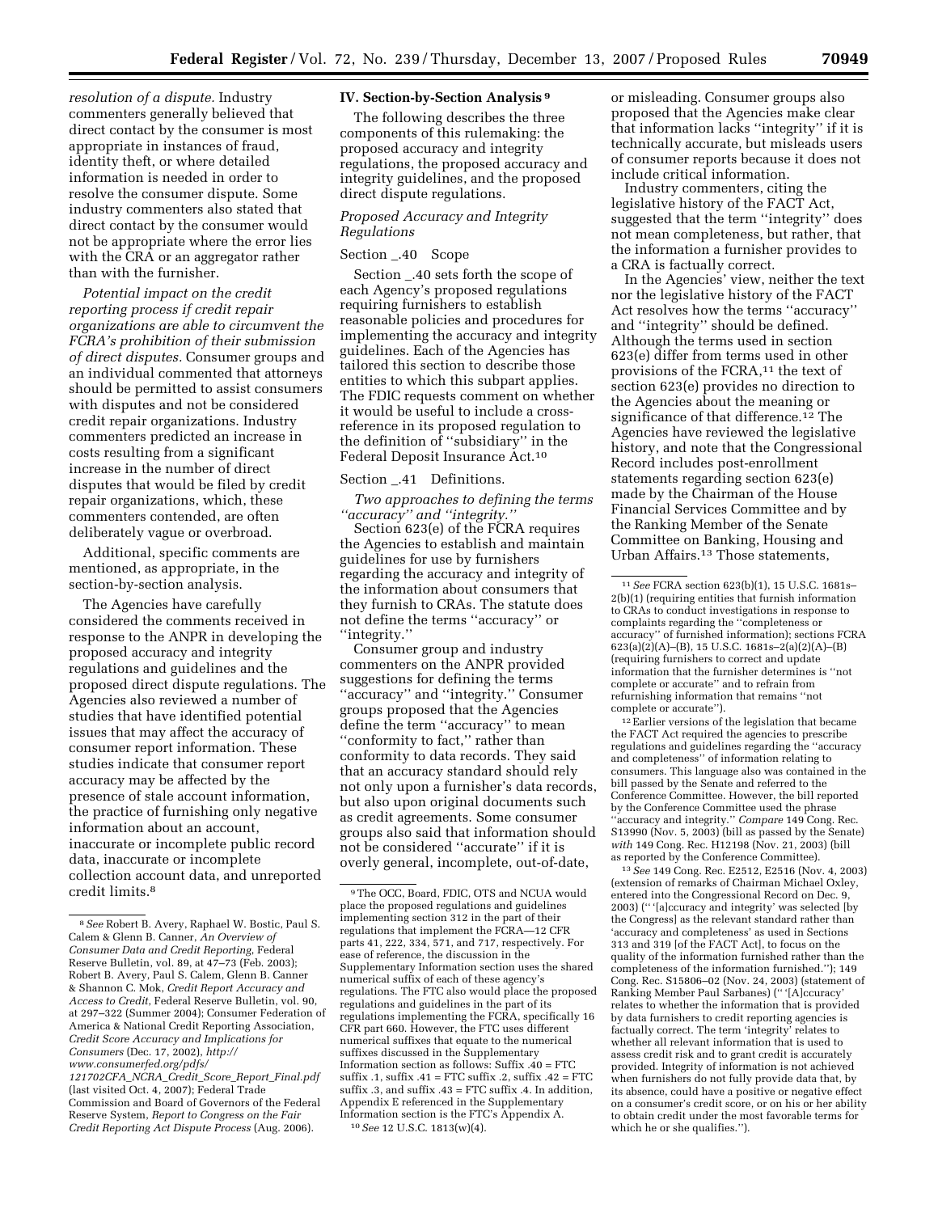*resolution of a dispute.* Industry commenters generally believed that direct contact by the consumer is most appropriate in instances of fraud, identity theft, or where detailed information is needed in order to resolve the consumer dispute. Some industry commenters also stated that direct contact by the consumer would not be appropriate where the error lies with the CRA or an aggregator rather than with the furnisher.

*Potential impact on the credit reporting process if credit repair organizations are able to circumvent the FCRA's prohibition of their submission of direct disputes.* Consumer groups and an individual commented that attorneys should be permitted to assist consumers with disputes and not be considered credit repair organizations. Industry commenters predicted an increase in costs resulting from a significant increase in the number of direct disputes that would be filed by credit repair organizations, which, these commenters contended, are often deliberately vague or overbroad.

Additional, specific comments are mentioned, as appropriate, in the section-by-section analysis.

The Agencies have carefully considered the comments received in response to the ANPR in developing the proposed accuracy and integrity regulations and guidelines and the proposed direct dispute regulations. The Agencies also reviewed a number of studies that have identified potential issues that may affect the accuracy of consumer report information. These studies indicate that consumer report accuracy may be affected by the presence of stale account information, the practice of furnishing only negative information about an account, inaccurate or incomplete public record data, inaccurate or incomplete collection account data, and unreported credit limits.[8]

## IV. Section-by-Section Analysis [9]

The following describes the three components of this rulemaking: the proposed accuracy and integrity regulations, the proposed accuracy and integrity guidelines, and the proposed direct dispute regulations.

### *Proposed Accuracy and Integrity Regulations*

#### Section _.40 Scope

Section _.40 sets forth the scope of each Agency's proposed regulations requiring furnishers to establish reasonable policies and procedures for implementing the accuracy and integrity guidelines. Each of the Agencies has tailored this section to describe those entities to which this subpart applies. The FDIC requests comment on whether it would be useful to include a cross-reference in its proposed regulation to the definition of ''subsidiary'' in the Federal Deposit Insurance Act.[10]

#### Section _.41 Definitions.

*Two approaches to defining the terms ''accuracy'' and ''integrity.''*

Section 623(e) of the FCRA requires the Agencies to establish and maintain guidelines for use by furnishers regarding the accuracy and integrity of the information about consumers that they furnish to CRAs. The statute does not define the terms ''accuracy'' or ''integrity.''

Consumer group and industry commenters on the ANPR provided suggestions for defining the terms ''accuracy'' and ''integrity.'' Consumer groups proposed that the Agencies define the term ''accuracy'' to mean ''conformity to fact,'' rather than conformity to data records. They said that an accuracy standard should rely not only upon a furnisher's data records, but also upon original documents such as credit agreements. Some consumer groups also said that information should not be considered ''accurate'' if it is overly general, incomplete, out-of-date, or misleading. Consumer groups also proposed that the Agencies make clear that information lacks ''integrity'' if it is technically accurate, but misleads users of consumer reports because it does not include critical information.

Industry commenters, citing the legislative history of the FACT Act, suggested that the term ''integrity'' does not mean completeness, but rather, that the information a furnisher provides to a CRA is factually correct.

In the Agencies' view, neither the text nor the legislative history of the FACT Act resolves how the terms ''accuracy'' and ''integrity'' should be defined. Although the terms used in section 623(e) differ from terms used in other provisions of the FCRA,[11] the text of section 623(e) provides no direction to the Agencies about the meaning or significance of that difference.[12] The Agencies have reviewed the legislative history, and note that the Congressional Record includes post-enrollment statements regarding section 623(e) made by the Chairman of the House Financial Services Committee and by the Ranking Member of the Senate Committee on Banking, Housing and Urban Affairs.[13] Those statements,

---

[8] *See* Robert B. Avery, Raphael W. Bostic, Paul S. Calem & Glenn B. Canner, *An Overview of Consumer Data and Credit Reporting*, Federal Reserve Bulletin, vol. 89, at 47–73 (Feb. 2003); Robert B. Avery, Paul S. Calem, Glenn B. Canner & Shannon C. Mok, *Credit Report Accuracy and Access to Credit*, Federal Reserve Bulletin, vol. 90, at 297–322 (Summer 2004); Consumer Federation of America & National Credit Reporting Association, *Credit Score Accuracy and Implications for Consumers* (Dec. 17, 2002), *http://www.consumerfed.org/pdfs/121702CFA_NCRA_Credit_Score_Report_Final.pdf* (last visited Oct. 4, 2007); Federal Trade Commission and Board of Governors of the Federal Reserve System, *Report to Congress on the Fair Credit Reporting Act Dispute Process* (Aug. 2006).

[9] The OCC, Board, FDIC, OTS and NCUA would place the proposed regulations and guidelines implementing section 312 in the part of their regulations that implement the FCRA—12 CFR parts 41, 222, 334, 571, and 717, respectively. For ease of reference, the discussion in the Supplementary Information section uses the shared numerical suffix of each of these agency's regulations. The FTC also would place the proposed regulations and guidelines in the part of its regulations implementing the FCRA, specifically 16 CFR part 660. However, the FTC uses different numerical suffixes that equate to the numerical suffixes discussed in the Supplementary Information section as follows: Suffix .40 = FTC suffix .1, suffix .41 = FTC suffix .2, suffix .42 = FTC suffix .3, and suffix .43 = FTC suffix .4. In addition, Appendix E referenced in the Supplementary Information section is the FTC's Appendix A.

[10] *See* 12 U.S.C. 1813(w)(4).

[11] *See* FCRA section 623(b)(1), 15 U.S.C. 1681s–2(b)(1) (requiring entities that furnish information to CRAs to conduct investigations in response to complaints regarding the ''completeness or accuracy'' of furnished information); sections FCRA 623(a)(2)(A)–(B), 15 U.S.C. 1681s–2(a)(2)(A)–(B) (requiring furnishers to correct and update information that the furnisher determines is ''not complete or accurate'' and to refrain from refurnishing information that remains ''not complete or accurate'').

[12] Earlier versions of the legislation that became the FACT Act required the agencies to prescribe regulations and guidelines regarding the ''accuracy and completeness'' of information relating to consumers. This language also was contained in the bill passed by the Senate and referred to the Conference Committee. However, the bill reported by the Conference Committee used the phrase ''accuracy and integrity.'' *Compare* 149 Cong. Rec. S13990 (Nov. 5, 2003) (bill as passed by the Senate) *with* 149 Cong. Rec. H12198 (Nov. 21, 2003) (bill as reported by the Conference Committee).

[13] *See* 149 Cong. Rec. E2512, E2516 (Nov. 4, 2003) (extension of remarks of Chairman Michael Oxley, entered into the Congressional Record on Dec. 9, 2003) (''[a]ccuracy and integrity' was selected [by the Congress] as the relevant standard rather than 'accuracy and completeness' as used in Sections 313 and 319 [of the FACT Act], to focus on the quality of the information furnished rather than the completeness of the information furnished.''); 149 Cong. Rec. S15806–02 (Nov. 24, 2003) (statement of Ranking Member Paul Sarbanes) (''[A]ccuracy' relates to whether the information that is provided by data furnishers to credit reporting agencies is factually correct. The term 'integrity' relates to whether all relevant information that is used to assess credit risk and to grant credit is accurately provided. Integrity of information is not achieved when furnishers do not fully provide data that, by its absence, could have a positive or negative effect on a consumer's credit score, or on his or her ability to obtain credit under the most favorable terms for which he or she qualifies.'').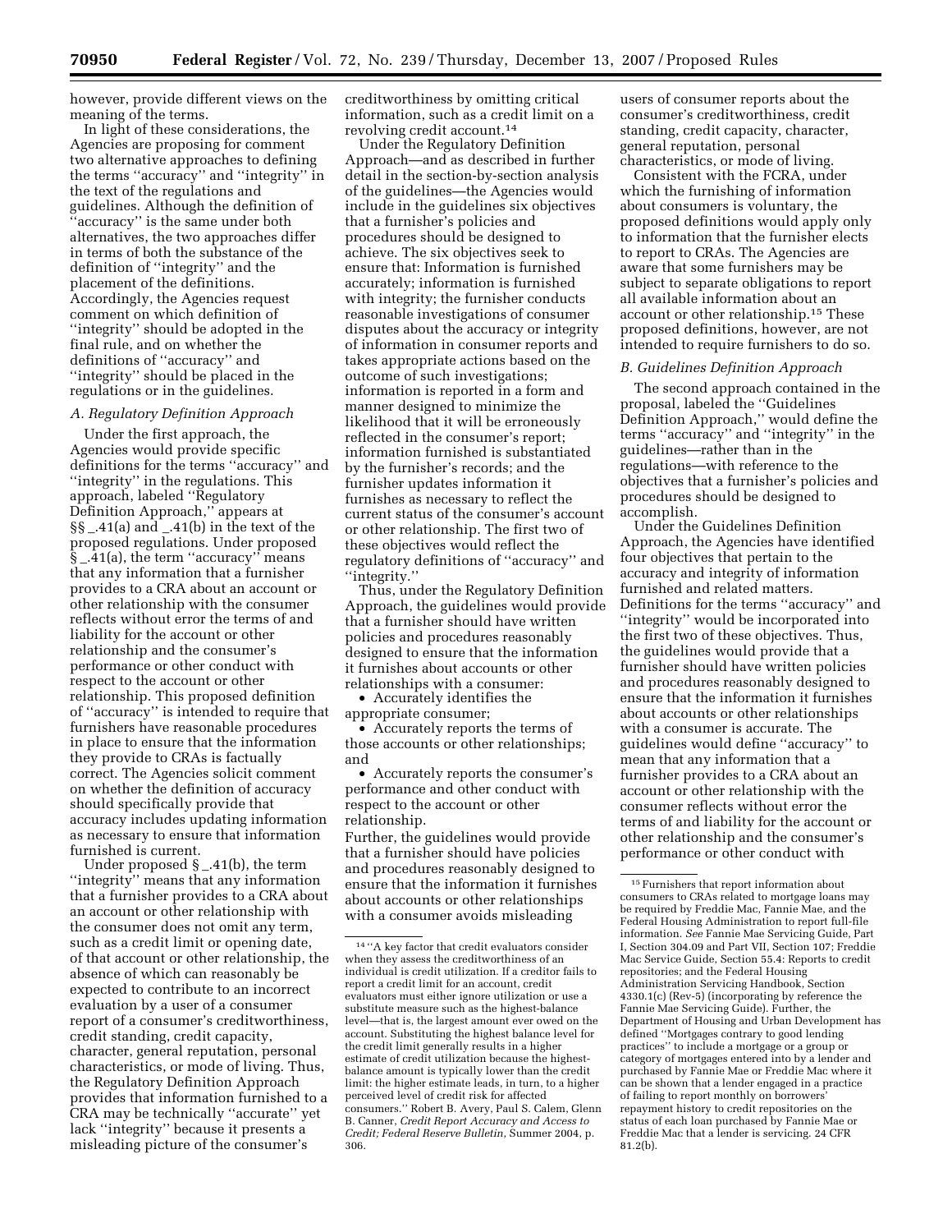however, provide different views on the meaning of the terms.

In light of these considerations, the Agencies are proposing for comment two alternative approaches to defining the terms ''accuracy'' and ''integrity'' in the text of the regulations and guidelines. Although the definition of ''accuracy'' is the same under both alternatives, the two approaches differ in terms of both the substance of the definition of ''integrity'' and the placement of the definitions. Accordingly, the Agencies request comment on which definition of ''integrity'' should be adopted in the final rule, and on whether the definitions of ''accuracy'' and ''integrity'' should be placed in the regulations or in the guidelines.

### *A. Regulatory Definition Approach*

Under the first approach, the Agencies would provide specific definitions for the terms ''accuracy'' and ''integrity'' in the regulations. This approach, labeled ''Regulatory Definition Approach,'' appears at §§ _.41(a) and _.41(b) in the text of the proposed regulations. Under proposed § _.41(a), the term ''accuracy'' means that any information that a furnisher provides to a CRA about an account or other relationship with the consumer reflects without error the terms of and liability for the account or other relationship and the consumer's performance or other conduct with respect to the account or other relationship. This proposed definition of ''accuracy'' is intended to require that furnishers have reasonable procedures in place to ensure that the information they provide to CRAs is factually correct. The Agencies solicit comment on whether the definition of accuracy should specifically provide that accuracy includes updating information as necessary to ensure that information furnished is current.

Under proposed § _.41(b), the term ''integrity'' means that any information that a furnisher provides to a CRA about an account or other relationship with the consumer does not omit any term, such as a credit limit or opening date, of that account or other relationship, the absence of which can reasonably be expected to contribute to an incorrect evaluation by a user of a consumer report of a consumer's creditworthiness, credit standing, credit capacity, character, general reputation, personal characteristics, or mode of living. Thus, the Regulatory Definition Approach provides that information furnished to a CRA may be technically ''accurate'' yet lack ''integrity'' because it presents a misleading picture of the consumer's creditworthiness by omitting critical information, such as a credit limit on a revolving credit account.[14]

Under the Regulatory Definition Approach—and as described in further detail in the section-by-section analysis of the guidelines—the Agencies would include in the guidelines six objectives that a furnisher's policies and procedures should be designed to achieve. The six objectives seek to ensure that: Information is furnished accurately; information is furnished with integrity; the furnisher conducts reasonable investigations of consumer disputes about the accuracy or integrity of information in consumer reports and takes appropriate actions based on the outcome of such investigations; information is reported in a form and manner designed to minimize the likelihood that it will be erroneously reflected in the consumer's report; information furnished is substantiated by the furnisher's records; and the furnisher updates information it furnishes as necessary to reflect the current status of the consumer's account or other relationship. The first two of these objectives would reflect the regulatory definitions of ''accuracy'' and ''integrity.''

Thus, under the Regulatory Definition Approach, the guidelines would provide that a furnisher should have written policies and procedures reasonably designed to ensure that the information it furnishes about accounts or other relationships with a consumer:

- Accurately identifies the appropriate consumer;
- Accurately reports the terms of those accounts or other relationships; and
- Accurately reports the consumer's performance and other conduct with respect to the account or other relationship.

Further, the guidelines would provide that a furnisher should have policies and procedures reasonably designed to ensure that the information it furnishes about accounts or other relationships with a consumer avoids misleading users of consumer reports about the consumer's creditworthiness, credit standing, credit capacity, character, general reputation, personal characteristics, or mode of living.

Consistent with the FCRA, under which the furnishing of information about consumers is voluntary, the proposed definitions would apply only to information that the furnisher elects to report to CRAs. The Agencies are aware that some furnishers may be subject to separate obligations to report all available information about an account or other relationship.[15] These proposed definitions, however, are not intended to require furnishers to do so.

### *B. Guidelines Definition Approach*

The second approach contained in the proposal, labeled the ''Guidelines Definition Approach,'' would define the terms ''accuracy'' and ''integrity'' in the guidelines—rather than in the regulations—with reference to the objectives that a furnisher's policies and procedures should be designed to accomplish.

Under the Guidelines Definition Approach, the Agencies have identified four objectives that pertain to the accuracy and integrity of information furnished and related matters. Definitions for the terms ''accuracy'' and ''integrity'' would be incorporated into the first two of these objectives. Thus, the guidelines would provide that a furnisher should have written policies and procedures reasonably designed to ensure that the information it furnishes about accounts or other relationships with a consumer is accurate. The guidelines would define ''accuracy'' to mean that any information that a furnisher provides to a CRA about an account or other relationship with the consumer reflects without error the terms of and liability for the account or other relationship and the consumer's performance or other conduct with

---

[14] ''A key factor that credit evaluators consider when they assess the creditworthiness of an individual is credit utilization. If a creditor fails to report a credit limit for an account, credit evaluators must either ignore utilization or use a substitute measure such as the highest-balance level—that is, the largest amount ever owed on the account. Substituting the highest balance level for the credit limit generally results in a higher estimate of credit utilization because the highest-balance amount is typically lower than the credit limit: the higher estimate leads, in turn, to a higher perceived level of credit risk for affected consumers.'' Robert B. Avery, Paul S. Calem, Glenn B. Canner, *Credit Report Accuracy and Access to Credit; Federal Reserve Bulletin,* Summer 2004, p. 306.

[15] Furnishers that report information about consumers to CRAs related to mortgage loans may be required by Freddie Mac, Fannie Mae, and the Federal Housing Administration to report full-file information. *See* Fannie Mae Servicing Guide, Part I, Section 304.09 and Part VII, Section 107; Freddie Mac Service Guide, Section 55.4: Reports to credit repositories; and the Federal Housing Administration Servicing Handbook, Section 4330.1(c) (Rev-5) (incorporating by reference the Fannie Mae Servicing Guide). Further, the Department of Housing and Urban Development has defined ''Mortgages contrary to good lending practices'' to include a mortgage or a group or category of mortgages entered into by a lender and purchased by Fannie Mae or Freddie Mac where it can be shown that a lender engaged in a practice of failing to report monthly on borrowers' repayment history to credit repositories on the status of each loan purchased by Fannie Mae or Freddie Mac that a lender is servicing. 24 CFR 81.2(b).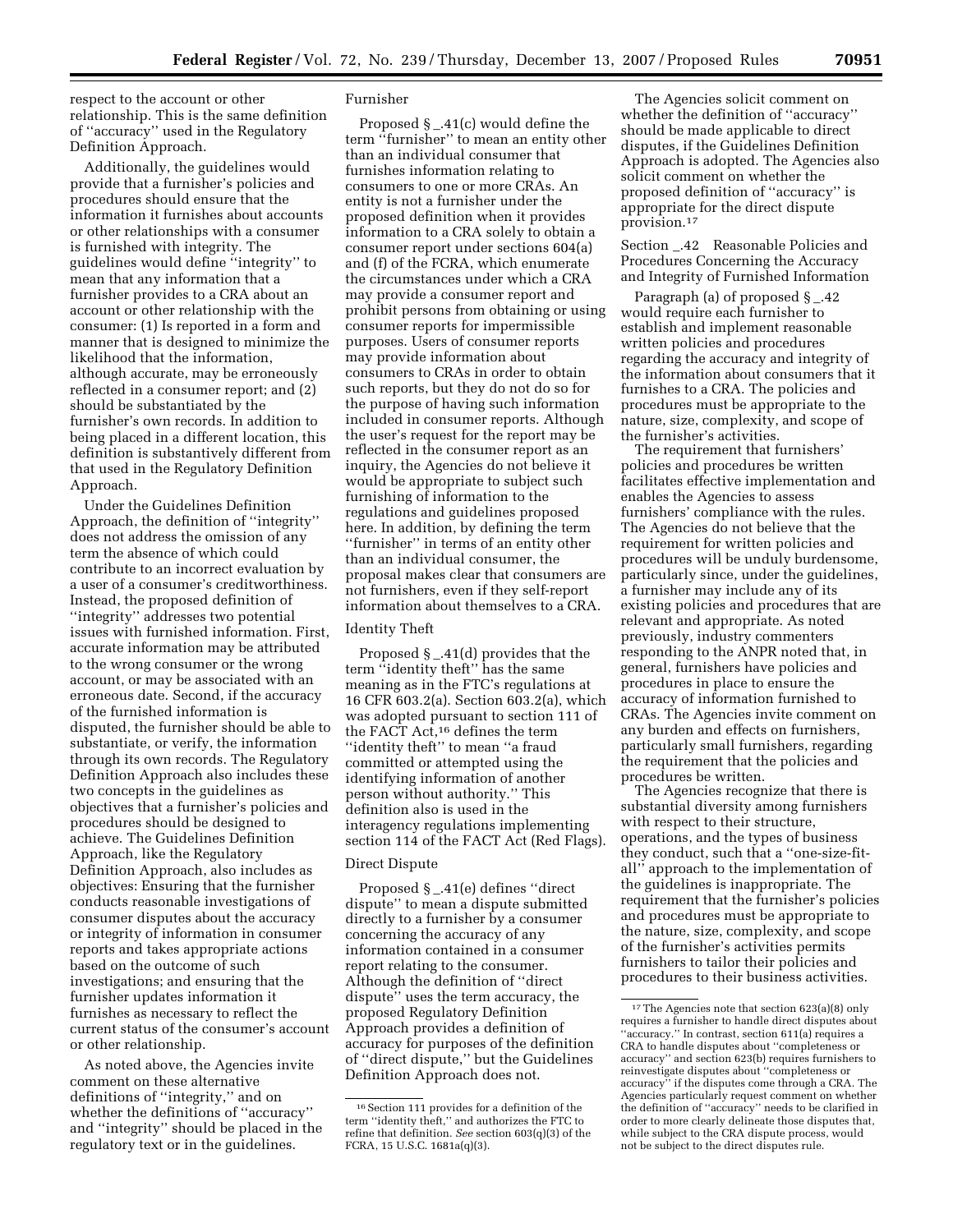respect to the account or other relationship. This is the same definition of ''accuracy'' used in the Regulatory Definition Approach.

Additionally, the guidelines would provide that a furnisher's policies and procedures should ensure that the information it furnishes about accounts or other relationships with a consumer is furnished with integrity. The guidelines would define ''integrity'' to mean that any information that a furnisher provides to a CRA about an account or other relationship with the consumer: (1) Is reported in a form and manner that is designed to minimize the likelihood that the information, although accurate, may be erroneously reflected in a consumer report; and (2) should be substantiated by the furnisher's own records. In addition to being placed in a different location, this definition is substantively different from that used in the Regulatory Definition Approach.

Under the Guidelines Definition Approach, the definition of ''integrity'' does not address the omission of any term the absence of which could contribute to an incorrect evaluation by a user of a consumer's creditworthiness. Instead, the proposed definition of ''integrity'' addresses two potential issues with furnished information. First, accurate information may be attributed to the wrong consumer or the wrong account, or may be associated with an erroneous date. Second, if the accuracy of the furnished information is disputed, the furnisher should be able to substantiate, or verify, the information through its own records. The Regulatory Definition Approach also includes these two concepts in the guidelines as objectives that a furnisher's policies and procedures should be designed to achieve. The Guidelines Definition Approach, like the Regulatory Definition Approach, also includes as objectives: Ensuring that the furnisher conducts reasonable investigations of consumer disputes about the accuracy or integrity of information in consumer reports and takes appropriate actions based on the outcome of such investigations; and ensuring that the furnisher updates information it furnishes as necessary to reflect the current status of the consumer's account or other relationship.

As noted above, the Agencies invite comment on these alternative definitions of ''integrity,'' and on whether the definitions of ''accuracy'' and ''integrity'' should be placed in the regulatory text or in the guidelines.

Furnisher

Proposed § _.41(c) would define the term ''furnisher'' to mean an entity other than an individual consumer that furnishes information relating to consumers to one or more CRAs. An entity is not a furnisher under the proposed definition when it provides information to a CRA solely to obtain a consumer report under sections 604(a) and (f) of the FCRA, which enumerate the circumstances under which a CRA may provide a consumer report and prohibit persons from obtaining or using consumer reports for impermissible purposes. Users of consumer reports may provide information about consumers to CRAs in order to obtain such reports, but they do not do so for the purpose of having such information included in consumer reports. Although the user's request for the report may be reflected in the consumer report as an inquiry, the Agencies do not believe it would be appropriate to subject such furnishing of information to the regulations and guidelines proposed here. In addition, by defining the term ''furnisher'' in terms of an entity other than an individual consumer, the proposal makes clear that consumers are not furnishers, even if they self-report information about themselves to a CRA.

Identity Theft

Proposed § _.41(d) provides that the term ''identity theft'' has the same meaning as in the FTC's regulations at 16 CFR 603.2(a). Section 603.2(a), which was adopted pursuant to section 111 of the FACT Act,[16] defines the term ''identity theft'' to mean ''a fraud committed or attempted using the identifying information of another person without authority.'' This definition also is used in the interagency regulations implementing section 114 of the FACT Act (Red Flags).

Direct Dispute

Proposed § _.41(e) defines ''direct dispute'' to mean a dispute submitted directly to a furnisher by a consumer concerning the accuracy of any information contained in a consumer report relating to the consumer. Although the definition of ''direct dispute'' uses the term accuracy, the proposed Regulatory Definition Approach provides a definition of accuracy for purposes of the definition of ''direct dispute,'' but the Guidelines Definition Approach does not.

The Agencies solicit comment on whether the definition of ''accuracy'' should be made applicable to direct disputes, if the Guidelines Definition Approach is adopted. The Agencies also solicit comment on whether the proposed definition of ''accuracy'' is appropriate for the direct dispute provision.[17]

Section _.42 Reasonable Policies and Procedures Concerning the Accuracy and Integrity of Furnished Information

Paragraph (a) of proposed § _.42 would require each furnisher to establish and implement reasonable written policies and procedures regarding the accuracy and integrity of the information about consumers that it furnishes to a CRA. The policies and procedures must be appropriate to the nature, size, complexity, and scope of the furnisher's activities.

The requirement that furnishers' policies and procedures be written facilitates effective implementation and enables the Agencies to assess furnishers' compliance with the rules. The Agencies do not believe that the requirement for written policies and procedures will be unduly burdensome, particularly since, under the guidelines, a furnisher may include any of its existing policies and procedures that are relevant and appropriate. As noted previously, industry commenters responding to the ANPR noted that, in general, furnishers have policies and procedures in place to ensure the accuracy of information furnished to CRAs. The Agencies invite comment on any burden and effects on furnishers, particularly small furnishers, regarding the requirement that the policies and procedures be written.

The Agencies recognize that there is substantial diversity among furnishers with respect to their structure, operations, and the types of business they conduct, such that a ''one-size-fit-all'' approach to the implementation of the guidelines is inappropriate. The requirement that the furnisher's policies and procedures must be appropriate to the nature, size, complexity, and scope of the furnisher's activities permits furnishers to tailor their policies and procedures to their business activities.

---

[16] Section 111 provides for a definition of the term ''identity theft,'' and authorizes the FTC to refine that definition. *See* section 603(q)(3) of the FCRA, 15 U.S.C. 1681a(q)(3).

[17] The Agencies note that section 623(a)(8) only requires a furnisher to handle direct disputes about ''accuracy.'' In contrast, section 611(a) requires a CRA to handle disputes about ''completeness or accuracy'' and section 623(b) requires furnishers to reinvestigate disputes about ''completeness or accuracy'' if the disputes come through a CRA. The Agencies particularly request comment on whether the definition of ''accuracy'' needs to be clarified in order to more clearly delineate those disputes that, while subject to the CRA dispute process, would not be subject to the direct disputes rule.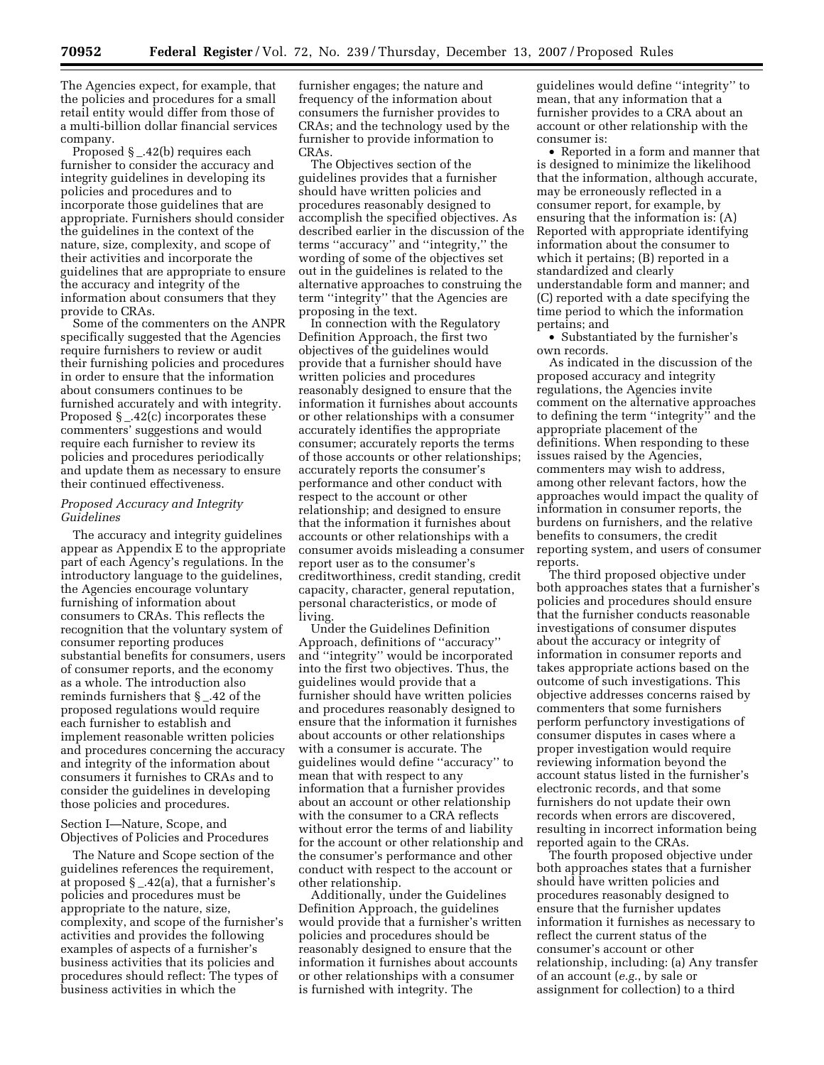The Agencies expect, for example, that the policies and procedures for a small retail entity would differ from those of a multi-billion dollar financial services company.

Proposed § _.42(b) requires each furnisher to consider the accuracy and integrity guidelines in developing its policies and procedures and to incorporate those guidelines that are appropriate. Furnishers should consider the guidelines in the context of the nature, size, complexity, and scope of their activities and incorporate the guidelines that are appropriate to ensure the accuracy and integrity of the information about consumers that they provide to CRAs.

Some of the commenters on the ANPR specifically suggested that the Agencies require furnishers to review or audit their furnishing policies and procedures in order to ensure that the information about consumers continues to be furnished accurately and with integrity. Proposed § _.42(c) incorporates these commenters' suggestions and would require each furnisher to review its policies and procedures periodically and update them as necessary to ensure their continued effectiveness.

*Proposed Accuracy and Integrity Guidelines*

The accuracy and integrity guidelines appear as Appendix E to the appropriate part of each Agency's regulations. In the introductory language to the guidelines, the Agencies encourage voluntary furnishing of information about consumers to CRAs. This reflects the recognition that the voluntary system of consumer reporting produces substantial benefits for consumers, users of consumer reports, and the economy as a whole. The introduction also reminds furnishers that § _.42 of the proposed regulations would require each furnisher to establish and implement reasonable written policies and procedures concerning the accuracy and integrity of the information about consumers it furnishes to CRAs and to consider the guidelines in developing those policies and procedures.

Section I—Nature, Scope, and Objectives of Policies and Procedures

The Nature and Scope section of the guidelines references the requirement, at proposed § _.42(a), that a furnisher's policies and procedures must be appropriate to the nature, size, complexity, and scope of the furnisher's activities and provides the following examples of aspects of a furnisher's business activities that its policies and procedures should reflect: The types of business activities in which the furnisher engages; the nature and frequency of the information about consumers the furnisher provides to CRAs; and the technology used by the furnisher to provide information to CRAs.

The Objectives section of the guidelines provides that a furnisher should have written policies and procedures reasonably designed to accomplish the specified objectives. As described earlier in the discussion of the terms "accuracy" and "integrity," the wording of some of the objectives set out in the guidelines is related to the alternative approaches to construing the term "integrity" that the Agencies are proposing in the text.

In connection with the Regulatory Definition Approach, the first two objectives of the guidelines would provide that a furnisher should have written policies and procedures reasonably designed to ensure that the information it furnishes about accounts or other relationships with a consumer accurately identifies the appropriate consumer; accurately reports the terms of those accounts or other relationships; accurately reports the consumer's performance and other conduct with respect to the account or other relationship; and designed to ensure that the information it furnishes about accounts or other relationships with a consumer avoids misleading a consumer report user as to the consumer's creditworthiness, credit standing, credit capacity, character, general reputation, personal characteristics, or mode of living.

Under the Guidelines Definition Approach, definitions of "accuracy" and "integrity" would be incorporated into the first two objectives. Thus, the guidelines would provide that a furnisher should have written policies and procedures reasonably designed to ensure that the information it furnishes about accounts or other relationships with a consumer is accurate. The guidelines would define "accuracy" to mean that with respect to any information that a furnisher provides about an account or other relationship with the consumer to a CRA reflects without error the terms of and liability for the account or other relationship and the consumer's performance and other conduct with respect to the account or other relationship.

Additionally, under the Guidelines Definition Approach, the guidelines would provide that a furnisher's written policies and procedures should be reasonably designed to ensure that the information it furnishes about accounts or other relationships with a consumer is furnished with integrity. The guidelines would define "integrity" to mean, that any information that a furnisher provides to a CRA about an account or other relationship with the consumer is:

- Reported in a form and manner that is designed to minimize the likelihood that the information, although accurate, may be erroneously reflected in a consumer report, for example, by ensuring that the information is: (A) Reported with appropriate identifying information about the consumer to which it pertains; (B) reported in a standardized and clearly understandable form and manner; and (C) reported with a date specifying the time period to which the information pertains; and
- Substantiated by the furnisher's own records.

As indicated in the discussion of the proposed accuracy and integrity regulations, the Agencies invite comment on the alternative approaches to defining the term "integrity" and the appropriate placement of the definitions. When responding to these issues raised by the Agencies, commenters may wish to address, among other relevant factors, how the approaches would impact the quality of information in consumer reports, the burdens on furnishers, and the relative benefits to consumers, the credit reporting system, and users of consumer reports.

The third proposed objective under both approaches states that a furnisher's policies and procedures should ensure that the furnisher conducts reasonable investigations of consumer disputes about the accuracy or integrity of information in consumer reports and takes appropriate actions based on the outcome of such investigations. This objective addresses concerns raised by commenters that some furnishers perform perfunctory investigations of consumer disputes in cases where a proper investigation would require reviewing information beyond the account status listed in the furnisher's electronic records, and that some furnishers do not update their own records when errors are discovered, resulting in incorrect information being reported again to the CRAs.

The fourth proposed objective under both approaches states that a furnisher should have written policies and procedures reasonably designed to ensure that the furnisher updates information it furnishes as necessary to reflect the current status of the consumer's account or other relationship, including: (a) Any transfer of an account (*e.g.*, by sale or assignment for collection) to a third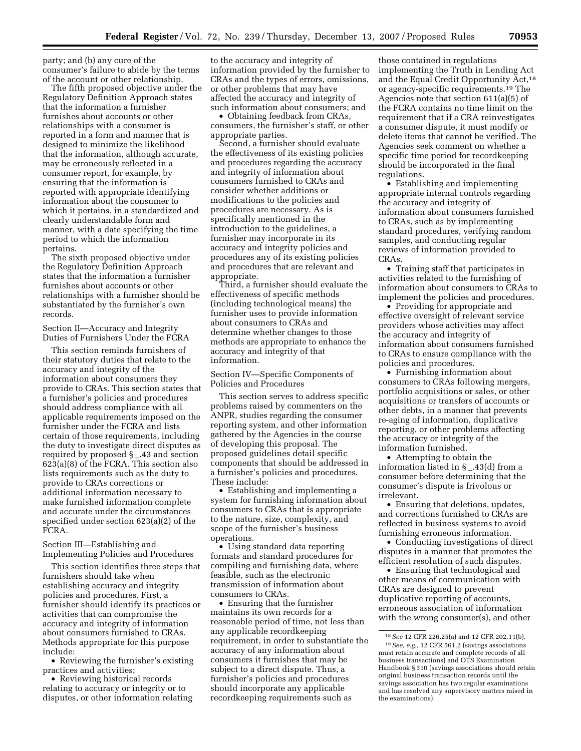party; and (b) any cure of the consumer's failure to abide by the terms of the account or other relationship.

The fifth proposed objective under the Regulatory Definition Approach states that the information a furnisher furnishes about accounts or other relationships with a consumer is reported in a form and manner that is designed to minimize the likelihood that the information, although accurate, may be erroneously reflected in a consumer report, for example, by ensuring that the information is reported with appropriate identifying information about the consumer to which it pertains, in a standardized and clearly understandable form and manner, with a date specifying the time period to which the information pertains.

The sixth proposed objective under the Regulatory Definition Approach states that the information a furnisher furnishes about accounts or other relationships with a furnisher should be substantiated by the furnisher's own records.

Section II—Accuracy and Integrity Duties of Furnishers Under the FCRA

This section reminds furnishers of their statutory duties that relate to the accuracy and integrity of the information about consumers they provide to CRAs. This section states that a furnisher's policies and procedures should address compliance with all applicable requirements imposed on the furnisher under the FCRA and lists certain of those requirements, including the duty to investigate direct disputes as required by proposed § _.43 and section 623(a)(8) of the FCRA. This section also lists requirements such as the duty to provide to CRAs corrections or additional information necessary to make furnished information complete and accurate under the circumstances specified under section 623(a)(2) of the FCRA.

Section III—Establishing and Implementing Policies and Procedures

This section identifies three steps that furnishers should take when establishing accuracy and integrity policies and procedures. First, a furnisher should identify its practices or activities that can compromise the accuracy and integrity of information about consumers furnished to CRAs. Methods appropriate for this purpose include:

- Reviewing the furnisher's existing practices and activities;
- Reviewing historical records relating to accuracy or integrity or to disputes, or other information relating to the accuracy and integrity of information provided by the furnisher to CRAs and the types of errors, omissions, or other problems that may have affected the accuracy and integrity of such information about consumers; and
- Obtaining feedback from CRAs, consumers, the furnisher's staff, or other appropriate parties.

Second, a furnisher should evaluate the effectiveness of its existing policies and procedures regarding the accuracy and integrity of information about consumers furnished to CRAs and consider whether additions or modifications to the policies and procedures are necessary. As is specifically mentioned in the introduction to the guidelines, a furnisher may incorporate in its accuracy and integrity policies and procedures any of its existing policies and procedures that are relevant and appropriate.

Third, a furnisher should evaluate the effectiveness of specific methods (including technological means) the furnisher uses to provide information about consumers to CRAs and determine whether changes to those methods are appropriate to enhance the accuracy and integrity of that information.

Section IV—Specific Components of Policies and Procedures

This section serves to address specific problems raised by commenters on the ANPR, studies regarding the consumer reporting system, and other information gathered by the Agencies in the course of developing this proposal. The proposed guidelines detail specific components that should be addressed in a furnisher's policies and procedures. These include:

- Establishing and implementing a system for furnishing information about consumers to CRAs that is appropriate to the nature, size, complexity, and scope of the furnisher's business operations.
- Using standard data reporting formats and standard procedures for compiling and furnishing data, where feasible, such as the electronic transmission of information about consumers to CRAs.
- Ensuring that the furnisher maintains its own records for a reasonable period of time, not less than any applicable recordkeeping requirement, in order to substantiate the accuracy of any information about consumers it furnishes that may be subject to a direct dispute. Thus, a furnisher's policies and procedures should incorporate any applicable recordkeeping requirements such as those contained in regulations implementing the Truth in Lending Act and the Equal Credit Opportunity Act,[18] or agency-specific requirements.[19] The Agencies note that section 611(a)(5) of the FCRA contains no time limit on the requirement that if a CRA reinvestigates a consumer dispute, it must modify or delete items that cannot be verified. The Agencies seek comment on whether a specific time period for recordkeeping should be incorporated in the final regulations.
- Establishing and implementing appropriate internal controls regarding the accuracy and integrity of information about consumers furnished to CRAs, such as by implementing standard procedures, verifying random samples, and conducting regular reviews of information provided to CRAs.
- Training staff that participates in activities related to the furnishing of information about consumers to CRAs to implement the policies and procedures.
- Providing for appropriate and effective oversight of relevant service providers whose activities may affect the accuracy and integrity of information about consumers furnished to CRAs to ensure compliance with the policies and procedures.
- Furnishing information about consumers to CRAs following mergers, portfolio acquisitions or sales, or other acquisitions or transfers of accounts or other debts, in a manner that prevents re-aging of information, duplicative reporting, or other problems affecting the accuracy or integrity of the information furnished.
- Attempting to obtain the information listed in § _.43(d) from a consumer before determining that the consumer's dispute is frivolous or irrelevant.
- Ensuring that deletions, updates, and corrections furnished to CRAs are reflected in business systems to avoid furnishing erroneous information.
- Conducting investigations of direct disputes in a manner that promotes the efficient resolution of such disputes.
- Ensuring that technological and other means of communication with CRAs are designed to prevent duplicative reporting of accounts, erroneous association of information with the wrong consumer(s), and other

[18] *See* 12 CFR 226.25(a) and 12 CFR 202.11(b).

[19] *See, e.g.*, 12 CFR 561.2 (savings associations must retain accurate and complete records of all business transactions) and OTS Examination Handbook § 310 (savings associations should retain original business transaction records until the savings association has two regular examinations and has resolved any supervisory matters raised in the examinations).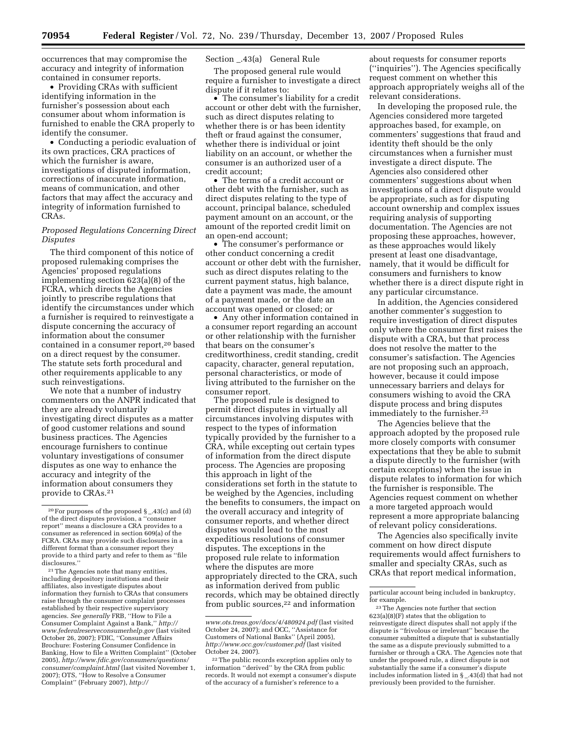occurrences that may compromise the accuracy and integrity of information contained in consumer reports.

- Providing CRAs with sufficient identifying information in the furnisher's possession about each consumer about whom information is furnished to enable the CRA properly to identify the consumer.
- Conducting a periodic evaluation of its own practices, CRA practices of which the furnisher is aware, investigations of disputed information, corrections of inaccurate information, means of communication, and other factors that may affect the accuracy and integrity of information furnished to CRAs.

### *Proposed Regulations Concerning Direct Disputes*

The third component of this notice of proposed rulemaking comprises the Agencies' proposed regulations implementing section 623(a)(8) of the FCRA, which directs the Agencies jointly to prescribe regulations that identify the circumstances under which a furnisher is required to reinvestigate a dispute concerning the accuracy of information about the consumer contained in a consumer report,[20] based on a direct request by the consumer. The statute sets forth procedural and other requirements applicable to any such reinvestigations.

We note that a number of industry commenters on the ANPR indicated that they are already voluntarily investigating direct disputes as a matter of good customer relations and sound business practices. The Agencies encourage furnishers to continue voluntary investigations of consumer disputes as one way to enhance the accuracy and integrity of the information about consumers they provide to CRAs.[21]

Section _.43(a) General Rule

The proposed general rule would require a furnisher to investigate a direct dispute if it relates to:

- The consumer's liability for a credit account or other debt with the furnisher, such as direct disputes relating to whether there is or has been identity theft or fraud against the consumer, whether there is individual or joint liability on an account, or whether the consumer is an authorized user of a credit account;
- The terms of a credit account or other debt with the furnisher, such as direct disputes relating to the type of account, principal balance, scheduled payment amount on an account, or the amount of the reported credit limit on an open-end account;
- The consumer's performance or other conduct concerning a credit account or other debt with the furnisher, such as direct disputes relating to the current payment status, high balance, date a payment was made, the amount of a payment made, or the date an account was opened or closed; or
- Any other information contained in a consumer report regarding an account or other relationship with the furnisher that bears on the consumer's creditworthiness, credit standing, credit capacity, character, general reputation, personal characteristics, or mode of living attributed to the furnisher on the consumer report.

The proposed rule is designed to permit direct disputes in virtually all circumstances involving disputes with respect to the types of information typically provided by the furnisher to a CRA, while excepting out certain types of information from the direct dispute process. The Agencies are proposing this approach in light of the considerations set forth in the statute to be weighed by the Agencies, including the benefits to consumers, the impact on the overall accuracy and integrity of consumer reports, and whether direct disputes would lead to the most expeditious resolutions of consumer disputes. The exceptions in the proposed rule relate to information where the disputes are more appropriately directed to the CRA, such as information derived from public records, which may be obtained directly from public sources,[22] and information about requests for consumer reports (''inquiries''). The Agencies specifically request comment on whether this approach appropriately weighs all of the relevant considerations.

In developing the proposed rule, the Agencies considered more targeted approaches based, for example, on commenters' suggestions that fraud and identity theft should be the only circumstances when a furnisher must investigate a direct dispute. The Agencies also considered other commenters' suggestions about when investigations of a direct dispute would be appropriate, such as for disputing account ownership and complex issues requiring analysis of supporting documentation. The Agencies are not proposing these approaches, however, as these approaches would likely present at least one disadvantage, namely, that it would be difficult for consumers and furnishers to know whether there is a direct dispute right in any particular circumstance.

In addition, the Agencies considered another commenter's suggestion to require investigation of direct disputes only where the consumer first raises the dispute with a CRA, but that process does not resolve the matter to the consumer's satisfaction. The Agencies are not proposing such an approach, however, because it could impose unnecessary barriers and delays for consumers wishing to avoid the CRA dispute process and bring disputes immediately to the furnisher.[23]

The Agencies believe that the approach adopted by the proposed rule more closely comports with consumer expectations that they be able to submit a dispute directly to the furnisher (with certain exceptions) when the issue in dispute relates to information for which the furnisher is responsible. The Agencies request comment on whether a more targeted approach would represent a more appropriate balancing of relevant policy considerations.

The Agencies also specifically invite comment on how direct dispute requirements would affect furnishers to smaller and specialty CRAs, such as CRAs that report medical information,

---

[20] For purposes of the proposed § _.43(c) and (d) of the direct disputes provision, a ''consumer report'' means a disclosure a CRA provides to a consumer as referenced in section 609(a) of the FCRA. CRAs may provide such disclosures in a different format than a consumer report they provide to a third party and refer to them as ''file disclosures.''

[21] The Agencies note that many entities, including depository institutions and their affiliates, also investigate disputes about information they furnish to CRAs that consumers raise through the consumer complaint processes established by their respective supervisory agencies. *See generally* FRB, ''How to File a Consumer Complaint Against a Bank,'' *http://www.federalreserveconsumerhelp.gov* (last visited October 26, 2007); FDIC, ''Consumer Affairs Brochure: Fostering Consumer Confidence in Banking, How to file a Written Complaint'' (October 2005), *http://www.fdic.gov/consumers/questions/consumer/complaint.html* (last visited November 1, 2007); OTS, ''How to Resolve a Consumer Complaint'' (February 2007), *http://www.ots.treas.gov/docs/4/480924.pdf* (last visited October 24, 2007); and OCC, ''Assistance for Customers of National Banks'' (April 2005), *http://www.occ.gov/customer.pdf* (last visited October 24, 2007).

[22] The public records exception applies only to information ''derived'' by the CRA from public records. It would not exempt a consumer's dispute of the accuracy of a furnisher's reference to a particular account being included in bankruptcy, for example.

[23] The Agencies note further that section 623(a)(8)(F) states that the obligation to reinvestigate direct disputes shall not apply if the dispute is ''frivolous or irrelevant'' because the consumer submitted a dispute that is substantially the same as a dispute previously submitted to a furnisher or through a CRA. The Agencies note that under the proposed rule, a direct dispute is not substantially the same if a consumer's dispute includes information listed in § _.43(d) that had not previously been provided to the furnisher.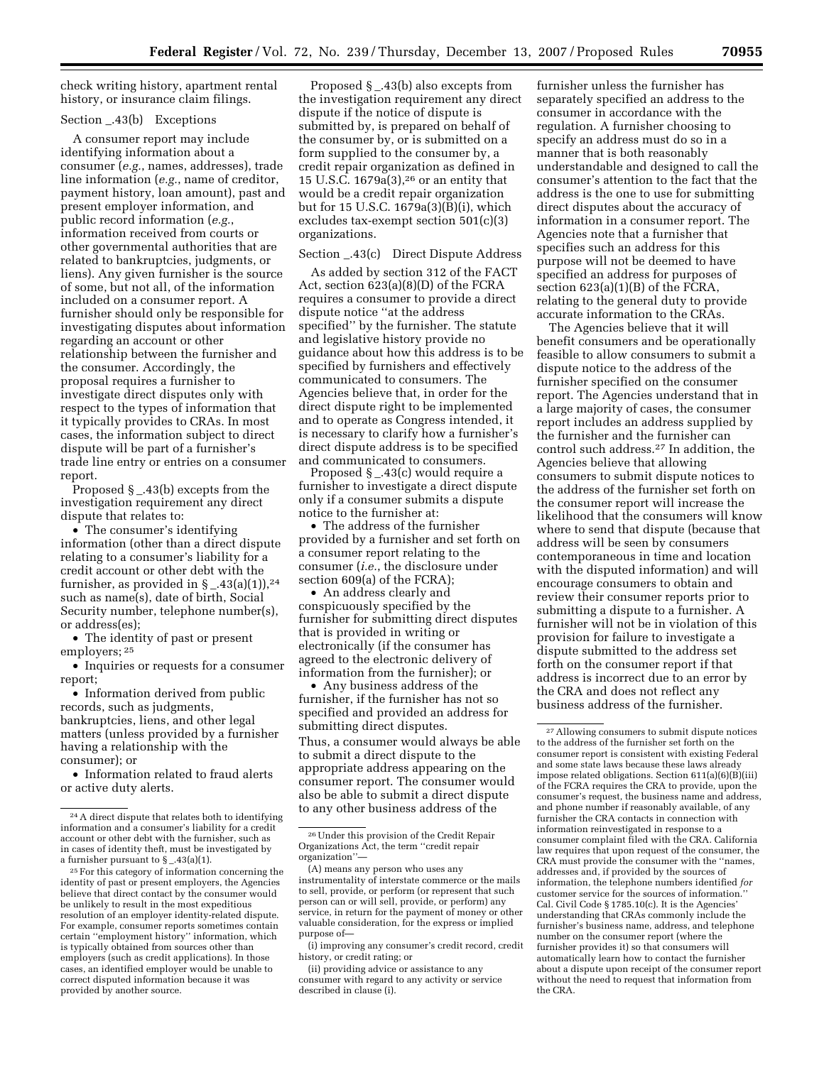check writing history, apartment rental history, or insurance claim filings.

Section _.43(b) Exceptions

A consumer report may include identifying information about a consumer (*e.g.*, names, addresses), trade line information (*e.g.*, name of creditor, payment history, loan amount), past and present employer information, and public record information (*e.g.*, information received from courts or other governmental authorities that are related to bankruptcies, judgments, or liens). Any given furnisher is the source of some, but not all, of the information included on a consumer report. A furnisher should only be responsible for investigating disputes about information regarding an account or other relationship between the furnisher and the consumer. Accordingly, the proposal requires a furnisher to investigate direct disputes only with respect to the types of information that it typically provides to CRAs. In most cases, the information subject to direct dispute will be part of a furnisher's trade line entry or entries on a consumer report.

Proposed § _.43(b) excepts from the investigation requirement any direct dispute that relates to:

- The consumer's identifying information (other than a direct dispute relating to a consumer's liability for a credit account or other debt with the furnisher, as provided in § _.43(a)(1)),[24] such as name(s), date of birth, Social Security number, telephone number(s), or address(es);
- The identity of past or present employers; [25]
- Inquiries or requests for a consumer report;
- Information derived from public records, such as judgments, bankruptcies, liens, and other legal matters (unless provided by a furnisher having a relationship with the consumer); or
- Information related to fraud alerts or active duty alerts.

Proposed § _.43(b) also excepts from the investigation requirement any direct dispute if the notice of dispute is submitted by, is prepared on behalf of the consumer by, or is submitted on a form supplied to the consumer by, a credit repair organization as defined in 15 U.S.C. 1679a(3),[26] or an entity that would be a credit repair organization but for 15 U.S.C. 1679a(3)(B)(i), which excludes tax-exempt section 501(c)(3) organizations.

Section _.43(c) Direct Dispute Address

As added by section 312 of the FACT Act, section 623(a)(8)(D) of the FCRA requires a consumer to provide a direct dispute notice "at the address specified" by the furnisher. The statute and legislative history provide no guidance about how this address is to be specified by furnishers and effectively communicated to consumers. The Agencies believe that, in order for the direct dispute right to be implemented and to operate as Congress intended, it is necessary to clarify how a furnisher's direct dispute address is to be specified and communicated to consumers.

Proposed § _.43(c) would require a furnisher to investigate a direct dispute only if a consumer submits a dispute notice to the furnisher at:

- The address of the furnisher provided by a furnisher and set forth on a consumer report relating to the consumer (*i.e.*, the disclosure under section 609(a) of the FCRA);
- An address clearly and conspicuously specified by the furnisher for submitting direct disputes that is provided in writing or electronically (if the consumer has agreed to the electronic delivery of information from the furnisher); or
- Any business address of the furnisher, if the furnisher has not so specified and provided an address for submitting direct disputes.

Thus, a consumer would always be able to submit a direct dispute to the appropriate address appearing on the consumer report. The consumer would also be able to submit a direct dispute to any other business address of the furnisher unless the furnisher has separately specified an address to the consumer in accordance with the regulation. A furnisher choosing to specify an address must do so in a manner that is both reasonably understandable and designed to call the consumer's attention to the fact that the address is the one to use for submitting direct disputes about the accuracy of information in a consumer report. The Agencies note that a furnisher that specifies such an address for this purpose will not be deemed to have specified an address for purposes of section 623(a)(1)(B) of the FCRA, relating to the general duty to provide accurate information to the CRAs.

The Agencies believe that it will benefit consumers and be operationally feasible to allow consumers to submit a dispute notice to the address of the furnisher specified on the consumer report. The Agencies understand that in a large majority of cases, the consumer report includes an address supplied by the furnisher and the furnisher can control such address.[27] In addition, the Agencies believe that allowing consumers to submit dispute notices to the address of the furnisher set forth on the consumer report will increase the likelihood that the consumers will know where to send that dispute (because that address will be seen by consumers contemporaneous in time and location with the disputed information) and will encourage consumers to obtain and review their consumer reports prior to submitting a dispute to a furnisher. A furnisher will not be in violation of this provision for failure to investigate a dispute submitted to the address set forth on the consumer report if that address is incorrect due to an error by the CRA and does not reflect any business address of the furnisher.

---

[24] A direct dispute that relates both to identifying information and a consumer's liability for a credit account or other debt with the furnisher, such as in cases of identity theft, must be investigated by a furnisher pursuant to § _.43(a)(1).

[25] For this category of information concerning the identity of past or present employers, the Agencies believe that direct contact by the consumer would be unlikely to result in the most expeditious resolution of an employer identity-related dispute. For example, consumer reports sometimes contain certain "employment history" information, which is typically obtained from sources other than employers (such as credit applications). In those cases, an identified employer would be unable to correct disputed information because it was provided by another source.

[26] Under this provision of the Credit Repair Organizations Act, the term "credit repair organization"—

(A) means any person who uses any instrumentality of interstate commerce or the mails to sell, provide, or perform (or represent that such person can or will sell, provide, or perform) any service, in return for the payment of money or other valuable consideration, for the express or implied purpose of—

(i) improving any consumer's credit record, credit history, or credit rating; or

(ii) providing advice or assistance to any consumer with regard to any activity or service described in clause (i).

[27] Allowing consumers to submit dispute notices to the address of the furnisher set forth on the consumer report is consistent with existing Federal and some state laws because these laws already impose related obligations. Section 611(a)(6)(B)(iii) of the FCRA requires the CRA to provide, upon the consumer's request, the business name and address, and phone number if reasonably available, of any furnisher the CRA contacts in connection with information reinvestigated in response to a consumer complaint filed with the CRA. California law requires that upon request of the consumer, the CRA must provide the consumer with the "names, addresses and, if provided by the sources of information, the telephone numbers identified *for* customer service for the sources of information." Cal. Civil Code § 1785.10(c). It is the Agencies' understanding that CRAs commonly include the furnisher's business name, address, and telephone number on the consumer report (where the furnisher provides it) so that consumers will automatically learn how to contact the furnisher about a dispute upon receipt of the consumer report without the need to request that information from the CRA.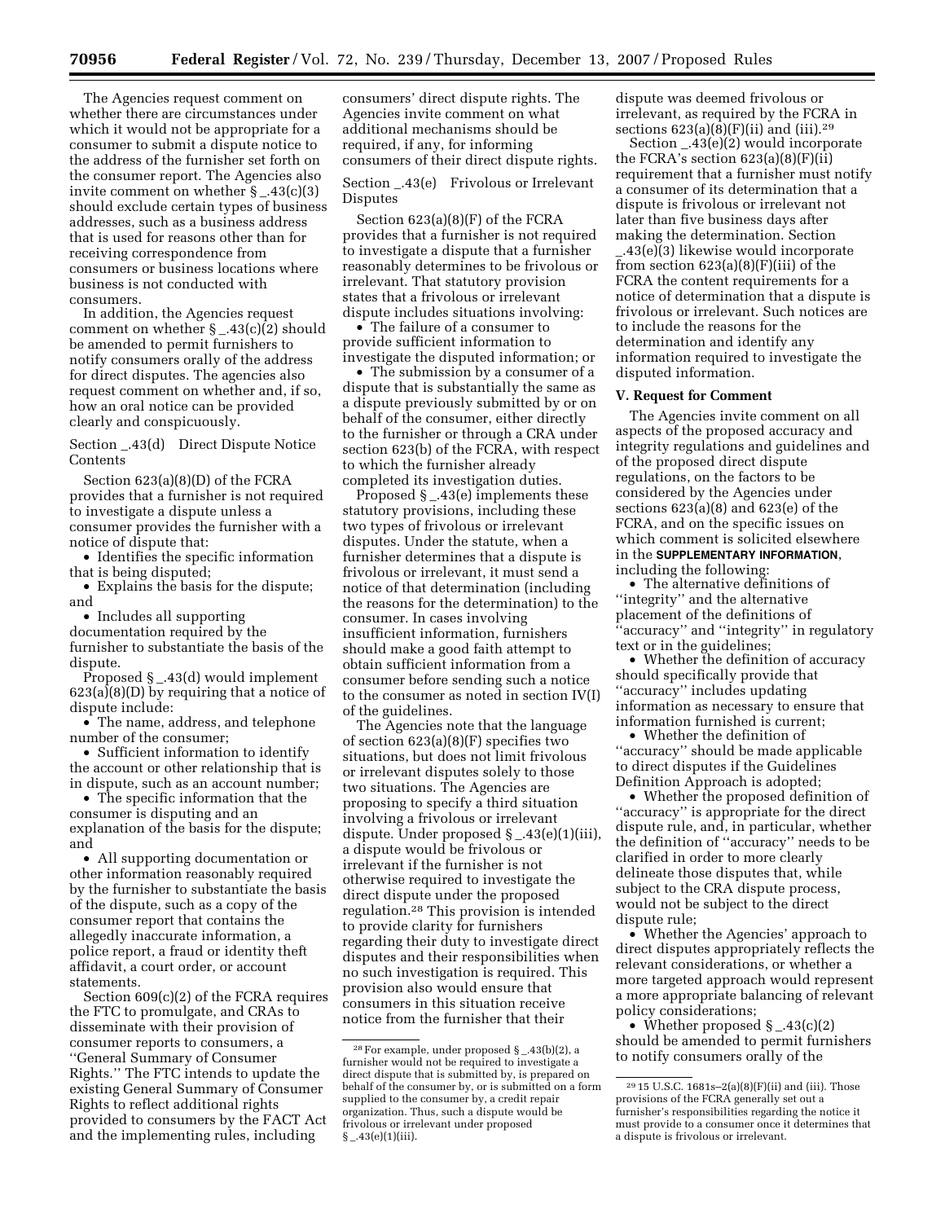The Agencies request comment on whether there are circumstances under which it would not be appropriate for a consumer to submit a dispute notice to the address of the furnisher set forth on the consumer report. The Agencies also invite comment on whether § _.43(c)(3) should exclude certain types of business addresses, such as a business address that is used for reasons other than for receiving correspondence from consumers or business locations where business is not conducted with consumers.

In addition, the Agencies request comment on whether § _.43(c)(2) should be amended to permit furnishers to notify consumers orally of the address for direct disputes. The agencies also request comment on whether and, if so, how an oral notice can be provided clearly and conspicuously.

Section _.43(d) Direct Dispute Notice Contents

Section 623(a)(8)(D) of the FCRA provides that a furnisher is not required to investigate a dispute unless a consumer provides the furnisher with a notice of dispute that:

- Identifies the specific information that is being disputed;
- Explains the basis for the dispute; and
- Includes all supporting documentation required by the furnisher to substantiate the basis of the dispute.

Proposed § _.43(d) would implement 623(a)(8)(D) by requiring that a notice of dispute include:

- The name, address, and telephone number of the consumer;
- Sufficient information to identify the account or other relationship that is in dispute, such as an account number;
- The specific information that the consumer is disputing and an explanation of the basis for the dispute; and
- All supporting documentation or other information reasonably required by the furnisher to substantiate the basis of the dispute, such as a copy of the consumer report that contains the allegedly inaccurate information, a police report, a fraud or identity theft affidavit, a court order, or account statements.

Section 609(c)(2) of the FCRA requires the FTC to promulgate, and CRAs to disseminate with their provision of consumer reports to consumers, a ''General Summary of Consumer Rights.'' The FTC intends to update the existing General Summary of Consumer Rights to reflect additional rights provided to consumers by the FACT Act and the implementing rules, including consumers' direct dispute rights. The Agencies invite comment on what additional mechanisms should be required, if any, for informing consumers of their direct dispute rights.

Section _.43(e) Frivolous or Irrelevant Disputes

Section 623(a)(8)(F) of the FCRA provides that a furnisher is not required to investigate a dispute that a furnisher reasonably determines to be frivolous or irrelevant. That statutory provision states that a frivolous or irrelevant dispute includes situations involving:

- The failure of a consumer to provide sufficient information to investigate the disputed information; or
- The submission by a consumer of a dispute that is substantially the same as a dispute previously submitted by or on behalf of the consumer, either directly to the furnisher or through a CRA under section 623(b) of the FCRA, with respect to which the furnisher already completed its investigation duties.

Proposed § _.43(e) implements these statutory provisions, including these two types of frivolous or irrelevant disputes. Under the statute, when a furnisher determines that a dispute is frivolous or irrelevant, it must send a notice of that determination (including the reasons for the determination) to the consumer. In cases involving insufficient information, furnishers should make a good faith attempt to obtain sufficient information from a consumer before sending such a notice to the consumer as noted in section IV(I) of the guidelines.

The Agencies note that the language of section 623(a)(8)(F) specifies two situations, but does not limit frivolous or irrelevant disputes solely to those two situations. The Agencies are proposing to specify a third situation involving a frivolous or irrelevant dispute. Under proposed § _.43(e)(1)(iii), a dispute would be frivolous or irrelevant if the furnisher is not otherwise required to investigate the direct dispute under the proposed regulation.[28] This provision is intended to provide clarity for furnishers regarding their duty to investigate direct disputes and their responsibilities when no such investigation is required. This provision also would ensure that consumers in this situation receive notice from the furnisher that their dispute was deemed frivolous or irrelevant, as required by the FCRA in sections 623(a)(8)(F)(ii) and (iii).[29]

Section _.43(e)(2) would incorporate the FCRA's section 623(a)(8)(F)(ii) requirement that a furnisher must notify a consumer of its determination that a dispute is frivolous or irrelevant not later than five business days after making the determination. Section _.43(e)(3) likewise would incorporate from section 623(a)(8)(F)(iii) of the FCRA the content requirements for a notice of determination that a dispute is frivolous or irrelevant. Such notices are to include the reasons for the determination and identify any information required to investigate the disputed information.

### V. Request for Comment

The Agencies invite comment on all aspects of the proposed accuracy and integrity regulations and guidelines and of the proposed direct dispute regulations, on the factors to be considered by the Agencies under sections 623(a)(8) and 623(e) of the FCRA, and on the specific issues on which comment is solicited elsewhere in the **SUPPLEMENTARY INFORMATION**, including the following:

- The alternative definitions of ''integrity'' and the alternative placement of the definitions of ''accuracy'' and ''integrity'' in regulatory text or in the guidelines;
- Whether the definition of accuracy should specifically provide that ''accuracy'' includes updating information as necessary to ensure that information furnished is current;
- Whether the definition of ''accuracy'' should be made applicable to direct disputes if the Guidelines Definition Approach is adopted;
- Whether the proposed definition of ''accuracy'' is appropriate for the direct dispute rule, and, in particular, whether the definition of ''accuracy'' needs to be clarified in order to more clearly delineate those disputes that, while subject to the CRA dispute process, would not be subject to the direct dispute rule;
- Whether the Agencies' approach to direct disputes appropriately reflects the relevant considerations, or whether a more targeted approach would represent a more appropriate balancing of relevant policy considerations;
- Whether proposed § _.43(c)(2) should be amended to permit furnishers to notify consumers orally of the

---

[28] For example, under proposed § _.43(b)(2), a furnisher would not be required to investigate a direct dispute that is submitted by, is prepared on behalf of the consumer by, or is submitted on a form supplied to the consumer by, a credit repair organization. Thus, such a dispute would be frivolous or irrelevant under proposed § _.43(e)(1)(iii).

[29] 15 U.S.C. 1681s–2(a)(8)(F)(ii) and (iii). Those provisions of the FCRA generally set out a furnisher's responsibilities regarding the notice it must provide to a consumer once it determines that a dispute is frivolous or irrelevant.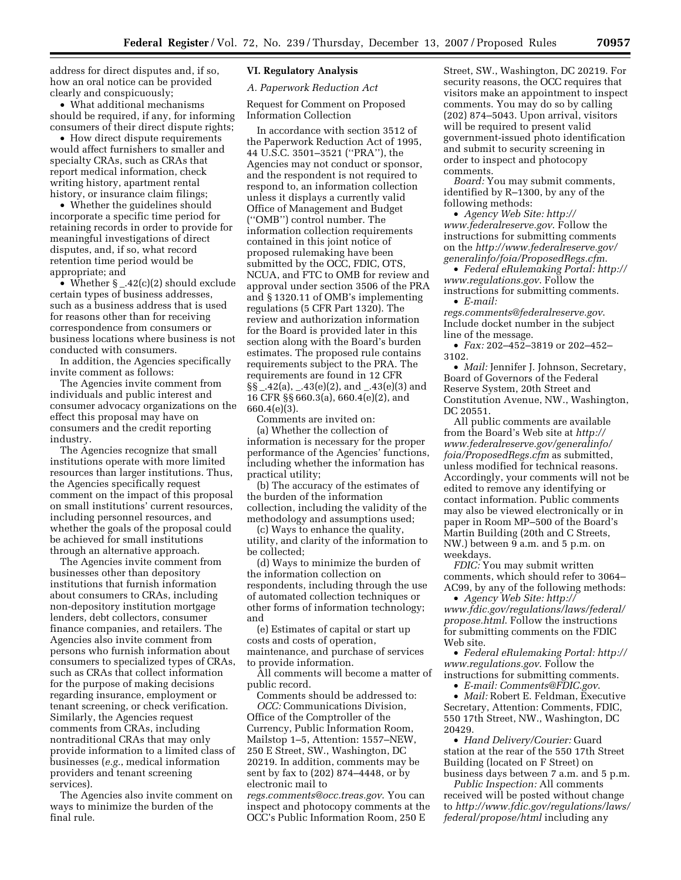address for direct disputes and, if so, how an oral notice can be provided clearly and conspicuously;

- What additional mechanisms should be required, if any, for informing consumers of their direct dispute rights;
- How direct dispute requirements would affect furnishers to smaller and specialty CRAs, such as CRAs that report medical information, check writing history, apartment rental history, or insurance claim filings;
- Whether the guidelines should incorporate a specific time period for retaining records in order to provide for meaningful investigations of direct disputes, and, if so, what record retention time period would be appropriate; and
- Whether § _.42(c)(2) should exclude certain types of business addresses, such as a business address that is used for reasons other than for receiving correspondence from consumers or business locations where business is not conducted with consumers.

In addition, the Agencies specifically invite comment as follows:

The Agencies invite comment from individuals and public interest and consumer advocacy organizations on the effect this proposal may have on consumers and the credit reporting industry.

The Agencies recognize that small institutions operate with more limited resources than larger institutions. Thus, the Agencies specifically request comment on the impact of this proposal on small institutions' current resources, including personnel resources, and whether the goals of the proposal could be achieved for small institutions through an alternative approach.

The Agencies invite comment from businesses other than depository institutions that furnish information about consumers to CRAs, including non-depository institution mortgage lenders, debt collectors, consumer finance companies, and retailers. The Agencies also invite comment from persons who furnish information about consumers to specialized types of CRAs, such as CRAs that collect information for the purpose of making decisions regarding insurance, employment or tenant screening, or check verification. Similarly, the Agencies request comments from CRAs, including nontraditional CRAs that may only provide information to a limited class of businesses (*e.g.*, medical information providers and tenant screening services).

The Agencies also invite comment on ways to minimize the burden of the final rule.

## VI. Regulatory Analysis

### *A. Paperwork Reduction Act*

Request for Comment on Proposed Information Collection

In accordance with section 3512 of the Paperwork Reduction Act of 1995, 44 U.S.C. 3501–3521 (''PRA''), the Agencies may not conduct or sponsor, and the respondent is not required to respond to, an information collection unless it displays a currently valid Office of Management and Budget (''OMB'') control number. The information collection requirements contained in this joint notice of proposed rulemaking have been submitted by the OCC, FDIC, OTS, NCUA, and FTC to OMB for review and approval under section 3506 of the PRA and § 1320.11 of OMB's implementing regulations (5 CFR Part 1320). The review and authorization information for the Board is provided later in this section along with the Board's burden estimates. The proposed rule contains requirements subject to the PRA. The requirements are found in 12 CFR §§ _.42(a), _.43(e)(2), and _.43(e)(3) and 16 CFR §§ 660.3(a), 660.4(e)(2), and 660.4(e)(3).

Comments are invited on:

(a) Whether the collection of information is necessary for the proper performance of the Agencies' functions, including whether the information has practical utility;

(b) The accuracy of the estimates of the burden of the information collection, including the validity of the methodology and assumptions used;

(c) Ways to enhance the quality, utility, and clarity of the information to be collected;

(d) Ways to minimize the burden of the information collection on respondents, including through the use of automated collection techniques or other forms of information technology; and

(e) Estimates of capital or start up costs and costs of operation, maintenance, and purchase of services to provide information.

All comments will become a matter of public record.

Comments should be addressed to:

*OCC:* Communications Division, Office of the Comptroller of the Currency, Public Information Room, Mailstop 1–5, Attention: 1557–NEW, 250 E Street, SW., Washington, DC 20219. In addition, comments may be sent by fax to (202) 874–4448, or by electronic mail to *regs.comments@occ.treas.gov*. You can inspect and photocopy comments at the OCC's Public Information Room, 250 E Street, SW., Washington, DC 20219. For security reasons, the OCC requires that visitors make an appointment to inspect comments. You may do so by calling (202) 874–5043. Upon arrival, visitors will be required to present valid government-issued photo identification and submit to security screening in order to inspect and photocopy comments.

*Board:* You may submit comments, identified by R–1300, by any of the following methods:

- *Agency Web Site: http://www.federalreserve.gov*. Follow the instructions for submitting comments on the *http://www.federalreserve.gov/generalinfo/foia/ProposedRegs.cfm*.
- *Federal eRulemaking Portal: http://www.regulations.gov*. Follow the instructions for submitting comments.
- *E-mail: regs.comments@federalreserve.gov*. Include docket number in the subject line of the message.
- *Fax:* 202–452–3819 or 202–452–3102.
- *Mail:* Jennifer J. Johnson, Secretary, Board of Governors of the Federal Reserve System, 20th Street and Constitution Avenue, NW., Washington, DC 20551.

All public comments are available from the Board's Web site at *http://www.federalreserve.gov/generalinfo/foia/ProposedRegs.cfm* as submitted, unless modified for technical reasons. Accordingly, your comments will not be edited to remove any identifying or contact information. Public comments may also be viewed electronically or in paper in Room MP–500 of the Board's Martin Building (20th and C Streets, NW.) between 9 a.m. and 5 p.m. on weekdays.

*FDIC:* You may submit written comments, which should refer to 3064–AC99, by any of the following methods:

- *Agency Web Site: http://www.fdic.gov/regulations/laws/federal/propose.html*. Follow the instructions for submitting comments on the FDIC Web site.
- *Federal eRulemaking Portal: http://www.regulations.gov*. Follow the instructions for submitting comments.
- *E-mail: Comments@FDIC.gov*.
- *Mail:* Robert E. Feldman, Executive Secretary, Attention: Comments, FDIC, 550 17th Street, NW., Washington, DC 20429.
- *Hand Delivery/Courier:* Guard station at the rear of the 550 17th Street Building (located on F Street) on business days between 7 a.m. and 5 p.m.

*Public Inspection:* All comments received will be posted without change to *http://www.fdic.gov/regulations/laws/federal/propose/html* including any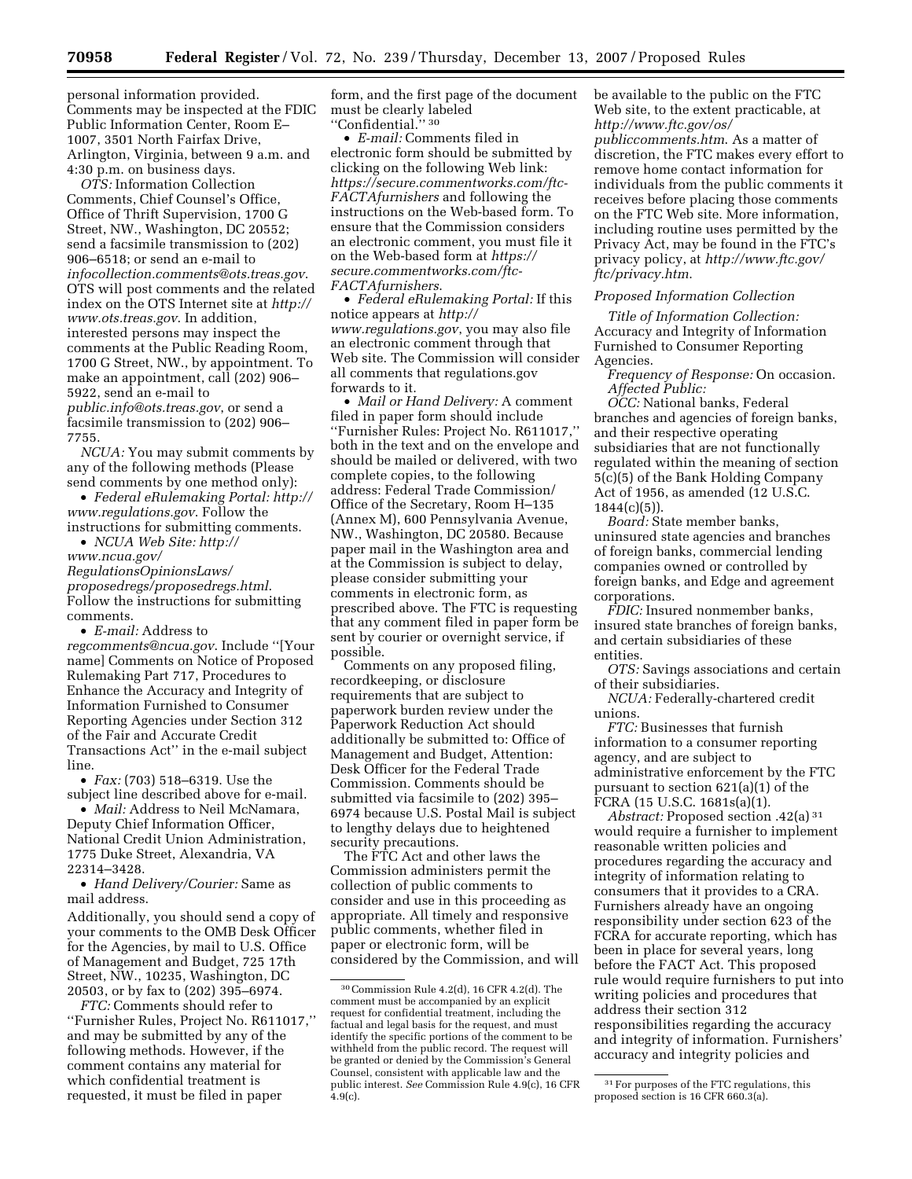personal information provided. Comments may be inspected at the FDIC Public Information Center, Room E–1007, 3501 North Fairfax Drive, Arlington, Virginia, between 9 a.m. and 4:30 p.m. on business days.

*OTS:* Information Collection Comments, Chief Counsel's Office, Office of Thrift Supervision, 1700 G Street, NW., Washington, DC 20552; send a facsimile transmission to (202) 906–6518; or send an e-mail to *infocollection.comments@ots.treas.gov*. OTS will post comments and the related index on the OTS Internet site at *http://www.ots.treas.gov*. In addition, interested persons may inspect the comments at the Public Reading Room, 1700 G Street, NW., by appointment. To make an appointment, call (202) 906–5922, send an e-mail to *public.info@ots.treas.gov*, or send a facsimile transmission to (202) 906–7755.

*NCUA:* You may submit comments by any of the following methods (Please send comments by one method only):

- *Federal eRulemaking Portal: http://www.regulations.gov*. Follow the instructions for submitting comments.
- *NCUA Web Site: http://www.ncua.gov/RegulationsOpinionsLaws/proposedregs/proposedregs.html*. Follow the instructions for submitting comments.
- *E-mail:* Address to *regcomments@ncua.gov*. Include ''[Your name] Comments on Notice of Proposed Rulemaking Part 717, Procedures to Enhance the Accuracy and Integrity of Information Furnished to Consumer Reporting Agencies under Section 312 of the Fair and Accurate Credit Transactions Act'' in the e-mail subject line.
- *Fax:* (703) 518–6319. Use the subject line described above for e-mail.
- *Mail:* Address to Neil McNamara, Deputy Chief Information Officer, National Credit Union Administration, 1775 Duke Street, Alexandria, VA 22314–3428.
- *Hand Delivery/Courier:* Same as mail address.

Additionally, you should send a copy of your comments to the OMB Desk Officer for the Agencies, by mail to U.S. Office of Management and Budget, 725 17th Street, NW., 10235, Washington, DC 20503, or by fax to (202) 395–6974.

*FTC:* Comments should refer to ''Furnisher Rules, Project No. R611017,'' and may be submitted by any of the following methods. However, if the comment contains any material for which confidential treatment is requested, it must be filed in paper form, and the first page of the document must be clearly labeled ''Confidential.'' [30]

- *E-mail:* Comments filed in electronic form should be submitted by clicking on the following Web link: *https://secure.commentworks.com/ftc-FACTAfurnishers* and following the instructions on the Web-based form. To ensure that the Commission considers an electronic comment, you must file it on the Web-based form at *https://secure.commentworks.com/ftc-FACTAfurnishers*.
- *Federal eRulemaking Portal:* If this notice appears at *http://www.regulations.gov*, you may also file an electronic comment through that Web site. The Commission will consider all comments that regulations.gov forwards to it.
- *Mail or Hand Delivery:* A comment filed in paper form should include ''Furnisher Rules: Project No. R611017,'' both in the text and on the envelope and should be mailed or delivered, with two complete copies, to the following address: Federal Trade Commission/Office of the Secretary, Room H–135 (Annex M), 600 Pennsylvania Avenue, NW., Washington, DC 20580. Because paper mail in the Washington area and at the Commission is subject to delay, please consider submitting your comments in electronic form, as prescribed above. The FTC is requesting that any comment filed in paper form be sent by courier or overnight service, if possible.

Comments on any proposed filing, recordkeeping, or disclosure requirements that are subject to paperwork burden review under the Paperwork Reduction Act should additionally be submitted to: Office of Management and Budget, Attention: Desk Officer for the Federal Trade Commission. Comments should be submitted via facsimile to (202) 395–6974 because U.S. Postal Mail is subject to lengthy delays due to heightened security precautions.

The FTC Act and other laws the Commission administers permit the collection of public comments to consider and use in this proceeding as appropriate. All timely and responsive public comments, whether filed in paper or electronic form, will be considered by the Commission, and will be available to the public on the FTC Web site, to the extent practicable, at *http://www.ftc.gov/os/publiccomments.htm*. As a matter of discretion, the FTC makes every effort to remove home contact information for individuals from the public comments it receives before placing those comments on the FTC Web site. More information, including routine uses permitted by the Privacy Act, may be found in the FTC's privacy policy, at *http://www.ftc.gov/ftc/privacy.htm*.

*Proposed Information Collection*

*Title of Information Collection:* Accuracy and Integrity of Information Furnished to Consumer Reporting Agencies.

*Frequency of Response:* On occasion.

*Affected Public:*

*OCC:* National banks, Federal branches and agencies of foreign banks, and their respective operating subsidiaries that are not functionally regulated within the meaning of section 5(c)(5) of the Bank Holding Company Act of 1956, as amended (12 U.S.C. 1844(c)(5)).

*Board:* State member banks, uninsured state agencies and branches of foreign banks, commercial lending companies owned or controlled by foreign banks, and Edge and agreement corporations.

*FDIC:* Insured nonmember banks, insured state branches of foreign banks, and certain subsidiaries of these entities.

*OTS:* Savings associations and certain of their subsidiaries.

*NCUA:* Federally-chartered credit unions.

*FTC:* Businesses that furnish information to a consumer reporting agency, and are subject to administrative enforcement by the FTC pursuant to section 621(a)(1) of the FCRA (15 U.S.C. 1681s(a)(1).

*Abstract:* Proposed section .42(a) [31] would require a furnisher to implement reasonable written policies and procedures regarding the accuracy and integrity of information relating to consumers that it provides to a CRA. Furnishers already have an ongoing responsibility under section 623 of the FCRA for accurate reporting, which has been in place for several years, long before the FACT Act. This proposed rule would require furnishers to put into writing policies and procedures that address their section 312 responsibilities regarding the accuracy and integrity of information. Furnishers' accuracy and integrity policies and

---

[30] Commission Rule 4.2(d), 16 CFR 4.2(d). The comment must be accompanied by an explicit request for confidential treatment, including the factual and legal basis for the request, and must identify the specific portions of the comment to be withheld from the public record. The request will be granted or denied by the Commission's General Counsel, consistent with applicable law and the public interest. *See* Commission Rule 4.9(c), 16 CFR 4.9(c).

[31] For purposes of the FTC regulations, this proposed section is 16 CFR 660.3(a).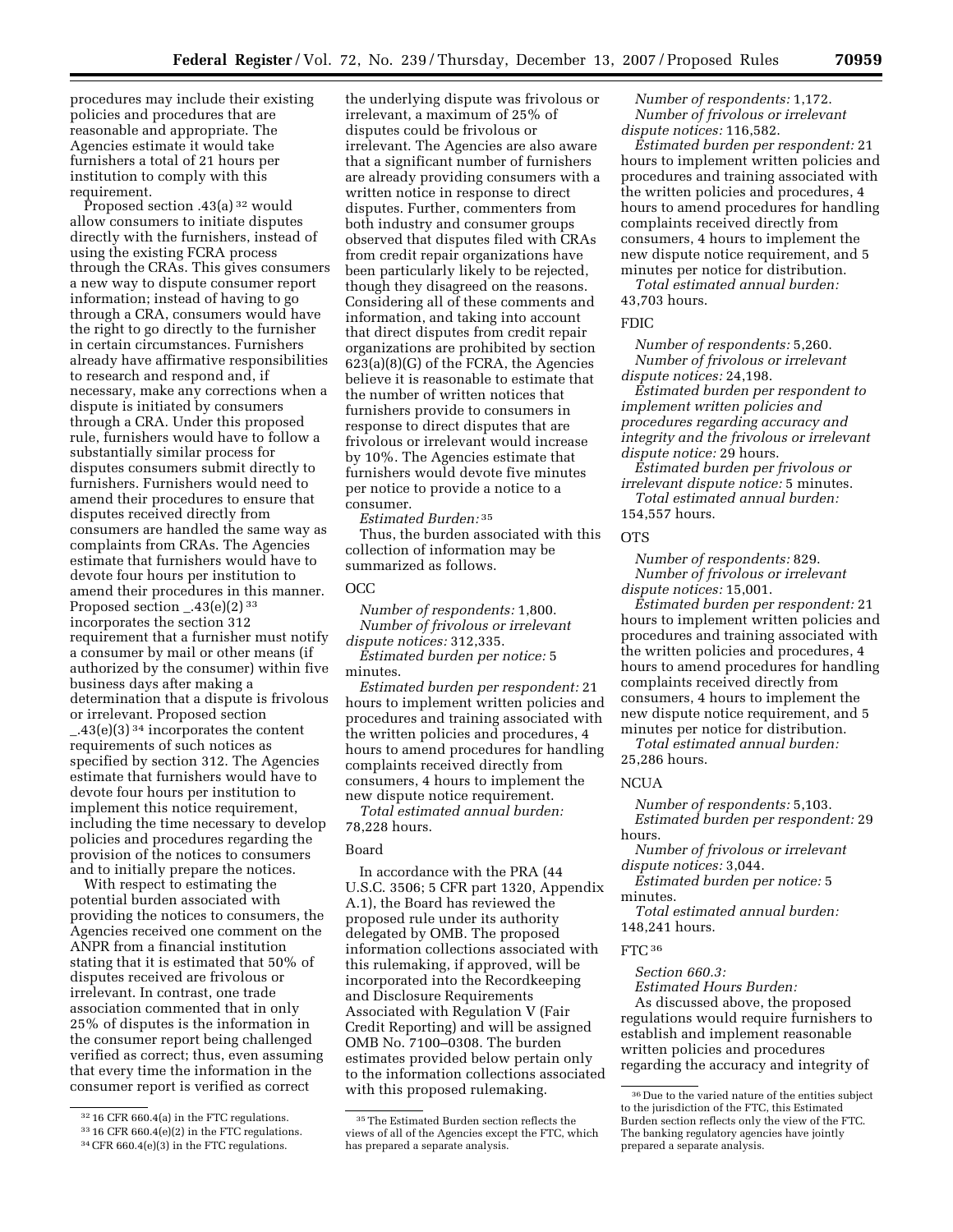procedures may include their existing policies and procedures that are reasonable and appropriate. The Agencies estimate it would take furnishers a total of 21 hours per institution to comply with this requirement.

Proposed section .43(a) [32] would allow consumers to initiate disputes directly with the furnishers, instead of using the existing FCRA process through the CRAs. This gives consumers a new way to dispute consumer report information; instead of having to go through a CRA, consumers would have the right to go directly to the furnisher in certain circumstances. Furnishers already have affirmative responsibilities to research and respond and, if necessary, make any corrections when a dispute is initiated by consumers through a CRA. Under this proposed rule, furnishers would have to follow a substantially similar process for disputes consumers submit directly to furnishers. Furnishers would need to amend their procedures to ensure that disputes received directly from consumers are handled the same way as complaints from CRAs. The Agencies estimate that furnishers would have to devote four hours per institution to amend their procedures in this manner. Proposed section _.43(e)(2) [33] incorporates the section 312 requirement that a furnisher must notify a consumer by mail or other means (if authorized by the consumer) within five business days after making a determination that a dispute is frivolous or irrelevant. Proposed section _.43(e)(3) [34] incorporates the content requirements of such notices as specified by section 312. The Agencies estimate that furnishers would have to devote four hours per institution to implement this notice requirement, including the time necessary to develop policies and procedures regarding the provision of the notices to consumers and to initially prepare the notices.

With respect to estimating the potential burden associated with providing the notices to consumers, the Agencies received one comment on the ANPR from a financial institution stating that it is estimated that 50% of disputes received are frivolous or irrelevant. In contrast, one trade association commented that in only 25% of disputes is the information in the consumer report being challenged verified as correct; thus, even assuming that every time the information in the consumer report is verified as correct the underlying dispute was frivolous or irrelevant, a maximum of 25% of disputes could be frivolous or irrelevant. The Agencies are also aware that a significant number of furnishers are already providing consumers with a written notice in response to direct disputes. Further, commenters from both industry and consumer groups observed that disputes filed with CRAs from credit repair organizations have been particularly likely to be rejected, though they disagreed on the reasons. Considering all of these comments and information, and taking into account that direct disputes from credit repair organizations are prohibited by section 623(a)(8)(G) of the FCRA, the Agencies believe it is reasonable to estimate that the number of written notices that furnishers provide to consumers in response to direct disputes that are frivolous or irrelevant would increase by 10%. The Agencies estimate that furnishers would devote five minutes per notice to provide a notice to a consumer.

*Estimated Burden:* [35]

Thus, the burden associated with this collection of information may be summarized as follows.

OCC

*Number of respondents:* 1,800.
*Number of frivolous or irrelevant dispute notices:* 312,335.
*Estimated burden per notice:* 5 minutes.
*Estimated burden per respondent:* 21 hours to implement written policies and procedures and training associated with the written policies and procedures, 4 hours to amend procedures for handling complaints received directly from consumers, 4 hours to implement the new dispute notice requirement.
*Total estimated annual burden:* 78,228 hours.

Board

In accordance with the PRA (44 U.S.C. 3506; 5 CFR part 1320, Appendix A.1), the Board has reviewed the proposed rule under its authority delegated by OMB. The proposed information collections associated with this rulemaking, if approved, will be incorporated into the Recordkeeping and Disclosure Requirements Associated with Regulation V (Fair Credit Reporting) and will be assigned OMB No. 7100–0308. The burden estimates provided below pertain only to the information collections associated with this proposed rulemaking.

*Number of respondents:* 1,172.
*Number of frivolous or irrelevant dispute notices:* 116,582.
*Estimated burden per respondent:* 21 hours to implement written policies and procedures and training associated with the written policies and procedures, 4 hours to amend procedures for handling complaints received directly from consumers, 4 hours to implement the new dispute notice requirement, and 5 minutes per notice for distribution.
*Total estimated annual burden:* 43,703 hours.

FDIC

*Number of respondents:* 5,260.
*Number of frivolous or irrelevant dispute notices:* 24,198.
*Estimated burden per respondent to implement written policies and procedures regarding accuracy and integrity and the frivolous or irrelevant dispute notice:* 29 hours.
*Estimated burden per frivolous or irrelevant dispute notice:* 5 minutes.
*Total estimated annual burden:* 154,557 hours.

OTS

*Number of respondents:* 829.
*Number of frivolous or irrelevant dispute notices:* 15,001.
*Estimated burden per respondent:* 21 hours to implement written policies and procedures and training associated with the written policies and procedures, 4 hours to amend procedures for handling complaints received directly from consumers, 4 hours to implement the new dispute notice requirement, and 5 minutes per notice for distribution.
*Total estimated annual burden:* 25,286 hours.

NCUA

*Number of respondents:* 5,103.
*Estimated burden per respondent:* 29 hours.
*Number of frivolous or irrelevant dispute notices:* 3,044.
*Estimated burden per notice:* 5 minutes.
*Total estimated annual burden:* 148,241 hours.

FTC [36]

*Section 660.3:*

*Estimated Hours Burden:*

As discussed above, the proposed regulations would require furnishers to establish and implement reasonable written policies and procedures regarding the accuracy and integrity of

---

[32] 16 CFR 660.4(a) in the FTC regulations.

[33] 16 CFR 660.4(e)(2) in the FTC regulations.

[34] CFR 660.4(e)(3) in the FTC regulations.

[35] The Estimated Burden section reflects the views of all of the Agencies except the FTC, which has prepared a separate analysis.

[36] Due to the varied nature of the entities subject to the jurisdiction of the FTC, this Estimated Burden section reflects only the view of the FTC. The banking regulatory agencies have jointly prepared a separate analysis.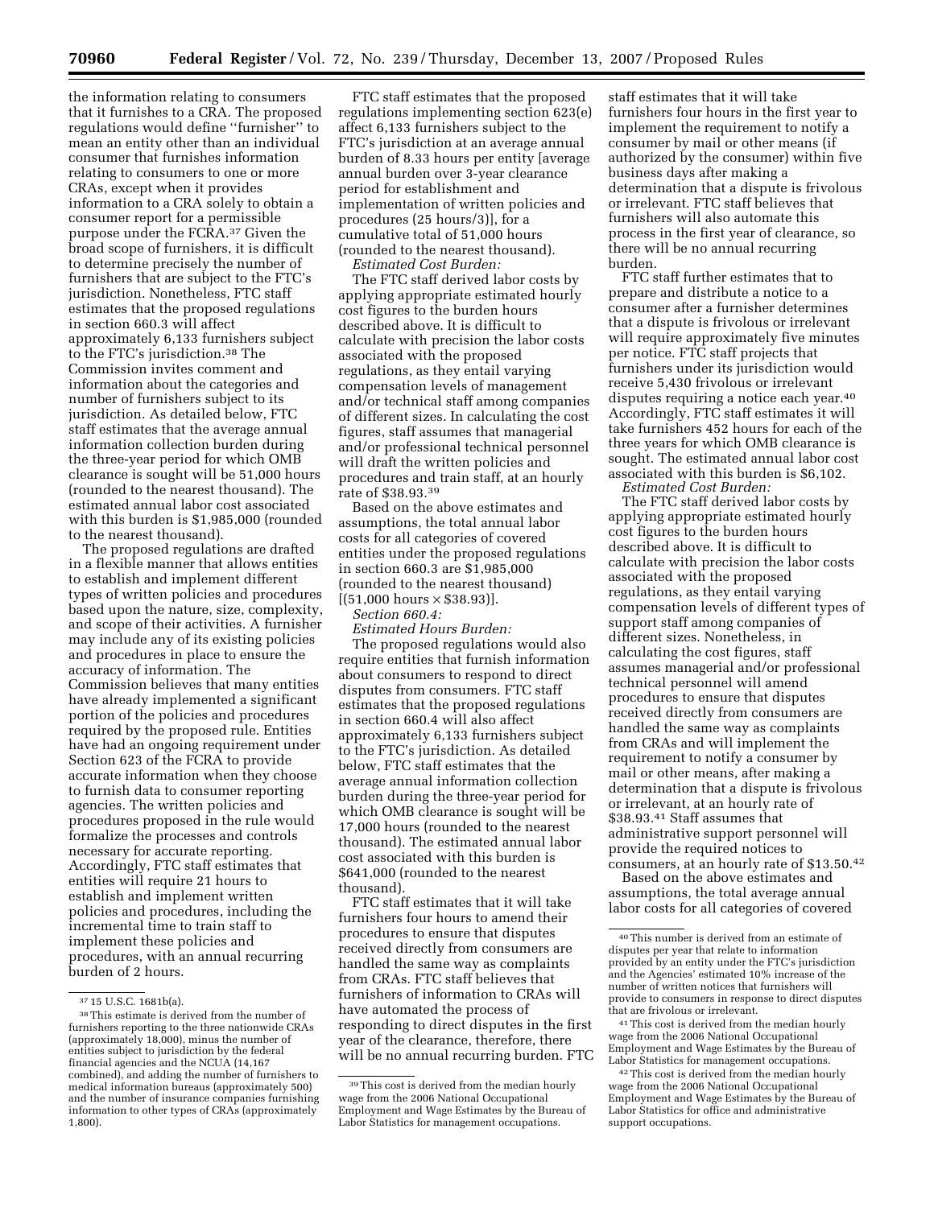the information relating to consumers that it furnishes to a CRA. The proposed regulations would define ''furnisher'' to mean an entity other than an individual consumer that furnishes information relating to consumers to one or more CRAs, except when it provides information to a CRA solely to obtain a consumer report for a permissible purpose under the FCRA.[37] Given the broad scope of furnishers, it is difficult to determine precisely the number of furnishers that are subject to the FTC's jurisdiction. Nonetheless, FTC staff estimates that the proposed regulations in section 660.3 will affect approximately 6,133 furnishers subject to the FTC's jurisdiction.[38] The Commission invites comment and information about the categories and number of furnishers subject to its jurisdiction. As detailed below, FTC staff estimates that the average annual information collection burden during the three-year period for which OMB clearance is sought will be 51,000 hours (rounded to the nearest thousand). The estimated annual labor cost associated with this burden is $1,985,000 (rounded to the nearest thousand).

The proposed regulations are drafted in a flexible manner that allows entities to establish and implement different types of written policies and procedures based upon the nature, size, complexity, and scope of their activities. A furnisher may include any of its existing policies and procedures in place to ensure the accuracy of information. The Commission believes that many entities have already implemented a significant portion of the policies and procedures required by the proposed rule. Entities have had an ongoing requirement under Section 623 of the FCRA to provide accurate information when they choose to furnish data to consumer reporting agencies. The written policies and procedures proposed in the rule would formalize the processes and controls necessary for accurate reporting. Accordingly, FTC staff estimates that entities will require 21 hours to establish and implement written policies and procedures, including the incremental time to train staff to implement these policies and procedures, with an annual recurring burden of 2 hours.

FTC staff estimates that the proposed regulations implementing section 623(e) affect 6,133 furnishers subject to the FTC's jurisdiction at an average annual burden of 8.33 hours per entity [average annual burden over 3-year clearance period for establishment and implementation of written policies and procedures (25 hours/3)], for a cumulative total of 51,000 hours (rounded to the nearest thousand).

*Estimated Cost Burden:*

The FTC staff derived labor costs by applying appropriate estimated hourly cost figures to the burden hours described above. It is difficult to calculate with precision the labor costs associated with the proposed regulations, as they entail varying compensation levels of management and/or technical staff among companies of different sizes. In calculating the cost figures, staff assumes that managerial and/or professional technical personnel will draft the written policies and procedures and train staff, at an hourly rate of $38.93.[39]

Based on the above estimates and assumptions, the total annual labor costs for all categories of covered entities under the proposed regulations in section 660.3 are $1,985,000 (rounded to the nearest thousand) [(51,000 hours × $38.93)].

*Section 660.4:*

*Estimated Hours Burden:*

The proposed regulations would also require entities that furnish information about consumers to respond to direct disputes from consumers. FTC staff estimates that the proposed regulations in section 660.4 will also affect approximately 6,133 furnishers subject to the FTC's jurisdiction. As detailed below, FTC staff estimates that the average annual information collection burden during the three-year period for which OMB clearance is sought will be 17,000 hours (rounded to the nearest thousand). The estimated annual labor cost associated with this burden is $641,000 (rounded to the nearest thousand).

FTC staff estimates that it will take furnishers four hours to amend their procedures to ensure that disputes received directly from consumers are handled the same way as complaints from CRAs. FTC staff believes that furnishers of information to CRAs will have automated the process of responding to direct disputes in the first year of the clearance, therefore, there will be no annual recurring burden. FTC staff estimates that it will take furnishers four hours in the first year to implement the requirement to notify a consumer by mail or other means (if authorized by the consumer) within five business days after making a determination that a dispute is frivolous or irrelevant. FTC staff believes that furnishers will also automate this process in the first year of clearance, so there will be no annual recurring burden.

FTC staff further estimates that to prepare and distribute a notice to a consumer after a furnisher determines that a dispute is frivolous or irrelevant will require approximately five minutes per notice. FTC staff projects that furnishers under its jurisdiction would receive 5,430 frivolous or irrelevant disputes requiring a notice each year.[40] Accordingly, FTC staff estimates it will take furnishers 452 hours for each of the three years for which OMB clearance is sought. The estimated annual labor cost associated with this burden is $6,102.

*Estimated Cost Burden:*

The FTC staff derived labor costs by applying appropriate estimated hourly cost figures to the burden hours described above. It is difficult to calculate with precision the labor costs associated with the proposed regulations, as they entail varying compensation levels of different types of support staff among companies of different sizes. Nonetheless, in calculating the cost figures, staff assumes managerial and/or professional technical personnel will amend procedures to ensure that disputes received directly from consumers are handled the same way as complaints from CRAs and will implement the requirement to notify a consumer by mail or other means, after making a determination that a dispute is frivolous or irrelevant, at an hourly rate of $38.93.[41] Staff assumes that administrative support personnel will provide the required notices to consumers, at an hourly rate of $13.50.[42]

Based on the above estimates and assumptions, the total average annual labor costs for all categories of covered

---

[37] 15 U.S.C. 1681b(a).

[38] This estimate is derived from the number of furnishers reporting to the three nationwide CRAs (approximately 18,000), minus the number of entities subject to jurisdiction by the federal financial agencies and the NCUA (14,167 combined), and adding the number of furnishers to medical information bureaus (approximately 500) and the number of insurance companies furnishing information to other types of CRAs (approximately 1,800).

[39] This cost is derived from the median hourly wage from the 2006 National Occupational Employment and Wage Estimates by the Bureau of Labor Statistics for management occupations.

[40] This number is derived from an estimate of disputes per year that relate to information provided by an entity under the FTC's jurisdiction and the Agencies' estimated 10% increase of the number of written notices that furnishers will provide to consumers in response to direct disputes that are frivolous or irrelevant.

[41] This cost is derived from the median hourly wage from the 2006 National Occupational Employment and Wage Estimates by the Bureau of Labor Statistics for management occupations.

[42] This cost is derived from the median hourly wage from the 2006 National Occupational Employment and Wage Estimates by the Bureau of Labor Statistics for office and administrative support occupations.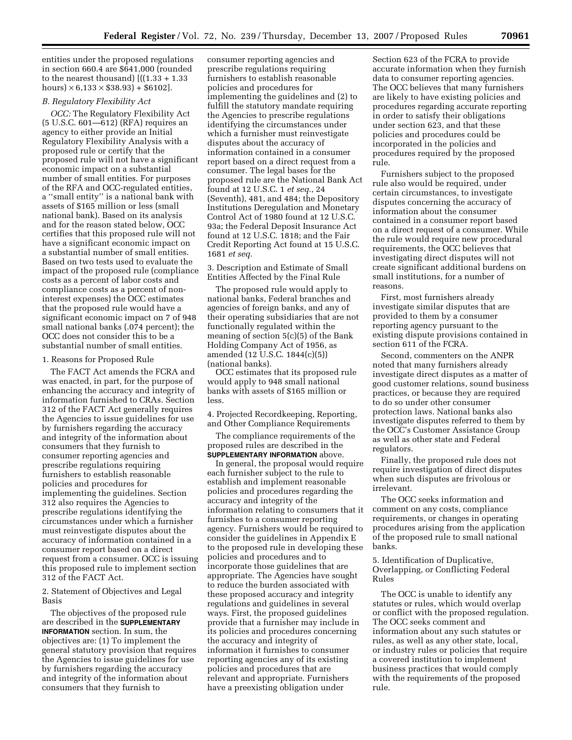entities under the proposed regulations in section 660.4 are $641,000 (rounded to the nearest thousand) [((1.33 + 1.33 hours) × 6,133 × $38.93) + $6102].

### B. Regulatory Flexibility Act

*OCC:* The Regulatory Flexibility Act (5 U.S.C. 601—612) (RFA) requires an agency to either provide an Initial Regulatory Flexibility Analysis with a proposed rule or certify that the proposed rule will not have a significant economic impact on a substantial number of small entities. For purposes of the RFA and OCC-regulated entities, a ''small entity'' is a national bank with assets of $165 million or less (small national bank). Based on its analysis and for the reason stated below, OCC certifies that this proposed rule will not have a significant economic impact on a substantial number of small entities. Based on two tests used to evaluate the impact of the proposed rule (compliance costs as a percent of labor costs and compliance costs as a percent of non-interest expenses) the OCC estimates that the proposed rule would have a significant economic impact on 7 of 948 small national banks (.074 percent); the OCC does not consider this to be a substantial number of small entities.

1. Reasons for Proposed Rule

The FACT Act amends the FCRA and was enacted, in part, for the purpose of enhancing the accuracy and integrity of information furnished to CRAs. Section 312 of the FACT Act generally requires the Agencies to issue guidelines for use by furnishers regarding the accuracy and integrity of the information about consumers that they furnish to consumer reporting agencies and prescribe regulations requiring furnishers to establish reasonable policies and procedures for implementing the guidelines. Section 312 also requires the Agencies to prescribe regulations identifying the circumstances under which a furnisher must reinvestigate disputes about the accuracy of information contained in a consumer report based on a direct request from a consumer. OCC is issuing this proposed rule to implement section 312 of the FACT Act.

2. Statement of Objectives and Legal Basis

The objectives of the proposed rule are described in the **SUPPLEMENTARY INFORMATION** section. In sum, the objectives are: (1) To implement the general statutory provision that requires the Agencies to issue guidelines for use by furnishers regarding the accuracy and integrity of the information about consumers that they furnish to consumer reporting agencies and prescribe regulations requiring furnishers to establish reasonable policies and procedures for implementing the guidelines and (2) to fulfill the statutory mandate requiring the Agencies to prescribe regulations identifying the circumstances under which a furnisher must reinvestigate disputes about the accuracy of information contained in a consumer report based on a direct request from a consumer. The legal bases for the proposed rule are the National Bank Act found at 12 U.S.C. 1 *et seq.*, 24 (Seventh), 481, and 484; the Depository Institutions Deregulation and Monetary Control Act of 1980 found at 12 U.S.C. 93a; the Federal Deposit Insurance Act found at 12 U.S.C. 1818; and the Fair Credit Reporting Act found at 15 U.S.C. 1681 *et seq.*

3. Description and Estimate of Small Entities Affected by the Final Rule

The proposed rule would apply to national banks, Federal branches and agencies of foreign banks, and any of their operating subsidiaries that are not functionally regulated within the meaning of section 5(c)(5) of the Bank Holding Company Act of 1956, as amended (12 U.S.C. 1844(c)(5)) (national banks).

OCC estimates that its proposed rule would apply to 948 small national banks with assets of $165 million or less.

4. Projected Recordkeeping, Reporting, and Other Compliance Requirements

The compliance requirements of the proposed rules are described in the **SUPPLEMENTARY INFORMATION** above.

In general, the proposal would require each furnisher subject to the rule to establish and implement reasonable policies and procedures regarding the accuracy and integrity of the information relating to consumers that it furnishes to a consumer reporting agency. Furnishers would be required to consider the guidelines in Appendix E to the proposed rule in developing these policies and procedures and to incorporate those guidelines that are appropriate. The Agencies have sought to reduce the burden associated with these proposed accuracy and integrity regulations and guidelines in several ways. First, the proposed guidelines provide that a furnisher may include in its policies and procedures concerning the accuracy and integrity of information it furnishes to consumer reporting agencies any of its existing policies and procedures that are relevant and appropriate. Furnishers have a preexisting obligation under Section 623 of the FCRA to provide accurate information when they furnish data to consumer reporting agencies. The OCC believes that many furnishers are likely to have existing policies and procedures regarding accurate reporting in order to satisfy their obligations under section 623, and that these policies and procedures could be incorporated in the policies and procedures required by the proposed rule.

Furnishers subject to the proposed rule also would be required, under certain circumstances, to investigate disputes concerning the accuracy of information about the consumer contained in a consumer report based on a direct request of a consumer. While the rule would require new procedural requirements, the OCC believes that investigating direct disputes will not create significant additional burdens on small institutions, for a number of reasons.

First, most furnishers already investigate similar disputes that are provided to them by a consumer reporting agency pursuant to the existing dispute provisions contained in section 611 of the FCRA.

Second, commenters on the ANPR noted that many furnishers already investigate direct disputes as a matter of good customer relations, sound business practices, or because they are required to do so under other consumer protection laws. National banks also investigate disputes referred to them by the OCC's Customer Assistance Group as well as other state and Federal regulators.

Finally, the proposed rule does not require investigation of direct disputes when such disputes are frivolous or irrelevant.

The OCC seeks information and comment on any costs, compliance requirements, or changes in operating procedures arising from the application of the proposed rule to small national banks.

5. Identification of Duplicative, Overlapping, or Conflicting Federal Rules

The OCC is unable to identify any statutes or rules, which would overlap or conflict with the proposed regulation. The OCC seeks comment and information about any such statutes or rules, as well as any other state, local, or industry rules or policies that require a covered institution to implement business practices that would comply with the requirements of the proposed rule.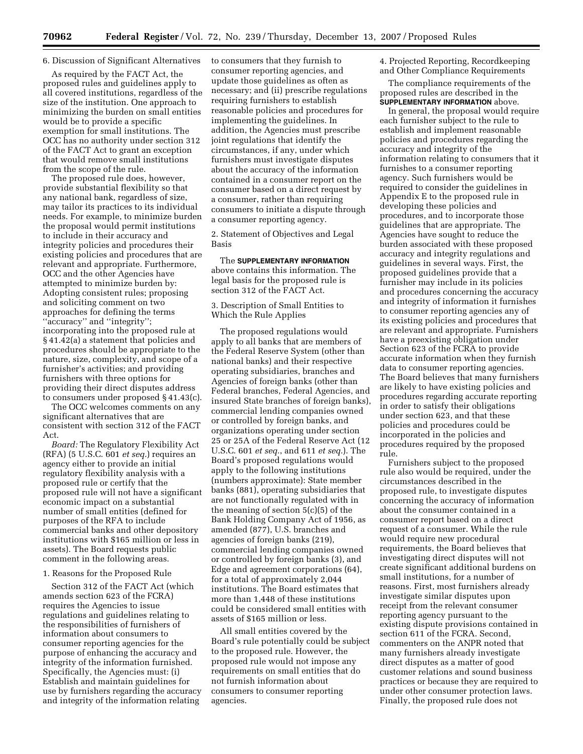6. Discussion of Significant Alternatives

As required by the FACT Act, the proposed rules and guidelines apply to all covered institutions, regardless of the size of the institution. One approach to minimizing the burden on small entities would be to provide a specific exemption for small institutions. The OCC has no authority under section 312 of the FACT Act to grant an exception that would remove small institutions from the scope of the rule.

The proposed rule does, however, provide substantial flexibility so that any national bank, regardless of size, may tailor its practices to its individual needs. For example, to minimize burden the proposal would permit institutions to include in their accuracy and integrity policies and procedures their existing policies and procedures that are relevant and appropriate. Furthermore, OCC and the other Agencies have attempted to minimize burden by: Adopting consistent rules; proposing and soliciting comment on two approaches for defining the terms ''accuracy'' and ''integrity''; incorporating into the proposed rule at § 41.42(a) a statement that policies and procedures should be appropriate to the nature, size, complexity, and scope of a furnisher's activities; and providing furnishers with three options for providing their direct disputes address to consumers under proposed § 41.43(c).

The OCC welcomes comments on any significant alternatives that are consistent with section 312 of the FACT Act.

*Board:* The Regulatory Flexibility Act (RFA) (5 U.S.C. 601 *et seq.*) requires an agency either to provide an initial regulatory flexibility analysis with a proposed rule or certify that the proposed rule will not have a significant economic impact on a substantial number of small entities (defined for purposes of the RFA to include commercial banks and other depository institutions with $165 million or less in assets). The Board requests public comment in the following areas.

1. Reasons for the Proposed Rule

Section 312 of the FACT Act (which amends section 623 of the FCRA) requires the Agencies to issue regulations and guidelines relating to the responsibilities of furnishers of information about consumers to consumer reporting agencies for the purpose of enhancing the accuracy and integrity of the information furnished. Specifically, the Agencies must: (i) Establish and maintain guidelines for use by furnishers regarding the accuracy and integrity of the information relating to consumers that they furnish to consumer reporting agencies, and update those guidelines as often as necessary; and (ii) prescribe regulations requiring furnishers to establish reasonable policies and procedures for implementing the guidelines. In addition, the Agencies must prescribe joint regulations that identify the circumstances, if any, under which furnishers must investigate disputes about the accuracy of the information contained in a consumer report on the consumer based on a direct request by a consumer, rather than requiring consumers to initiate a dispute through a consumer reporting agency.

2. Statement of Objectives and Legal Basis

The **SUPPLEMENTARY INFORMATION** above contains this information. The legal basis for the proposed rule is section 312 of the FACT Act.

3. Description of Small Entities to Which the Rule Applies

The proposed regulations would apply to all banks that are members of the Federal Reserve System (other than national banks) and their respective operating subsidiaries, branches and Agencies of foreign banks (other than Federal branches, Federal Agencies, and insured State branches of foreign banks), commercial lending companies owned or controlled by foreign banks, and organizations operating under section 25 or 25A of the Federal Reserve Act (12 U.S.C. 601 *et seq.*, and 611 *et seq.*). The Board's proposed regulations would apply to the following institutions (numbers approximate): State member banks (881), operating subsidiaries that are not functionally regulated with in the meaning of section 5(c)(5) of the Bank Holding Company Act of 1956, as amended (877), U.S. branches and agencies of foreign banks (219), commercial lending companies owned or controlled by foreign banks (3), and Edge and agreement corporations (64), for a total of approximately 2,044 institutions. The Board estimates that more than 1,448 of these institutions could be considered small entities with assets of $165 million or less.

All small entities covered by the Board's rule potentially could be subject to the proposed rule. However, the proposed rule would not impose any requirements on small entities that do not furnish information about consumers to consumer reporting agencies.

4. Projected Reporting, Recordkeeping and Other Compliance Requirements

The compliance requirements of the proposed rules are described in the **SUPPLEMENTARY INFORMATION** above.

In general, the proposal would require each furnisher subject to the rule to establish and implement reasonable policies and procedures regarding the accuracy and integrity of the information relating to consumers that it furnishes to a consumer reporting agency. Such furnishers would be required to consider the guidelines in Appendix E to the proposed rule in developing these policies and procedures, and to incorporate those guidelines that are appropriate. The Agencies have sought to reduce the burden associated with these proposed accuracy and integrity regulations and guidelines in several ways. First, the proposed guidelines provide that a furnisher may include in its policies and procedures concerning the accuracy and integrity of information it furnishes to consumer reporting agencies any of its existing policies and procedures that are relevant and appropriate. Furnishers have a preexisting obligation under Section 623 of the FCRA to provide accurate information when they furnish data to consumer reporting agencies. The Board believes that many furnishers are likely to have existing policies and procedures regarding accurate reporting in order to satisfy their obligations under section 623, and that these policies and procedures could be incorporated in the policies and procedures required by the proposed rule.

Furnishers subject to the proposed rule also would be required, under the circumstances described in the proposed rule, to investigate disputes concerning the accuracy of information about the consumer contained in a consumer report based on a direct request of a consumer. While the rule would require new procedural requirements, the Board believes that investigating direct disputes will not create significant additional burdens on small institutions, for a number of reasons. First, most furnishers already investigate similar disputes upon receipt from the relevant consumer reporting agency pursuant to the existing dispute provisions contained in section 611 of the FCRA. Second, commenters on the ANPR noted that many furnishers already investigate direct disputes as a matter of good customer relations and sound business practices or because they are required to under other consumer protection laws. Finally, the proposed rule does not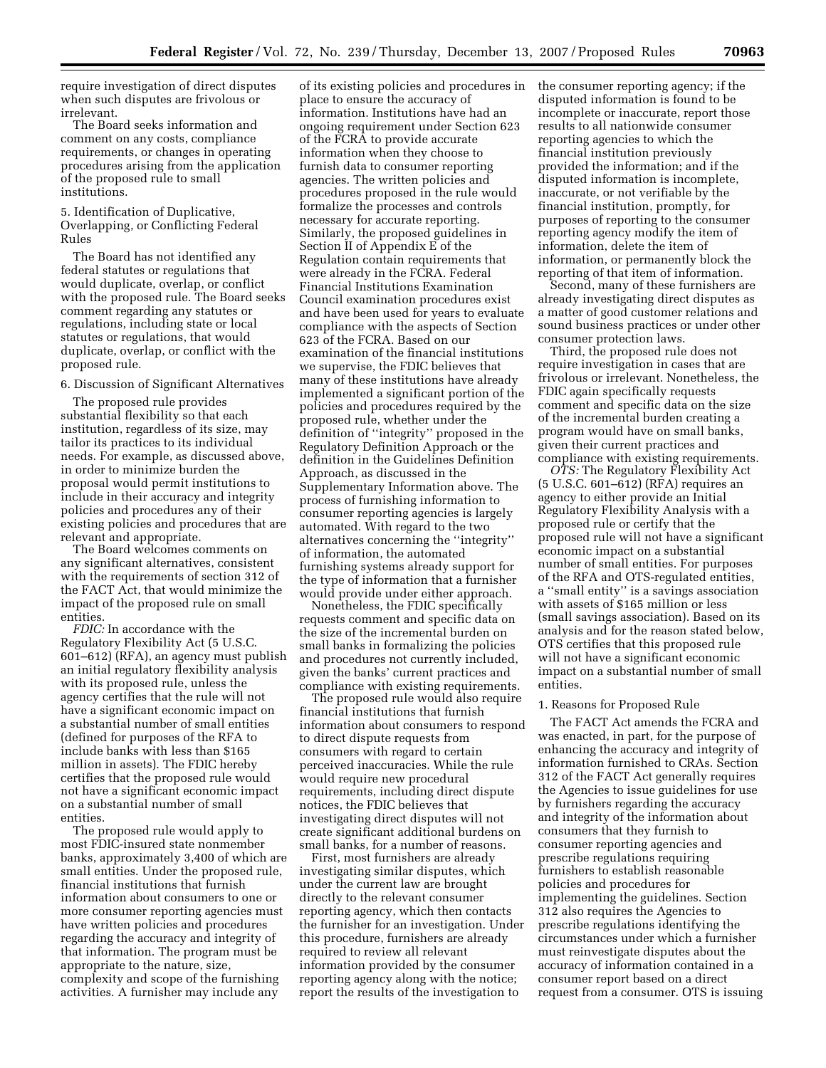require investigation of direct disputes when such disputes are frivolous or irrelevant.

The Board seeks information and comment on any costs, compliance requirements, or changes in operating procedures arising from the application of the proposed rule to small institutions.

5. Identification of Duplicative, Overlapping, or Conflicting Federal Rules

The Board has not identified any federal statutes or regulations that would duplicate, overlap, or conflict with the proposed rule. The Board seeks comment regarding any statutes or regulations, including state or local statutes or regulations, that would duplicate, overlap, or conflict with the proposed rule.

6. Discussion of Significant Alternatives

The proposed rule provides substantial flexibility so that each institution, regardless of its size, may tailor its practices to its individual needs. For example, as discussed above, in order to minimize burden the proposal would permit institutions to include in their accuracy and integrity policies and procedures any of their existing policies and procedures that are relevant and appropriate.

The Board welcomes comments on any significant alternatives, consistent with the requirements of section 312 of the FACT Act, that would minimize the impact of the proposed rule on small entities.

*FDIC:* In accordance with the Regulatory Flexibility Act (5 U.S.C. 601–612) (RFA), an agency must publish an initial regulatory flexibility analysis with its proposed rule, unless the agency certifies that the rule will not have a significant economic impact on a substantial number of small entities (defined for purposes of the RFA to include banks with less than $165 million in assets). The FDIC hereby certifies that the proposed rule would not have a significant economic impact on a substantial number of small entities.

The proposed rule would apply to most FDIC-insured state nonmember banks, approximately 3,400 of which are small entities. Under the proposed rule, financial institutions that furnish information about consumers to one or more consumer reporting agencies must have written policies and procedures regarding the accuracy and integrity of that information. The program must be appropriate to the nature, size, complexity and scope of the furnishing activities. A furnisher may include any of its existing policies and procedures in place to ensure the accuracy of information. Institutions have had an ongoing requirement under Section 623 of the FCRA to provide accurate information when they choose to furnish data to consumer reporting agencies. The written policies and procedures proposed in the rule would formalize the processes and controls necessary for accurate reporting. Similarly, the proposed guidelines in Section II of Appendix E of the Regulation contain requirements that were already in the FCRA. Federal Financial Institutions Examination Council examination procedures exist and have been used for years to evaluate compliance with the aspects of Section 623 of the FCRA. Based on our examination of the financial institutions we supervise, the FDIC believes that many of these institutions have already implemented a significant portion of the policies and procedures required by the proposed rule, whether under the definition of ''integrity'' proposed in the Regulatory Definition Approach or the definition in the Guidelines Definition Approach, as discussed in the Supplementary Information above. The process of furnishing information to consumer reporting agencies is largely automated. With regard to the two alternatives concerning the ''integrity'' of information, the automated furnishing systems already support for the type of information that a furnisher would provide under either approach.

Nonetheless, the FDIC specifically requests comment and specific data on the size of the incremental burden on small banks in formalizing the policies and procedures not currently included, given the banks' current practices and compliance with existing requirements.

The proposed rule would also require financial institutions that furnish information about consumers to respond to direct dispute requests from consumers with regard to certain perceived inaccuracies. While the rule would require new procedural requirements, including direct dispute notices, the FDIC believes that investigating direct disputes will not create significant additional burdens on small banks, for a number of reasons.

First, most furnishers are already investigating similar disputes, which under the current law are brought directly to the relevant consumer reporting agency, which then contacts the furnisher for an investigation. Under this procedure, furnishers are already required to review all relevant information provided by the consumer reporting agency along with the notice; report the results of the investigation to the consumer reporting agency; if the disputed information is found to be incomplete or inaccurate, report those results to all nationwide consumer reporting agencies to which the financial institution previously provided the information; and if the disputed information is incomplete, inaccurate, or not verifiable by the financial institution, promptly, for purposes of reporting to the consumer reporting agency modify the item of information, delete the item of information, or permanently block the reporting of that item of information.

Second, many of these furnishers are already investigating direct disputes as a matter of good customer relations and sound business practices or under other consumer protection laws.

Third, the proposed rule does not require investigation in cases that are frivolous or irrelevant. Nonetheless, the FDIC again specifically requests comment and specific data on the size of the incremental burden creating a program would have on small banks, given their current practices and compliance with existing requirements.

*OTS:* The Regulatory Flexibility Act (5 U.S.C. 601–612) (RFA) requires an agency to either provide an Initial Regulatory Flexibility Analysis with a proposed rule or certify that the proposed rule will not have a significant economic impact on a substantial number of small entities. For purposes of the RFA and OTS-regulated entities, a ''small entity'' is a savings association with assets of $165 million or less (small savings association). Based on its analysis and for the reason stated below, OTS certifies that this proposed rule will not have a significant economic impact on a substantial number of small entities.

1. Reasons for Proposed Rule

The FACT Act amends the FCRA and was enacted, in part, for the purpose of enhancing the accuracy and integrity of information furnished to CRAs. Section 312 of the FACT Act generally requires the Agencies to issue guidelines for use by furnishers regarding the accuracy and integrity of the information about consumers that they furnish to consumer reporting agencies and prescribe regulations requiring furnishers to establish reasonable policies and procedures for implementing the guidelines. Section 312 also requires the Agencies to prescribe regulations identifying the circumstances under which a furnisher must reinvestigate disputes about the accuracy of information contained in a consumer report based on a direct request from a consumer. OTS is issuing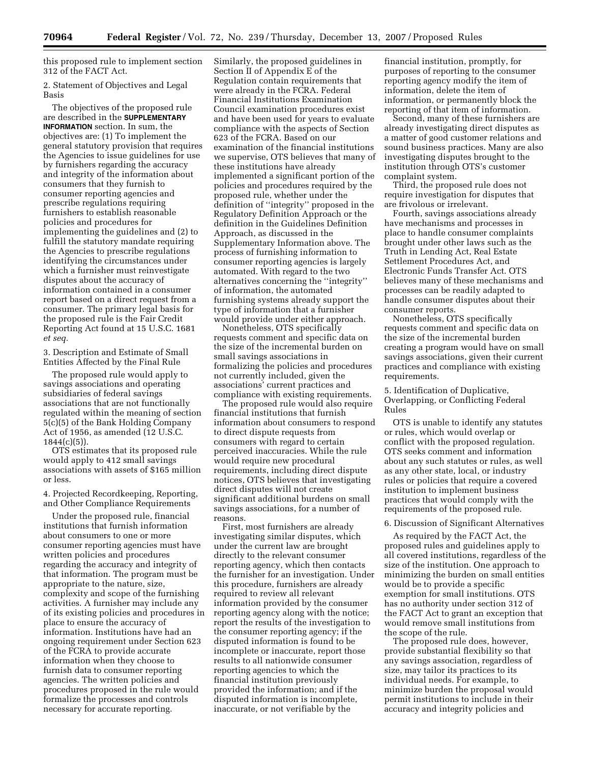this proposed rule to implement section 312 of the FACT Act.

2. Statement of Objectives and Legal Basis

The objectives of the proposed rule are described in the **SUPPLEMENTARY INFORMATION** section. In sum, the objectives are: (1) To implement the general statutory provision that requires the Agencies to issue guidelines for use by furnishers regarding the accuracy and integrity of the information about consumers that they furnish to consumer reporting agencies and prescribe regulations requiring furnishers to establish reasonable policies and procedures for implementing the guidelines and (2) to fulfill the statutory mandate requiring the Agencies to prescribe regulations identifying the circumstances under which a furnisher must reinvestigate disputes about the accuracy of information contained in a consumer report based on a direct request from a consumer. The primary legal basis for the proposed rule is the Fair Credit Reporting Act found at 15 U.S.C. 1681 *et seq.*

3. Description and Estimate of Small Entities Affected by the Final Rule

The proposed rule would apply to savings associations and operating subsidiaries of federal savings associations that are not functionally regulated within the meaning of section 5(c)(5) of the Bank Holding Company Act of 1956, as amended (12 U.S.C. 1844(c)(5)).

OTS estimates that its proposed rule would apply to 412 small savings associations with assets of $165 million or less.

4. Projected Recordkeeping, Reporting, and Other Compliance Requirements

Under the proposed rule, financial institutions that furnish information about consumers to one or more consumer reporting agencies must have written policies and procedures regarding the accuracy and integrity of that information. The program must be appropriate to the nature, size, complexity and scope of the furnishing activities. A furnisher may include any of its existing policies and procedures in place to ensure the accuracy of information. Institutions have had an ongoing requirement under Section 623 of the FCRA to provide accurate information when they choose to furnish data to consumer reporting agencies. The written policies and procedures proposed in the rule would formalize the processes and controls necessary for accurate reporting.

Similarly, the proposed guidelines in Section II of Appendix E of the Regulation contain requirements that were already in the FCRA. Federal Financial Institutions Examination Council examination procedures exist and have been used for years to evaluate compliance with the aspects of Section 623 of the FCRA. Based on our examination of the financial institutions we supervise, OTS believes that many of these institutions have already implemented a significant portion of the policies and procedures required by the proposed rule, whether under the definition of ''integrity'' proposed in the Regulatory Definition Approach or the definition in the Guidelines Definition Approach, as discussed in the Supplementary Information above. The process of furnishing information to consumer reporting agencies is largely automated. With regard to the two alternatives concerning the ''integrity'' of information, the automated furnishing systems already support the type of information that a furnisher would provide under either approach.

Nonetheless, OTS specifically requests comment and specific data on the size of the incremental burden on small savings associations in formalizing the policies and procedures not currently included, given the associations' current practices and compliance with existing requirements.

The proposed rule would also require financial institutions that furnish information about consumers to respond to direct dispute requests from consumers with regard to certain perceived inaccuracies. While the rule would require new procedural requirements, including direct dispute notices, OTS believes that investigating direct disputes will not create significant additional burdens on small savings associations, for a number of reasons.

First, most furnishers are already investigating similar disputes, which under the current law are brought directly to the relevant consumer reporting agency, which then contacts the furnisher for an investigation. Under this procedure, furnishers are already required to review all relevant information provided by the consumer reporting agency along with the notice; report the results of the investigation to the consumer reporting agency; if the disputed information is found to be incomplete or inaccurate, report those results to all nationwide consumer reporting agencies to which the financial institution previously provided the information; and if the disputed information is incomplete, inaccurate, or not verifiable by the financial institution, promptly, for purposes of reporting to the consumer reporting agency modify the item of information, delete the item of information, or permanently block the reporting of that item of information.

Second, many of these furnishers are already investigating direct disputes as a matter of good customer relations and sound business practices. Many are also investigating disputes brought to the institution through OTS's customer complaint system.

Third, the proposed rule does not require investigation for disputes that are frivolous or irrelevant.

Fourth, savings associations already have mechanisms and processes in place to handle consumer complaints brought under other laws such as the Truth in Lending Act, Real Estate Settlement Procedures Act, and Electronic Funds Transfer Act. OTS believes many of these mechanisms and processes can be readily adapted to handle consumer disputes about their consumer reports.

Nonetheless, OTS specifically requests comment and specific data on the size of the incremental burden creating a program would have on small savings associations, given their current practices and compliance with existing requirements.

5. Identification of Duplicative, Overlapping, or Conflicting Federal Rules

OTS is unable to identify any statutes or rules, which would overlap or conflict with the proposed regulation. OTS seeks comment and information about any such statutes or rules, as well as any other state, local, or industry rules or policies that require a covered institution to implement business practices that would comply with the requirements of the proposed rule.

6. Discussion of Significant Alternatives

As required by the FACT Act, the proposed rules and guidelines apply to all covered institutions, regardless of the size of the institution. One approach to minimizing the burden on small entities would be to provide a specific exemption for small institutions. OTS has no authority under section 312 of the FACT Act to grant an exception that would remove small institutions from the scope of the rule.

The proposed rule does, however, provide substantial flexibility so that any savings association, regardless of size, may tailor its practices to its individual needs. For example, to minimize burden the proposal would permit institutions to include in their accuracy and integrity policies and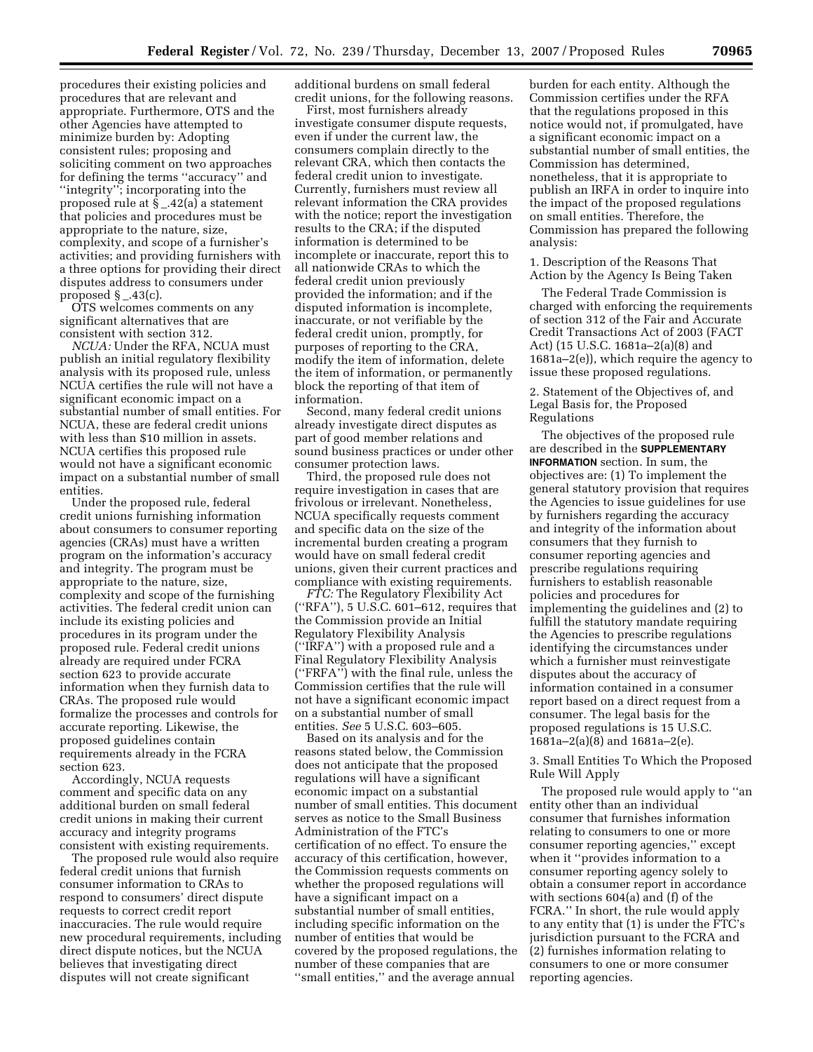procedures their existing policies and procedures that are relevant and appropriate. Furthermore, OTS and the other Agencies have attempted to minimize burden by: Adopting consistent rules; proposing and soliciting comment on two approaches for defining the terms ''accuracy'' and ''integrity''; incorporating into the proposed rule at § _.42(a) a statement that policies and procedures must be appropriate to the nature, size, complexity, and scope of a furnisher's activities; and providing furnishers with a three options for providing their direct disputes address to consumers under proposed § _.43(c).

OTS welcomes comments on any significant alternatives that are consistent with section 312.

*NCUA:* Under the RFA, NCUA must publish an initial regulatory flexibility analysis with its proposed rule, unless NCUA certifies the rule will not have a significant economic impact on a substantial number of small entities. For NCUA, these are federal credit unions with less than $10 million in assets. NCUA certifies this proposed rule would not have a significant economic impact on a substantial number of small entities.

Under the proposed rule, federal credit unions furnishing information about consumers to consumer reporting agencies (CRAs) must have a written program on the information's accuracy and integrity. The program must be appropriate to the nature, size, complexity and scope of the furnishing activities. The federal credit union can include its existing policies and procedures in its program under the proposed rule. Federal credit unions already are required under FCRA section 623 to provide accurate information when they furnish data to CRAs. The proposed rule would formalize the processes and controls for accurate reporting. Likewise, the proposed guidelines contain requirements already in the FCRA section 623.

Accordingly, NCUA requests comment and specific data on any additional burden on small federal credit unions in making their current accuracy and integrity programs consistent with existing requirements.

The proposed rule would also require federal credit unions that furnish consumer information to CRAs to respond to consumers' direct dispute requests to correct credit report inaccuracies. The rule would require new procedural requirements, including direct dispute notices, but the NCUA believes that investigating direct disputes will not create significant additional burdens on small federal credit unions, for the following reasons.

First, most furnishers already investigate consumer dispute requests, even if under the current law, the consumers complain directly to the relevant CRA, which then contacts the federal credit union to investigate. Currently, furnishers must review all relevant information the CRA provides with the notice; report the investigation results to the CRA; if the disputed information is determined to be incomplete or inaccurate, report this to all nationwide CRAs to which the federal credit union previously provided the information; and if the disputed information is incomplete, inaccurate, or not verifiable by the federal credit union, promptly, for purposes of reporting to the CRA, modify the item of information, delete the item of information, or permanently block the reporting of that item of information.

Second, many federal credit unions already investigate direct disputes as part of good member relations and sound business practices or under other consumer protection laws.

Third, the proposed rule does not require investigation in cases that are frivolous or irrelevant. Nonetheless, NCUA specifically requests comment and specific data on the size of the incremental burden creating a program would have on small federal credit unions, given their current practices and compliance with existing requirements.

*FTC:* The Regulatory Flexibility Act (''RFA''), 5 U.S.C. 601–612, requires that the Commission provide an Initial Regulatory Flexibility Analysis (''IRFA'') with a proposed rule and a Final Regulatory Flexibility Analysis (''FRFA'') with the final rule, unless the Commission certifies that the rule will not have a significant economic impact on a substantial number of small entities. *See* 5 U.S.C. 603–605.

Based on its analysis and for the reasons stated below, the Commission does not anticipate that the proposed regulations will have a significant economic impact on a substantial number of small entities. This document serves as notice to the Small Business Administration of the FTC's certification of no effect. To ensure the accuracy of this certification, however, the Commission requests comments on whether the proposed regulations will have a significant impact on a substantial number of small entities, including specific information on the number of entities that would be covered by the proposed regulations, the number of these companies that are ''small entities,'' and the average annual burden for each entity. Although the Commission certifies under the RFA that the regulations proposed in this notice would not, if promulgated, have a significant economic impact on a substantial number of small entities, the Commission has determined, nonetheless, that it is appropriate to publish an IRFA in order to inquire into the impact of the proposed regulations on small entities. Therefore, the Commission has prepared the following analysis:

1. Description of the Reasons That Action by the Agency Is Being Taken

The Federal Trade Commission is charged with enforcing the requirements of section 312 of the Fair and Accurate Credit Transactions Act of 2003 (FACT Act) (15 U.S.C. 1681a–2(a)(8) and 1681a–2(e)), which require the agency to issue these proposed regulations.

2. Statement of the Objectives of, and Legal Basis for, the Proposed Regulations

The objectives of the proposed rule are described in the **SUPPLEMENTARY INFORMATION** section. In sum, the objectives are: (1) To implement the general statutory provision that requires the Agencies to issue guidelines for use by furnishers regarding the accuracy and integrity of the information about consumers that they furnish to consumer reporting agencies and prescribe regulations requiring furnishers to establish reasonable policies and procedures for implementing the guidelines and (2) to fulfill the statutory mandate requiring the Agencies to prescribe regulations identifying the circumstances under which a furnisher must reinvestigate disputes about the accuracy of information contained in a consumer report based on a direct request from a consumer. The legal basis for the proposed regulations is 15 U.S.C. 1681a–2(a)(8) and 1681a–2(e).

3. Small Entities To Which the Proposed Rule Will Apply

The proposed rule would apply to ''an entity other than an individual consumer that furnishes information relating to consumers to one or more consumer reporting agencies,'' except when it ''provides information to a consumer reporting agency solely to obtain a consumer report in accordance with sections 604(a) and (f) of the FCRA.'' In short, the rule would apply to any entity that (1) is under the FTC's jurisdiction pursuant to the FCRA and (2) furnishes information relating to consumers to one or more consumer reporting agencies.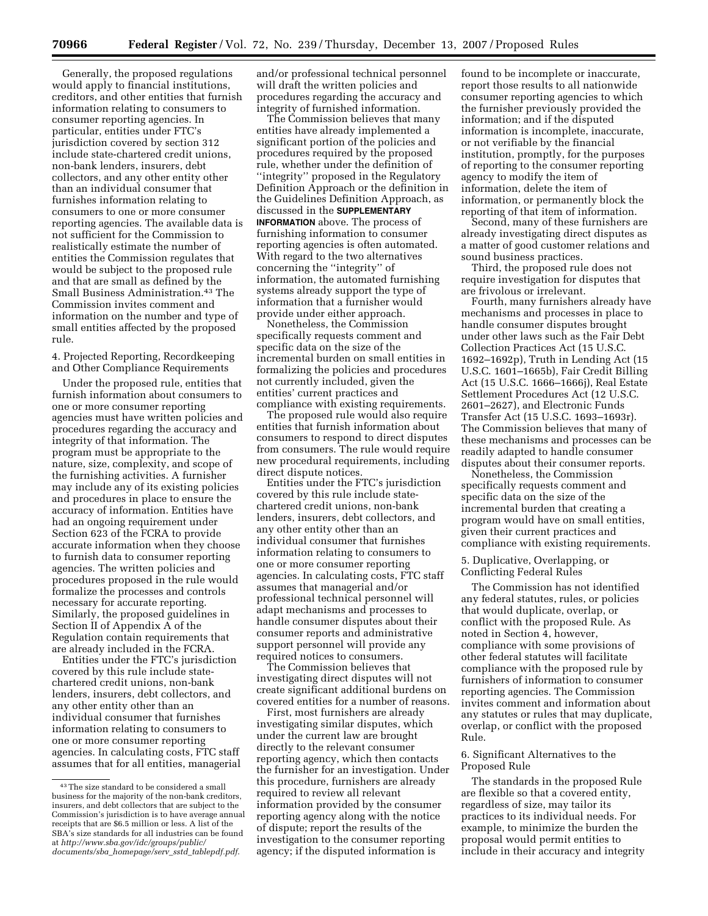Generally, the proposed regulations would apply to financial institutions, creditors, and other entities that furnish information relating to consumers to consumer reporting agencies. In particular, entities under FTC's jurisdiction covered by section 312 include state-chartered credit unions, non-bank lenders, insurers, debt collectors, and any other entity other than an individual consumer that furnishes information relating to consumers to one or more consumer reporting agencies. The available data is not sufficient for the Commission to realistically estimate the number of entities the Commission regulates that would be subject to the proposed rule and that are small as defined by the Small Business Administration.[43] The Commission invites comment and information on the number and type of small entities affected by the proposed rule.

4. Projected Reporting, Recordkeeping and Other Compliance Requirements

Under the proposed rule, entities that furnish information about consumers to one or more consumer reporting agencies must have written policies and procedures regarding the accuracy and integrity of that information. The program must be appropriate to the nature, size, complexity, and scope of the furnishing activities. A furnisher may include any of its existing policies and procedures in place to ensure the accuracy of information. Entities have had an ongoing requirement under Section 623 of the FCRA to provide accurate information when they choose to furnish data to consumer reporting agencies. The written policies and procedures proposed in the rule would formalize the processes and controls necessary for accurate reporting. Similarly, the proposed guidelines in Section II of Appendix A of the Regulation contain requirements that are already included in the FCRA.

Entities under the FTC's jurisdiction covered by this rule include state-chartered credit unions, non-bank lenders, insurers, debt collectors, and any other entity other than an individual consumer that furnishes information relating to consumers to one or more consumer reporting agencies. In calculating costs, FTC staff assumes that for all entities, managerial and/or professional technical personnel will draft the written policies and procedures regarding the accuracy and integrity of furnished information.

The Commission believes that many entities have already implemented a significant portion of the policies and procedures required by the proposed rule, whether under the definition of "integrity" proposed in the Regulatory Definition Approach or the definition in the Guidelines Definition Approach, as discussed in the **SUPPLEMENTARY INFORMATION** above. The process of furnishing information to consumer reporting agencies is often automated. With regard to the two alternatives concerning the "integrity" of information, the automated furnishing systems already support the type of information that a furnisher would provide under either approach.

Nonetheless, the Commission specifically requests comment and specific data on the size of the incremental burden on small entities in formalizing the policies and procedures not currently included, given the entities' current practices and compliance with existing requirements.

The proposed rule would also require entities that furnish information about consumers to respond to direct disputes from consumers. The rule would require new procedural requirements, including direct dispute notices.

Entities under the FTC's jurisdiction covered by this rule include state-chartered credit unions, non-bank lenders, insurers, debt collectors, and any other entity other than an individual consumer that furnishes information relating to consumers to one or more consumer reporting agencies. In calculating costs, FTC staff assumes that managerial and/or professional technical personnel will adapt mechanisms and processes to handle consumer disputes about their consumer reports and administrative support personnel will provide any required notices to consumers.

The Commission believes that investigating direct disputes will not create significant additional burdens on covered entities for a number of reasons.

First, most furnishers are already investigating similar disputes, which under the current law are brought directly to the relevant consumer reporting agency, which then contacts the furnisher for an investigation. Under this procedure, furnishers are already required to review all relevant information provided by the consumer reporting agency along with the notice of dispute; report the results of the investigation to the consumer reporting agency; if the disputed information is found to be incomplete or inaccurate, report those results to all nationwide consumer reporting agencies to which the furnisher previously provided the information; and if the disputed information is incomplete, inaccurate, or not verifiable by the financial institution, promptly, for the purposes of reporting to the consumer reporting agency to modify the item of information, delete the item of information, or permanently block the reporting of that item of information.

Second, many of these furnishers are already investigating direct disputes as a matter of good customer relations and sound business practices.

Third, the proposed rule does not require investigation for disputes that are frivolous or irrelevant.

Fourth, many furnishers already have mechanisms and processes in place to handle consumer disputes brought under other laws such as the Fair Debt Collection Practices Act (15 U.S.C. 1692–1692p), Truth in Lending Act (15 U.S.C. 1601–1665b), Fair Credit Billing Act (15 U.S.C. 1666–1666j), Real Estate Settlement Procedures Act (12 U.S.C. 2601–2627), and Electronic Funds Transfer Act (15 U.S.C. 1693–1693r). The Commission believes that many of these mechanisms and processes can be readily adapted to handle consumer disputes about their consumer reports.

Nonetheless, the Commission specifically requests comment and specific data on the size of the incremental burden that creating a program would have on small entities, given their current practices and compliance with existing requirements.

5. Duplicative, Overlapping, or Conflicting Federal Rules

The Commission has not identified any federal statutes, rules, or policies that would duplicate, overlap, or conflict with the proposed Rule. As noted in Section 4, however, compliance with some provisions of other federal statutes will facilitate compliance with the proposed rule by furnishers of information to consumer reporting agencies. The Commission invites comment and information about any statutes or rules that may duplicate, overlap, or conflict with the proposed Rule.

6. Significant Alternatives to the Proposed Rule

The standards in the proposed Rule are flexible so that a covered entity, regardless of size, may tailor its practices to its individual needs. For example, to minimize the burden the proposal would permit entities to include in their accuracy and integrity

---

[43] The size standard to be considered a small business for the majority of the non-bank creditors, insurers, and debt collectors that are subject to the Commission's jurisdiction is to have average annual receipts that are $6.5 million or less. A list of the SBA's size standards for all industries can be found at *http://www.sba.gov/idc/groups/public/documents/sba_homepage/serv_sstd_tablepdf.pdf.*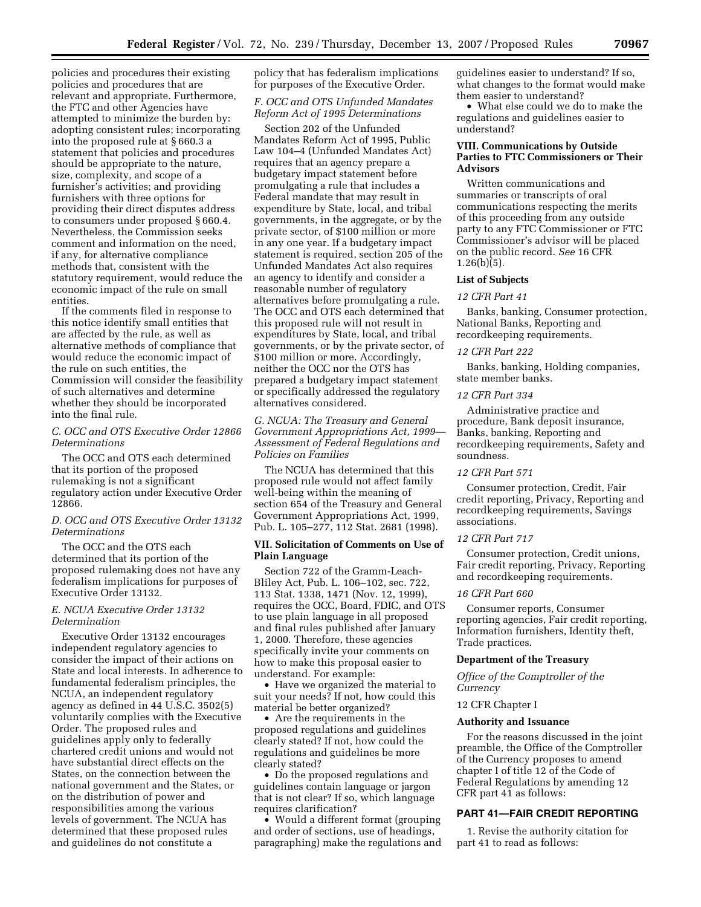policies and procedures their existing policies and procedures that are relevant and appropriate. Furthermore, the FTC and other Agencies have attempted to minimize the burden by: adopting consistent rules; incorporating into the proposed rule at § 660.3 a statement that policies and procedures should be appropriate to the nature, size, complexity, and scope of a furnisher's activities; and providing furnishers with three options for providing their direct disputes address to consumers under proposed § 660.4. Nevertheless, the Commission seeks comment and information on the need, if any, for alternative compliance methods that, consistent with the statutory requirement, would reduce the economic impact of the rule on small entities.

If the comments filed in response to this notice identify small entities that are affected by the rule, as well as alternative methods of compliance that would reduce the economic impact of the rule on such entities, the Commission will consider the feasibility of such alternatives and determine whether they should be incorporated into the final rule.

### *C. OCC and OTS Executive Order 12866 Determinations*

The OCC and OTS each determined that its portion of the proposed rulemaking is not a significant regulatory action under Executive Order 12866.

### *D. OCC and OTS Executive Order 13132 Determinations*

The OCC and the OTS each determined that its portion of the proposed rulemaking does not have any federalism implications for purposes of Executive Order 13132.

### *E. NCUA Executive Order 13132 Determination*

Executive Order 13132 encourages independent regulatory agencies to consider the impact of their actions on State and local interests. In adherence to fundamental federalism principles, the NCUA, an independent regulatory agency as defined in 44 U.S.C. 3502(5) voluntarily complies with the Executive Order. The proposed rules and guidelines apply only to federally chartered credit unions and would not have substantial direct effects on the States, on the connection between the national government and the States, or on the distribution of power and responsibilities among the various levels of government. The NCUA has determined that these proposed rules and guidelines do not constitute a policy that has federalism implications for purposes of the Executive Order.

### *F. OCC and OTS Unfunded Mandates Reform Act of 1995 Determinations*

Section 202 of the Unfunded Mandates Reform Act of 1995, Public Law 104–4 (Unfunded Mandates Act) requires that an agency prepare a budgetary impact statement before promulgating a rule that includes a Federal mandate that may result in expenditure by State, local, and tribal governments, in the aggregate, or by the private sector, of $100 million or more in any one year. If a budgetary impact statement is required, section 205 of the Unfunded Mandates Act also requires an agency to identify and consider a reasonable number of regulatory alternatives before promulgating a rule. The OCC and OTS each determined that this proposed rule will not result in expenditures by State, local, and tribal governments, or by the private sector, of $100 million or more. Accordingly, neither the OCC nor the OTS has prepared a budgetary impact statement or specifically addressed the regulatory alternatives considered.

### *G. NCUA: The Treasury and General Government Appropriations Act, 1999—Assessment of Federal Regulations and Policies on Families*

The NCUA has determined that this proposed rule would not affect family well-being within the meaning of section 654 of the Treasury and General Government Appropriations Act, 1999, Pub. L. 105–277, 112 Stat. 2681 (1998).

## VII. Solicitation of Comments on Use of Plain Language

Section 722 of the Gramm-Leach-Bliley Act, Pub. L. 106–102, sec. 722, 113 Stat. 1338, 1471 (Nov. 12, 1999), requires the OCC, Board, FDIC, and OTS to use plain language in all proposed and final rules published after January 1, 2000. Therefore, these agencies specifically invite your comments on how to make this proposal easier to understand. For example:

- Have we organized the material to suit your needs? If not, how could this material be better organized?
- Are the requirements in the proposed regulations and guidelines clearly stated? If not, how could the regulations and guidelines be more clearly stated?
- Do the proposed regulations and guidelines contain language or jargon that is not clear? If so, which language requires clarification?
- Would a different format (grouping and order of sections, use of headings, paragraphing) make the regulations and guidelines easier to understand? If so, what changes to the format would make them easier to understand?
- What else could we do to make the regulations and guidelines easier to understand?

## VIII. Communications by Outside Parties to FTC Commissioners or Their Advisors

Written communications and summaries or transcripts of oral communications respecting the merits of this proceeding from any outside party to any FTC Commissioner or FTC Commissioner's advisor will be placed on the public record. *See* 16 CFR 1.26(b)(5).

### List of Subjects

*12 CFR Part 41*

Banks, banking, Consumer protection, National Banks, Reporting and recordkeeping requirements.

*12 CFR Part 222*

Banks, banking, Holding companies, state member banks.

*12 CFR Part 334*

Administrative practice and procedure, Bank deposit insurance, Banks, banking, Reporting and recordkeeping requirements, Safety and soundness.

*12 CFR Part 571*

Consumer protection, Credit, Fair credit reporting, Privacy, Reporting and recordkeeping requirements, Savings associations.

*12 CFR Part 717*

Consumer protection, Credit unions, Fair credit reporting, Privacy, Reporting and recordkeeping requirements.

*16 CFR Part 660*

Consumer reports, Consumer reporting agencies, Fair credit reporting, Information furnishers, Identity theft, Trade practices.

### Department of the Treasury

*Office of the Comptroller of the Currency*

12 CFR Chapter I

### Authority and Issuance

For the reasons discussed in the joint preamble, the Office of the Comptroller of the Currency proposes to amend chapter I of title 12 of the Code of Federal Regulations by amending 12 CFR part 41 as follows:

## PART 41—FAIR CREDIT REPORTING

1. Revise the authority citation for part 41 to read as follows: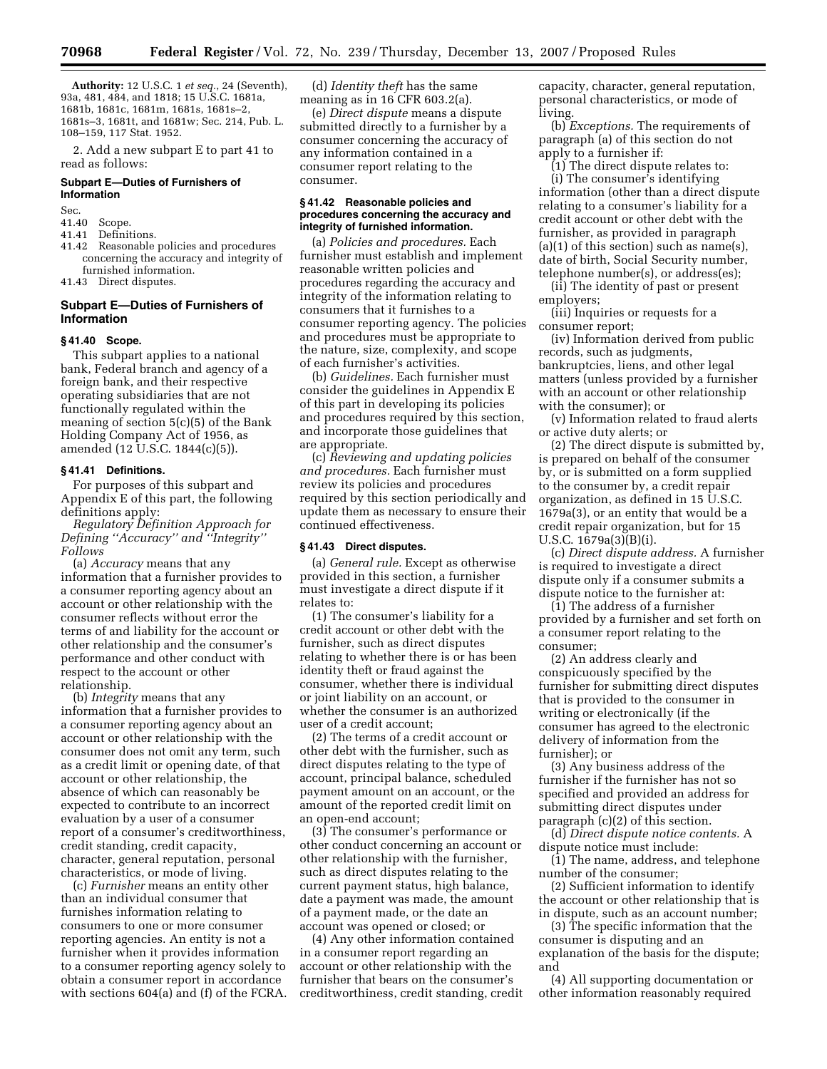**Authority:** 12 U.S.C. 1 *et seq.*, 24 (Seventh), 93a, 481, 484, and 1818; 15 U.S.C. 1681a, 1681b, 1681c, 1681m, 1681s, 1681s–2, 1681s–3, 1681t, and 1681w; Sec. 214, Pub. L. 108–159, 117 Stat. 1952.

2. Add a new subpart E to part 41 to read as follows:

**Subpart E—Duties of Furnishers of Information**

Sec.
41.40 Scope.
41.41 Definitions.
41.42 Reasonable policies and procedures concerning the accuracy and integrity of furnished information.
41.43 Direct disputes.

## Subpart E—Duties of Furnishers of Information

### § 41.40 Scope.

This subpart applies to a national bank, Federal branch and agency of a foreign bank, and their respective operating subsidiaries that are not functionally regulated within the meaning of section 5(c)(5) of the Bank Holding Company Act of 1956, as amended (12 U.S.C. 1844(c)(5)).

### § 41.41 Definitions.

For purposes of this subpart and Appendix E of this part, the following definitions apply:

*Regulatory Definition Approach for Defining "Accuracy" and "Integrity" Follows*

(a) *Accuracy* means that any information that a furnisher provides to a consumer reporting agency about an account or other relationship with the consumer reflects without error the terms of and liability for the account or other relationship and the consumer's performance and other conduct with respect to the account or other relationship.

(b) *Integrity* means that any information that a furnisher provides to a consumer reporting agency about an account or other relationship with the consumer does not omit any term, such as a credit limit or opening date, of that account or other relationship, the absence of which can reasonably be expected to contribute to an incorrect evaluation by a user of a consumer report of a consumer's creditworthiness, credit standing, credit capacity, character, general reputation, personal characteristics, or mode of living.

(c) *Furnisher* means an entity other than an individual consumer that furnishes information relating to consumers to one or more consumer reporting agencies. An entity is not a furnisher when it provides information to a consumer reporting agency solely to obtain a consumer report in accordance with sections 604(a) and (f) of the FCRA.

(d) *Identity theft* has the same meaning as in 16 CFR 603.2(a).

(e) *Direct dispute* means a dispute submitted directly to a furnisher by a consumer concerning the accuracy of any information contained in a consumer report relating to the consumer.

### § 41.42 Reasonable policies and procedures concerning the accuracy and integrity of furnished information.

(a) *Policies and procedures.* Each furnisher must establish and implement reasonable written policies and procedures regarding the accuracy and integrity of the information relating to consumers that it furnishes to a consumer reporting agency. The policies and procedures must be appropriate to the nature, size, complexity, and scope of each furnisher's activities.

(b) *Guidelines.* Each furnisher must consider the guidelines in Appendix E of this part in developing its policies and procedures required by this section, and incorporate those guidelines that are appropriate.

(c) *Reviewing and updating policies and procedures.* Each furnisher must review its policies and procedures required by this section periodically and update them as necessary to ensure their continued effectiveness.

### § 41.43 Direct disputes.

(a) *General rule.* Except as otherwise provided in this section, a furnisher must investigate a direct dispute if it relates to:

(1) The consumer's liability for a credit account or other debt with the furnisher, such as direct disputes relating to whether there is or has been identity theft or fraud against the consumer, whether there is individual or joint liability on an account, or whether the consumer is an authorized user of a credit account;

(2) The terms of a credit account or other debt with the furnisher, such as direct disputes relating to the type of account, principal balance, scheduled payment amount on an account, or the amount of the reported credit limit on an open-end account;

(3) The consumer's performance or other conduct concerning an account or other relationship with the furnisher, such as direct disputes relating to the current payment status, high balance, date a payment was made, the amount of a payment made, or the date an account was opened or closed; or

(4) Any other information contained in a consumer report regarding an account or other relationship with the furnisher that bears on the consumer's creditworthiness, credit standing, credit capacity, character, general reputation, personal characteristics, or mode of living.

(b) *Exceptions.* The requirements of paragraph (a) of this section do not apply to a furnisher if:

(1) The direct dispute relates to:

(i) The consumer's identifying information (other than a direct dispute relating to a consumer's liability for a credit account or other debt with the furnisher, as provided in paragraph (a)(1) of this section) such as name(s), date of birth, Social Security number, telephone number(s), or address(es);

(ii) The identity of past or present employers;

(iii) Inquiries or requests for a consumer report;

(iv) Information derived from public records, such as judgments, bankruptcies, liens, and other legal matters (unless provided by a furnisher with an account or other relationship with the consumer); or

(v) Information related to fraud alerts or active duty alerts; or

(2) The direct dispute is submitted by, is prepared on behalf of the consumer by, or is submitted on a form supplied to the consumer by, a credit repair organization, as defined in 15 U.S.C. 1679a(3), or an entity that would be a credit repair organization, but for 15 U.S.C. 1679a(3)(B)(i).

(c) *Direct dispute address.* A furnisher is required to investigate a direct dispute only if a consumer submits a dispute notice to the furnisher at:

(1) The address of a furnisher provided by a furnisher and set forth on a consumer report relating to the consumer;

(2) An address clearly and conspicuously specified by the furnisher for submitting direct disputes that is provided to the consumer in writing or electronically (if the consumer has agreed to the electronic delivery of information from the furnisher); or

(3) Any business address of the furnisher if the furnisher has not so specified and provided an address for submitting direct disputes under paragraph (c)(2) of this section.

(d) *Direct dispute notice contents.* A dispute notice must include:

(1) The name, address, and telephone number of the consumer;

(2) Sufficient information to identify the account or other relationship that is in dispute, such as an account number;

(3) The specific information that the consumer is disputing and an explanation of the basis for the dispute; and

(4) All supporting documentation or other information reasonably required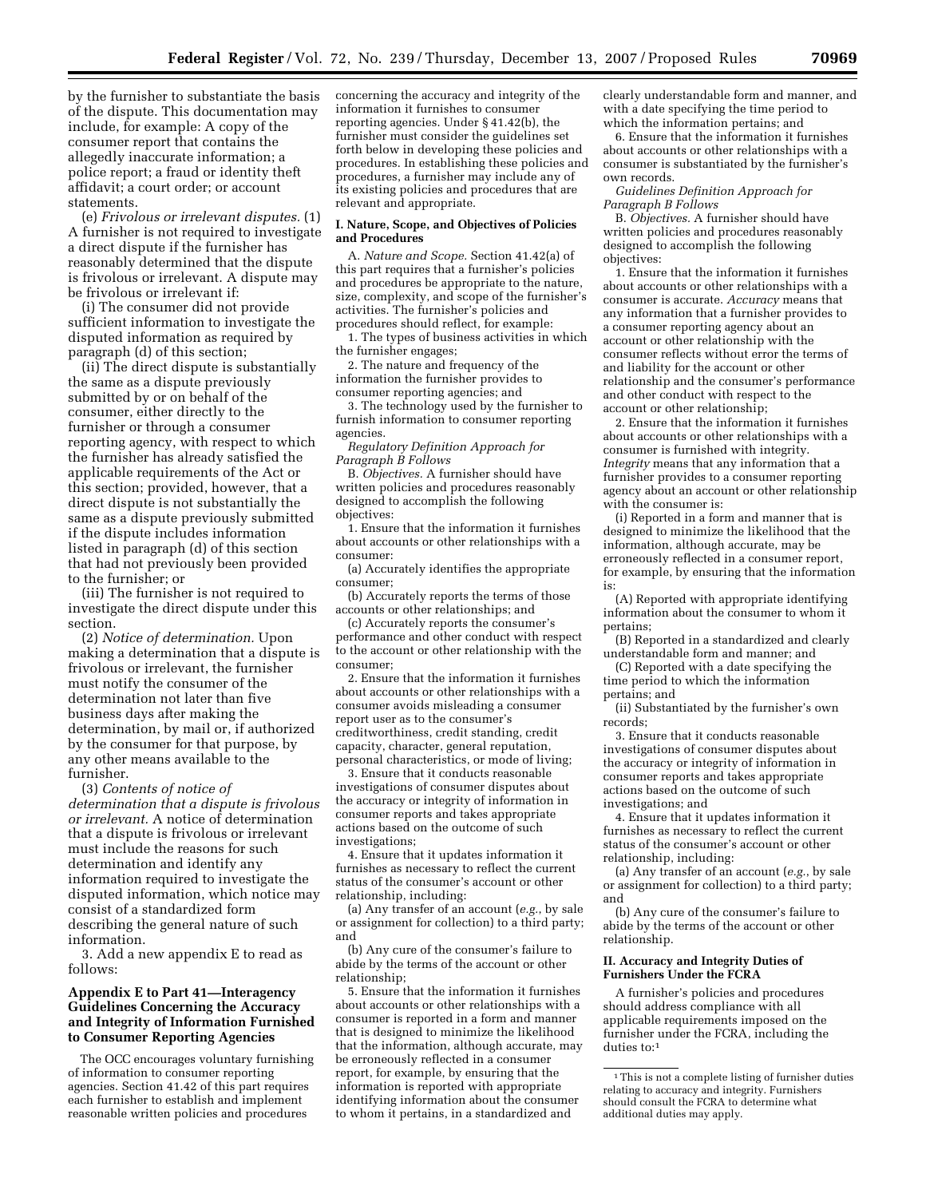by the furnisher to substantiate the basis of the dispute. This documentation may include, for example: A copy of the consumer report that contains the allegedly inaccurate information; a police report; a fraud or identity theft affidavit; a court order; or account statements.

(e) *Frivolous or irrelevant disputes.* (1) A furnisher is not required to investigate a direct dispute if the furnisher has reasonably determined that the dispute is frivolous or irrelevant. A dispute may be frivolous or irrelevant if:

(i) The consumer did not provide sufficient information to investigate the disputed information as required by paragraph (d) of this section;

(ii) The direct dispute is substantially the same as a dispute previously submitted by or on behalf of the consumer, either directly to the furnisher or through a consumer reporting agency, with respect to which the furnisher has already satisfied the applicable requirements of the Act or this section; provided, however, that a direct dispute is not substantially the same as a dispute previously submitted if the dispute includes information listed in paragraph (d) of this section that had not previously been provided to the furnisher; or

(iii) The furnisher is not required to investigate the direct dispute under this section.

(2) *Notice of determination.* Upon making a determination that a dispute is frivolous or irrelevant, the furnisher must notify the consumer of the determination not later than five business days after making the determination, by mail or, if authorized by the consumer for that purpose, by any other means available to the furnisher.

(3) *Contents of notice of determination that a dispute is frivolous or irrelevant.* A notice of determination that a dispute is frivolous or irrelevant must include the reasons for such determination and identify any information required to investigate the disputed information, which notice may consist of a standardized form describing the general nature of such information.

3. Add a new appendix E to read as follows:

## Appendix E to Part 41—Interagency Guidelines Concerning the Accuracy and Integrity of Information Furnished to Consumer Reporting Agencies

The OCC encourages voluntary furnishing of information to consumer reporting agencies. Section 41.42 of this part requires each furnisher to establish and implement reasonable written policies and procedures concerning the accuracy and integrity of the information it furnishes to consumer reporting agencies. Under § 41.42(b), the furnisher must consider the guidelines set forth below in developing these policies and procedures. In establishing these policies and procedures, a furnisher may include any of its existing policies and procedures that are relevant and appropriate.

### I. Nature, Scope, and Objectives of Policies and Procedures

A. *Nature and Scope.* Section 41.42(a) of this part requires that a furnisher's policies and procedures be appropriate to the nature, size, complexity, and scope of the furnisher's activities. The furnisher's policies and procedures should reflect, for example:

1. The types of business activities in which the furnisher engages;

2. The nature and frequency of the information the furnisher provides to consumer reporting agencies; and

3. The technology used by the furnisher to furnish information to consumer reporting agencies.

*Regulatory Definition Approach for Paragraph B Follows*

B. *Objectives.* A furnisher should have written policies and procedures reasonably designed to accomplish the following objectives:

1. Ensure that the information it furnishes about accounts or other relationships with a consumer:

(a) Accurately identifies the appropriate consumer;

(b) Accurately reports the terms of those accounts or other relationships; and

(c) Accurately reports the consumer's performance and other conduct with respect to the account or other relationship with the consumer;

2. Ensure that the information it furnishes about accounts or other relationships with a consumer avoids misleading a consumer report user as to the consumer's creditworthiness, credit standing, credit capacity, character, general reputation, personal characteristics, or mode of living;

3. Ensure that it conducts reasonable investigations of consumer disputes about the accuracy or integrity of information in consumer reports and takes appropriate actions based on the outcome of such investigations;

4. Ensure that it updates information it furnishes as necessary to reflect the current status of the consumer's account or other relationship, including:

(a) Any transfer of an account (*e.g.*, by sale or assignment for collection) to a third party; and

(b) Any cure of the consumer's failure to abide by the terms of the account or other relationship;

5. Ensure that the information it furnishes about accounts or other relationships with a consumer is reported in a form and manner that is designed to minimize the likelihood that the information, although accurate, may be erroneously reflected in a consumer report, for example, by ensuring that the information is reported with appropriate identifying information about the consumer to whom it pertains, in a standardized and clearly understandable form and manner, and with a date specifying the time period to which the information pertains; and

6. Ensure that the information it furnishes about accounts or other relationships with a consumer is substantiated by the furnisher's own records.

*Guidelines Definition Approach for Paragraph B Follows*

B. *Objectives.* A furnisher should have written policies and procedures reasonably designed to accomplish the following objectives:

1. Ensure that the information it furnishes about accounts or other relationships with a consumer is accurate. *Accuracy* means that any information that a furnisher provides to a consumer reporting agency about an account or other relationship with the consumer reflects without error the terms of and liability for the account or other relationship and the consumer's performance and other conduct with respect to the account or other relationship;

2. Ensure that the information it furnishes about accounts or other relationships with a consumer is furnished with integrity. *Integrity* means that any information that a furnisher provides to a consumer reporting agency about an account or other relationship with the consumer is:

(i) Reported in a form and manner that is designed to minimize the likelihood that the information, although accurate, may be erroneously reflected in a consumer report, for example, by ensuring that the information is:

(A) Reported with appropriate identifying information about the consumer to whom it pertains;

(B) Reported in a standardized and clearly understandable form and manner; and

(C) Reported with a date specifying the time period to which the information pertains; and

(ii) Substantiated by the furnisher's own records;

3. Ensure that it conducts reasonable investigations of consumer disputes about the accuracy or integrity of information in consumer reports and takes appropriate actions based on the outcome of such investigations; and

4. Ensure that it updates information it furnishes as necessary to reflect the current status of the consumer's account or other relationship, including:

(a) Any transfer of an account (*e.g.*, by sale or assignment for collection) to a third party; and

(b) Any cure of the consumer's failure to abide by the terms of the account or other relationship.

### II. Accuracy and Integrity Duties of Furnishers Under the FCRA

A furnisher's policies and procedures should address compliance with all applicable requirements imposed on the furnisher under the FCRA, including the duties to:[1]

[1] This is not a complete listing of furnisher duties relating to accuracy and integrity. Furnishers should consult the FCRA to determine what additional duties may apply.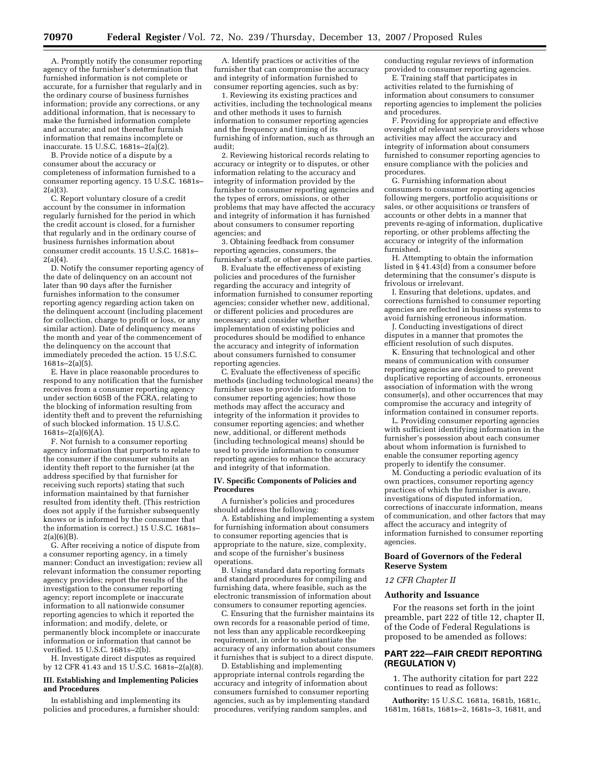A. Promptly notify the consumer reporting agency of the furnisher's determination that furnished information is not complete or accurate, for a furnisher that regularly and in the ordinary course of business furnishes information; provide any corrections, or any additional information, that is necessary to make the furnished information complete and accurate; and not thereafter furnish information that remains incomplete or inaccurate. 15 U.S.C. 1681s–2(a)(2).

B. Provide notice of a dispute by a consumer about the accuracy or completeness of information furnished to a consumer reporting agency. 15 U.S.C. 1681s–2(a)(3).

C. Report voluntary closure of a credit account by the consumer in information regularly furnished for the period in which the credit account is closed, for a furnisher that regularly and in the ordinary course of business furnishes information about consumer credit accounts. 15 U.S.C. 1681s–2(a)(4).

D. Notify the consumer reporting agency of the date of delinquency on an account not later than 90 days after the furnisher furnishes information to the consumer reporting agency regarding action taken on the delinquent account (including placement for collection, charge to profit or loss, or any similar action). Date of delinquency means the month and year of the commencement of the delinquency on the account that immediately preceded the action. 15 U.S.C. 1681s–2(a)(5).

E. Have in place reasonable procedures to respond to any notification that the furnisher receives from a consumer reporting agency under section 605B of the FCRA, relating to the blocking of information resulting from identity theft and to prevent the refurnishing of such blocked information. 15 U.S.C. 1681s–2(a)(6)(A).

F. Not furnish to a consumer reporting agency information that purports to relate to the consumer if the consumer submits an identity theft report to the furnisher (at the address specified by that furnisher for receiving such reports) stating that such information maintained by that furnisher resulted from identity theft. (This restriction does not apply if the furnisher subsequently knows or is informed by the consumer that the information is correct.) 15 U.S.C. 1681s–2(a)(6)(B).

G. After receiving a notice of dispute from a consumer reporting agency, in a timely manner: Conduct an investigation; review all relevant information the consumer reporting agency provides; report the results of the investigation to the consumer reporting agency; report incomplete or inaccurate information to all nationwide consumer reporting agencies to which it reported the information; and modify, delete, or permanently block incomplete or inaccurate information or information that cannot be verified. 15 U.S.C. 1681s–2(b).

H. Investigate direct disputes as required by 12 CFR 41.43 and 15 U.S.C. 1681s–2(a)(8).

### III. Establishing and Implementing Policies and Procedures

In establishing and implementing its policies and procedures, a furnisher should:

A. Identify practices or activities of the furnisher that can compromise the accuracy and integrity of information furnished to consumer reporting agencies, such as by:

1. Reviewing its existing practices and activities, including the technological means and other methods it uses to furnish information to consumer reporting agencies and the frequency and timing of its furnishing of information, such as through an audit;

2. Reviewing historical records relating to accuracy or integrity or to disputes, or other information relating to the accuracy and integrity of information provided by the furnisher to consumer reporting agencies and the types of errors, omissions, or other problems that may have affected the accuracy and integrity of information it has furnished about consumers to consumer reporting agencies; and

3. Obtaining feedback from consumer reporting agencies, consumers, the furnisher's staff, or other appropriate parties.

B. Evaluate the effectiveness of existing policies and procedures of the furnisher regarding the accuracy and integrity of information furnished to consumer reporting agencies; consider whether new, additional, or different policies and procedures are necessary; and consider whether implementation of existing policies and procedures should be modified to enhance the accuracy and integrity of information about consumers furnished to consumer reporting agencies.

C. Evaluate the effectiveness of specific methods (including technological means) the furnisher uses to provide information to consumer reporting agencies; how those methods may affect the accuracy and integrity of the information it provides to consumer reporting agencies; and whether new, additional, or different methods (including technological means) should be used to provide information to consumer reporting agencies to enhance the accuracy and integrity of that information.

### IV. Specific Components of Policies and Procedures

A furnisher's policies and procedures should address the following:

A. Establishing and implementing a system for furnishing information about consumers to consumer reporting agencies that is appropriate to the nature, size, complexity, and scope of the furnisher's business operations.

B. Using standard data reporting formats and standard procedures for compiling and furnishing data, where feasible, such as the electronic transmission of information about consumers to consumer reporting agencies.

C. Ensuring that the furnisher maintains its own records for a reasonable period of time, not less than any applicable recordkeeping requirement, in order to substantiate the accuracy of any information about consumers it furnishes that is subject to a direct dispute.

D. Establishing and implementing appropriate internal controls regarding the accuracy and integrity of information about consumers furnished to consumer reporting agencies, such as by implementing standard procedures, verifying random samples, and conducting regular reviews of information provided to consumer reporting agencies.

E. Training staff that participates in activities related to the furnishing of information about consumers to consumer reporting agencies to implement the policies and procedures.

F. Providing for appropriate and effective oversight of relevant service providers whose activities may affect the accuracy and integrity of information about consumers furnished to consumer reporting agencies to ensure compliance with the policies and procedures.

G. Furnishing information about consumers to consumer reporting agencies following mergers, portfolio acquisitions or sales, or other acquisitions or transfers of accounts or other debts in a manner that prevents re-aging of information, duplicative reporting, or other problems affecting the accuracy or integrity of the information furnished.

H. Attempting to obtain the information listed in § 41.43(d) from a consumer before determining that the consumer's dispute is frivolous or irrelevant.

I. Ensuring that deletions, updates, and corrections furnished to consumer reporting agencies are reflected in business systems to avoid furnishing erroneous information.

J. Conducting investigations of direct disputes in a manner that promotes the efficient resolution of such disputes.

K. Ensuring that technological and other means of communication with consumer reporting agencies are designed to prevent duplicative reporting of accounts, erroneous association of information with the wrong consumer(s), and other occurrences that may compromise the accuracy and integrity of information contained in consumer reports.

L. Providing consumer reporting agencies with sufficient identifying information in the furnisher's possession about each consumer about whom information is furnished to enable the consumer reporting agency properly to identify the consumer.

M. Conducting a periodic evaluation of its own practices, consumer reporting agency practices of which the furnisher is aware, investigations of disputed information, corrections of inaccurate information, means of communication, and other factors that may affect the accuracy and integrity of information furnished to consumer reporting agencies.

## Board of Governors of the Federal Reserve System

*12 CFR Chapter II*

### Authority and Issuance

For the reasons set forth in the joint preamble, part 222 of title 12, chapter II, of the Code of Federal Regulations is proposed to be amended as follows:

## PART 222—FAIR CREDIT REPORTING (REGULATION V)

1. The authority citation for part 222 continues to read as follows:

**Authority:** 15 U.S.C. 1681a, 1681b, 1681c, 1681m, 1681s, 1681s–2, 1681s–3, 1681t, and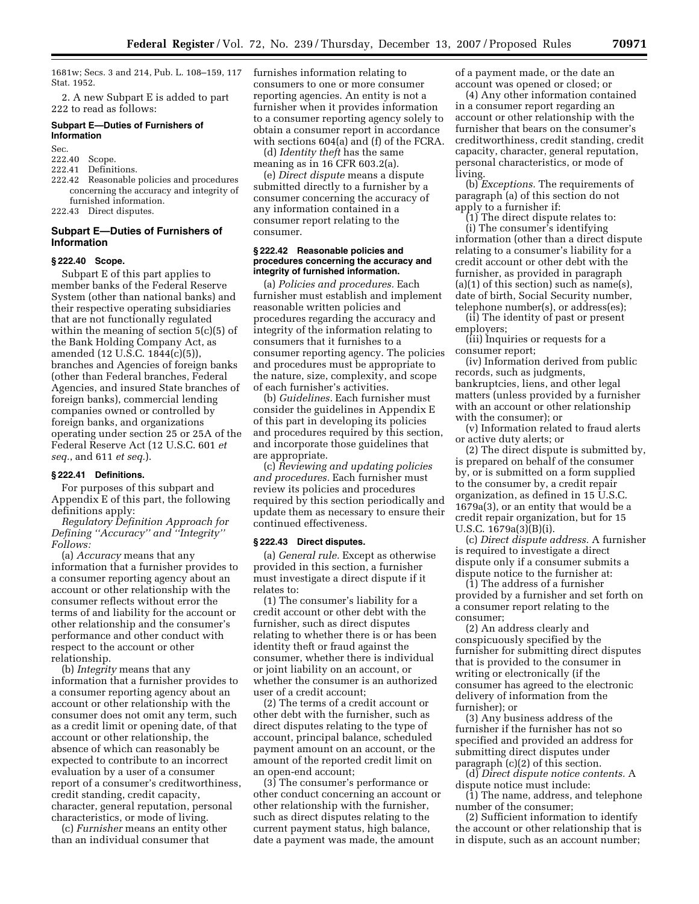1681w; Secs. 3 and 214, Pub. L. 108–159, 117 Stat. 1952.

2. A new Subpart E is added to part 222 to read as follows:

### Subpart E—Duties of Furnishers of Information

Sec.
222.40 Scope.
222.41 Definitions.
222.42 Reasonable policies and procedures concerning the accuracy and integrity of furnished information.
222.43 Direct disputes.

### Subpart E—Duties of Furnishers of Information

#### § 222.40 Scope.

Subpart E of this part applies to member banks of the Federal Reserve System (other than national banks) and their respective operating subsidiaries that are not functionally regulated within the meaning of section 5(c)(5) of the Bank Holding Company Act, as amended (12 U.S.C. 1844(c)(5)), branches and Agencies of foreign banks (other than Federal branches, Federal Agencies, and insured State branches of foreign banks), commercial lending companies owned or controlled by foreign banks, and organizations operating under section 25 or 25A of the Federal Reserve Act (12 U.S.C. 601 *et seq.*, and 611 *et seq.*).

#### § 222.41 Definitions.

For purposes of this subpart and Appendix E of this part, the following definitions apply:

*Regulatory Definition Approach for Defining "Accuracy" and "Integrity" Follows:*

(a) *Accuracy* means that any information that a furnisher provides to a consumer reporting agency about an account or other relationship with the consumer reflects without error the terms of and liability for the account or other relationship and the consumer's performance and other conduct with respect to the account or other relationship.

(b) *Integrity* means that any information that a furnisher provides to a consumer reporting agency about an account or other relationship with the consumer does not omit any term, such as a credit limit or opening date, of that account or other relationship, the absence of which can reasonably be expected to contribute to an incorrect evaluation by a user of a consumer report of a consumer's creditworthiness, credit standing, credit capacity, character, general reputation, personal characteristics, or mode of living.

(c) *Furnisher* means an entity other than an individual consumer that furnishes information relating to consumers to one or more consumer reporting agencies. An entity is not a furnisher when it provides information to a consumer reporting agency solely to obtain a consumer report in accordance with sections 604(a) and (f) of the FCRA.

(d) *Identity theft* has the same meaning as in 16 CFR 603.2(a).

(e) *Direct dispute* means a dispute submitted directly to a furnisher by a consumer concerning the accuracy of any information contained in a consumer report relating to the consumer.

#### § 222.42 Reasonable policies and procedures concerning the accuracy and integrity of furnished information.

(a) *Policies and procedures.* Each furnisher must establish and implement reasonable written policies and procedures regarding the accuracy and integrity of the information relating to consumers that it furnishes to a consumer reporting agency. The policies and procedures must be appropriate to the nature, size, complexity, and scope of each furnisher's activities.

(b) *Guidelines.* Each furnisher must consider the guidelines in Appendix E of this part in developing its policies and procedures required by this section, and incorporate those guidelines that are appropriate.

(c) *Reviewing and updating policies and procedures.* Each furnisher must review its policies and procedures required by this section periodically and update them as necessary to ensure their continued effectiveness.

#### § 222.43 Direct disputes.

(a) *General rule.* Except as otherwise provided in this section, a furnisher must investigate a direct dispute if it relates to:

(1) The consumer's liability for a credit account or other debt with the furnisher, such as direct disputes relating to whether there is or has been identity theft or fraud against the consumer, whether there is individual or joint liability on an account, or whether the consumer is an authorized user of a credit account;

(2) The terms of a credit account or other debt with the furnisher, such as direct disputes relating to the type of account, principal balance, scheduled payment amount on an account, or the amount of the reported credit limit on an open-end account;

(3) The consumer's performance or other conduct concerning an account or other relationship with the furnisher, such as direct disputes relating to the current payment status, high balance, date a payment was made, the amount of a payment made, or the date an account was opened or closed; or

(4) Any other information contained in a consumer report regarding an account or other relationship with the furnisher that bears on the consumer's creditworthiness, credit standing, credit capacity, character, general reputation, personal characteristics, or mode of living.

(b) *Exceptions.* The requirements of paragraph (a) of this section do not apply to a furnisher if:

(1) The direct dispute relates to:

(i) The consumer's identifying information (other than a direct dispute relating to a consumer's liability for a credit account or other debt with the furnisher, as provided in paragraph (a)(1) of this section) such as name(s), date of birth, Social Security number, telephone number(s), or address(es);

(ii) The identity of past or present employers;

(iii) Inquiries or requests for a consumer report;

(iv) Information derived from public records, such as judgments, bankruptcies, liens, and other legal matters (unless provided by a furnisher with an account or other relationship with the consumer); or

(v) Information related to fraud alerts or active duty alerts; or

(2) The direct dispute is submitted by, is prepared on behalf of the consumer by, or is submitted on a form supplied to the consumer by, a credit repair organization, as defined in 15 U.S.C. 1679a(3), or an entity that would be a credit repair organization, but for 15 U.S.C. 1679a(3)(B)(i).

(c) *Direct dispute address.* A furnisher is required to investigate a direct dispute only if a consumer submits a dispute notice to the furnisher at:

(1) The address of a furnisher provided by a furnisher and set forth on a consumer report relating to the consumer;

(2) An address clearly and conspicuously specified by the furnisher for submitting direct disputes that is provided to the consumer in writing or electronically (if the consumer has agreed to the electronic delivery of information from the furnisher); or

(3) Any business address of the furnisher if the furnisher has not so specified and provided an address for submitting direct disputes under paragraph (c)(2) of this section.

(d) *Direct dispute notice contents.* A dispute notice must include:

(1) The name, address, and telephone number of the consumer;

(2) Sufficient information to identify the account or other relationship that is in dispute, such as an account number;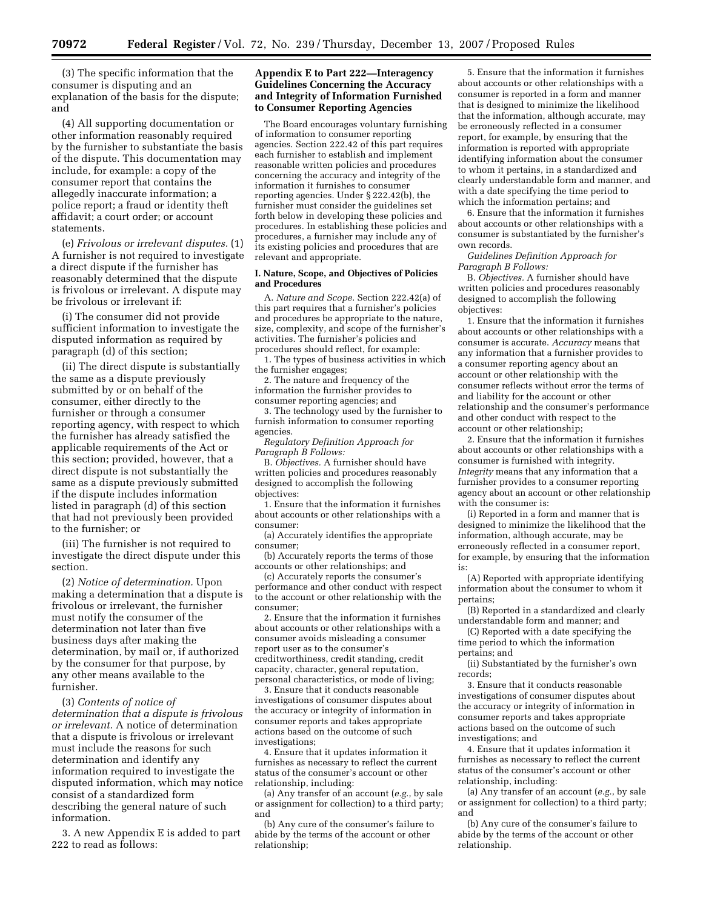(3) The specific information that the consumer is disputing and an explanation of the basis for the dispute; and

(4) All supporting documentation or other information reasonably required by the furnisher to substantiate the basis of the dispute. This documentation may include, for example: a copy of the consumer report that contains the allegedly inaccurate information; a police report; a fraud or identity theft affidavit; a court order; or account statements.

(e) *Frivolous or irrelevant disputes.* (1) A furnisher is not required to investigate a direct dispute if the furnisher has reasonably determined that the dispute is frivolous or irrelevant. A dispute may be frivolous or irrelevant if:

(i) The consumer did not provide sufficient information to investigate the disputed information as required by paragraph (d) of this section;

(ii) The direct dispute is substantially the same as a dispute previously submitted by or on behalf of the consumer, either directly to the furnisher or through a consumer reporting agency, with respect to which the furnisher has already satisfied the applicable requirements of the Act or this section; provided, however, that a direct dispute is not substantially the same as a dispute previously submitted if the dispute includes information listed in paragraph (d) of this section that had not previously been provided to the furnisher; or

(iii) The furnisher is not required to investigate the direct dispute under this section.

(2) *Notice of determination.* Upon making a determination that a dispute is frivolous or irrelevant, the furnisher must notify the consumer of the determination not later than five business days after making the determination, by mail or, if authorized by the consumer for that purpose, by any other means available to the furnisher.

(3) *Contents of notice of determination that a dispute is frivolous or irrelevant.* A notice of determination that a dispute is frivolous or irrelevant must include the reasons for such determination and identify any information required to investigate the disputed information, which may notice consist of a standardized form describing the general nature of such information.

3. A new Appendix E is added to part 222 to read as follows:

## Appendix E to Part 222—Interagency Guidelines Concerning the Accuracy and Integrity of Information Furnished to Consumer Reporting Agencies

The Board encourages voluntary furnishing of information to consumer reporting agencies. Section 222.42 of this part requires each furnisher to establish and implement reasonable written policies and procedures concerning the accuracy and integrity of the information it furnishes to consumer reporting agencies. Under § 222.42(b), the furnisher must consider the guidelines set forth below in developing these policies and procedures. In establishing these policies and procedures, a furnisher may include any of its existing policies and procedures that are relevant and appropriate.

### I. Nature, Scope, and Objectives of Policies and Procedures

A. *Nature and Scope.* Section 222.42(a) of this part requires that a furnisher's policies and procedures be appropriate to the nature, size, complexity, and scope of the furnisher's activities. The furnisher's policies and procedures should reflect, for example:

1. The types of business activities in which the furnisher engages;

2. The nature and frequency of the information the furnisher provides to consumer reporting agencies; and

3. The technology used by the furnisher to furnish information to consumer reporting agencies.

*Regulatory Definition Approach for Paragraph B Follows:*

B. *Objectives.* A furnisher should have written policies and procedures reasonably designed to accomplish the following objectives:

1. Ensure that the information it furnishes about accounts or other relationships with a consumer:

(a) Accurately identifies the appropriate consumer;

(b) Accurately reports the terms of those accounts or other relationships; and

(c) Accurately reports the consumer's performance and other conduct with respect to the account or other relationship with the consumer;

2. Ensure that the information it furnishes about accounts or other relationships with a consumer avoids misleading a consumer report user as to the consumer's creditworthiness, credit standing, credit capacity, character, general reputation, personal characteristics, or mode of living;

3. Ensure that it conducts reasonable investigations of consumer disputes about the accuracy or integrity of information in consumer reports and takes appropriate actions based on the outcome of such investigations;

4. Ensure that it updates information it furnishes as necessary to reflect the current status of the consumer's account or other relationship, including:

(a) Any transfer of an account (*e.g.*, by sale or assignment for collection) to a third party; and

(b) Any cure of the consumer's failure to abide by the terms of the account or other relationship;

5. Ensure that the information it furnishes about accounts or other relationships with a consumer is reported in a form and manner that is designed to minimize the likelihood that the information, although accurate, may be erroneously reflected in a consumer report, for example, by ensuring that the information is reported with appropriate identifying information about the consumer to whom it pertains, in a standardized and clearly understandable form and manner, and with a date specifying the time period to which the information pertains; and

6. Ensure that the information it furnishes about accounts or other relationships with a consumer is substantiated by the furnisher's own records.

*Guidelines Definition Approach for Paragraph B Follows:*

B. *Objectives.* A furnisher should have written policies and procedures reasonably designed to accomplish the following objectives:

1. Ensure that the information it furnishes about accounts or other relationships with a consumer is accurate. *Accuracy* means that any information that a furnisher provides to a consumer reporting agency about an account or other relationship with the consumer reflects without error the terms of and liability for the account or other relationship and the consumer's performance and other conduct with respect to the account or other relationship;

2. Ensure that the information it furnishes about accounts or other relationships with a consumer is furnished with integrity. *Integrity* means that any information that a furnisher provides to a consumer reporting agency about an account or other relationship with the consumer is:

(i) Reported in a form and manner that is designed to minimize the likelihood that the information, although accurate, may be erroneously reflected in a consumer report, for example, by ensuring that the information is:

(A) Reported with appropriate identifying information about the consumer to whom it pertains;

(B) Reported in a standardized and clearly understandable form and manner; and

(C) Reported with a date specifying the time period to which the information pertains; and

(ii) Substantiated by the furnisher's own records;

3. Ensure that it conducts reasonable investigations of consumer disputes about the accuracy or integrity of information in consumer reports and takes appropriate actions based on the outcome of such investigations; and

4. Ensure that it updates information it furnishes as necessary to reflect the current status of the consumer's account or other relationship, including:

(a) Any transfer of an account (*e.g.*, by sale or assignment for collection) to a third party; and

(b) Any cure of the consumer's failure to abide by the terms of the account or other relationship.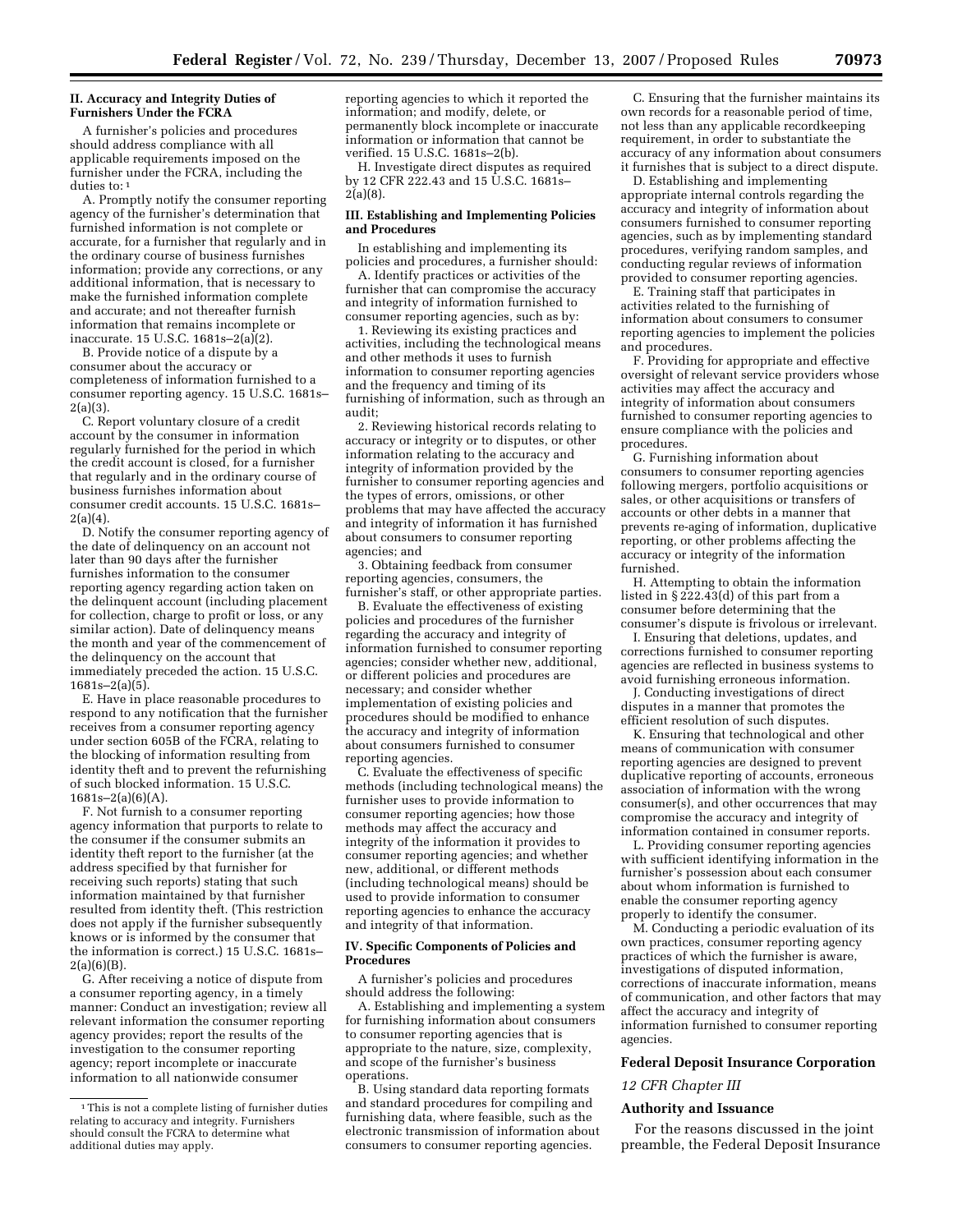## II. Accuracy and Integrity Duties of Furnishers Under the FCRA

A furnisher's policies and procedures should address compliance with all applicable requirements imposed on the furnisher under the FCRA, including the duties to: [1]

A. Promptly notify the consumer reporting agency of the furnisher's determination that furnished information is not complete or accurate, for a furnisher that regularly and in the ordinary course of business furnishes information; provide any corrections, or any additional information, that is necessary to make the furnished information complete and accurate; and not thereafter furnish information that remains incomplete or inaccurate. 15 U.S.C. 1681s–2(a)(2).

B. Provide notice of a dispute by a consumer about the accuracy or completeness of information furnished to a consumer reporting agency. 15 U.S.C. 1681s–2(a)(3).

C. Report voluntary closure of a credit account by the consumer in information regularly furnished for the period in which the credit account is closed, for a furnisher that regularly and in the ordinary course of business furnishes information about consumer credit accounts. 15 U.S.C. 1681s–2(a)(4).

D. Notify the consumer reporting agency of the date of delinquency on an account not later than 90 days after the furnisher furnishes information to the consumer reporting agency regarding action taken on the delinquent account (including placement for collection, charge to profit or loss, or any similar action). Date of delinquency means the month and year of the commencement of the delinquency on the account that immediately preceded the action. 15 U.S.C. 1681s–2(a)(5).

E. Have in place reasonable procedures to respond to any notification that the furnisher receives from a consumer reporting agency under section 605B of the FCRA, relating to the blocking of information resulting from identity theft and to prevent the refurnishing of such blocked information. 15 U.S.C. 1681s–2(a)(6)(A).

F. Not furnish to a consumer reporting agency information that purports to relate to the consumer if the consumer submits an identity theft report to the furnisher (at the address specified by that furnisher for receiving such reports) stating that such information maintained by that furnisher resulted from identity theft. (This restriction does not apply if the furnisher subsequently knows or is informed by the consumer that the information is correct.) 15 U.S.C. 1681s–2(a)(6)(B).

G. After receiving a notice of dispute from a consumer reporting agency, in a timely manner: Conduct an investigation; review all relevant information the consumer reporting agency provides; report the results of the investigation to the consumer reporting agency; report incomplete or inaccurate information to all nationwide consumer reporting agencies to which it reported the information; and modify, delete, or permanently block incomplete or inaccurate information or information that cannot be verified. 15 U.S.C. 1681s–2(b).

H. Investigate direct disputes as required by 12 CFR 222.43 and 15 U.S.C. 1681s–2(a)(8).

[1] This is not a complete listing of furnisher duties relating to accuracy and integrity. Furnishers should consult the FCRA to determine what additional duties may apply.

## III. Establishing and Implementing Policies and Procedures

In establishing and implementing its policies and procedures, a furnisher should:

A. Identify practices or activities of the furnisher that can compromise the accuracy and integrity of information furnished to consumer reporting agencies, such as by:

1. Reviewing its existing practices and activities, including the technological means and other methods it uses to furnish information to consumer reporting agencies and the frequency and timing of its furnishing of information, such as through an audit;

2. Reviewing historical records relating to accuracy or integrity or to disputes, or other information relating to the accuracy and integrity of information provided by the furnisher to consumer reporting agencies and the types of errors, omissions, or other problems that may have affected the accuracy and integrity of information it has furnished about consumers to consumer reporting agencies; and

3. Obtaining feedback from consumer reporting agencies, consumers, the furnisher's staff, or other appropriate parties.

B. Evaluate the effectiveness of existing policies and procedures of the furnisher regarding the accuracy and integrity of information furnished to consumer reporting agencies; consider whether new, additional, or different policies and procedures are necessary; and consider whether implementation of existing policies and procedures should be modified to enhance the accuracy and integrity of information about consumers furnished to consumer reporting agencies.

C. Evaluate the effectiveness of specific methods (including technological means) the furnisher uses to provide information to consumer reporting agencies; how those methods may affect the accuracy and integrity of the information it provides to consumer reporting agencies; and whether new, additional, or different methods (including technological means) should be used to provide information to consumer reporting agencies to enhance the accuracy and integrity of that information.

## IV. Specific Components of Policies and Procedures

A furnisher's policies and procedures should address the following:

A. Establishing and implementing a system for furnishing information about consumers to consumer reporting agencies that is appropriate to the nature, size, complexity, and scope of the furnisher's business operations.

B. Using standard data reporting formats and standard procedures for compiling and furnishing data, where feasible, such as the electronic transmission of information about consumers to consumer reporting agencies.

C. Ensuring that the furnisher maintains its own records for a reasonable period of time, not less than any applicable recordkeeping requirement, in order to substantiate the accuracy of any information about consumers it furnishes that is subject to a direct dispute.

D. Establishing and implementing appropriate internal controls regarding the accuracy and integrity of information about consumers furnished to consumer reporting agencies, such as by implementing standard procedures, verifying random samples, and conducting regular reviews of information provided to consumer reporting agencies.

E. Training staff that participates in activities related to the furnishing of information about consumers to consumer reporting agencies to implement the policies and procedures.

F. Providing for appropriate and effective oversight of relevant service providers whose activities may affect the accuracy and integrity of information about consumers furnished to consumer reporting agencies to ensure compliance with the policies and procedures.

G. Furnishing information about consumers to consumer reporting agencies following mergers, portfolio acquisitions or sales, or other acquisitions or transfers of accounts or other debts in a manner that prevents re-aging of information, duplicative reporting, or other problems affecting the accuracy or integrity of the information furnished.

H. Attempting to obtain the information listed in § 222.43(d) of this part from a consumer before determining that the consumer's dispute is frivolous or irrelevant.

I. Ensuring that deletions, updates, and corrections furnished to consumer reporting agencies are reflected in business systems to avoid furnishing erroneous information.

J. Conducting investigations of direct disputes in a manner that promotes the efficient resolution of such disputes.

K. Ensuring that technological and other means of communication with consumer reporting agencies are designed to prevent duplicative reporting of accounts, erroneous association of information with the wrong consumer(s), and other occurrences that may compromise the accuracy and integrity of information contained in consumer reports.

L. Providing consumer reporting agencies with sufficient identifying information in the furnisher's possession about each consumer about whom information is furnished to enable the consumer reporting agency properly to identify the consumer.

M. Conducting a periodic evaluation of its own practices, consumer reporting agency practices of which the furnisher is aware, investigations of disputed information, corrections of inaccurate information, means of communication, and other factors that may affect the accuracy and integrity of information furnished to consumer reporting agencies.

## Federal Deposit Insurance Corporation

*12 CFR Chapter III*

### Authority and Issuance

For the reasons discussed in the joint preamble, the Federal Deposit Insurance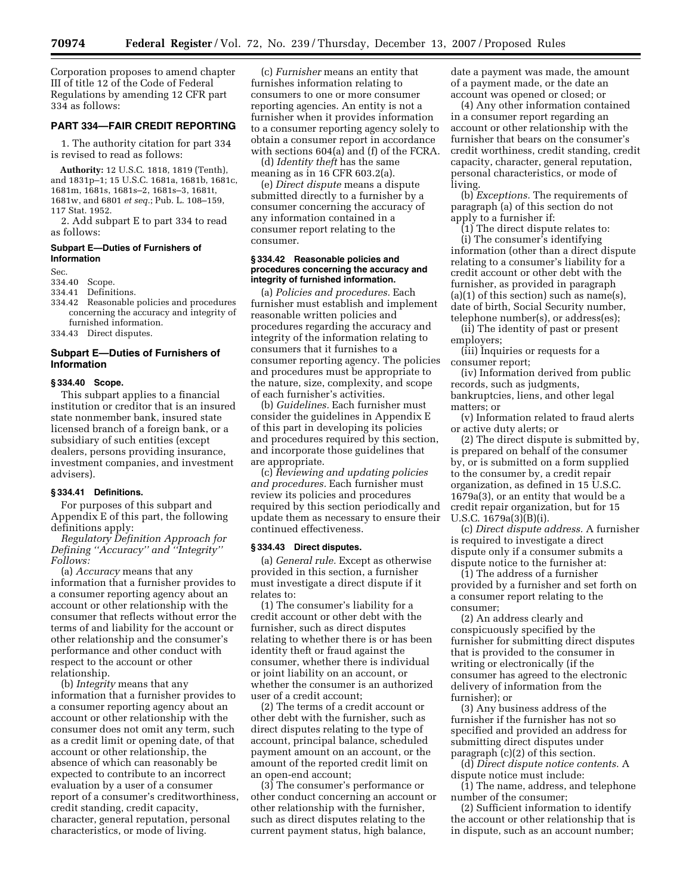Corporation proposes to amend chapter III of title 12 of the Code of Federal Regulations by amending 12 CFR part 334 as follows:

## PART 334—FAIR CREDIT REPORTING

1. The authority citation for part 334 is revised to read as follows:

**Authority:** 12 U.S.C. 1818, 1819 (Tenth), and 1831p–1; 15 U.S.C. 1681a, 1681b, 1681c, 1681m, 1681s, 1681s–2, 1681s–3, 1681t, 1681w, and 6801 *et seq.*; Pub. L. 108–159, 117 Stat. 1952.

2. Add subpart E to part 334 to read as follows:

### Subpart E—Duties of Furnishers of Information

Sec.
334.40 Scope.
334.41 Definitions.
334.42 Reasonable policies and procedures concerning the accuracy and integrity of furnished information.
334.43 Direct disputes.

### Subpart E—Duties of Furnishers of Information

#### § 334.40 Scope.

This subpart applies to a financial institution or creditor that is an insured state nonmember bank, insured state licensed branch of a foreign bank, or a subsidiary of such entities (except dealers, persons providing insurance, investment companies, and investment advisers).

#### § 334.41 Definitions.

For purposes of this subpart and Appendix E of this part, the following definitions apply:

*Regulatory Definition Approach for Defining "Accuracy" and "Integrity" Follows:*

(a) *Accuracy* means that any information that a furnisher provides to a consumer reporting agency about an account or other relationship with the consumer that reflects without error the terms of and liability for the account or other relationship and the consumer's performance and other conduct with respect to the account or other relationship.

(b) *Integrity* means that any information that a furnisher provides to a consumer reporting agency about an account or other relationship with the consumer does not omit any term, such as a credit limit or opening date, of that account or other relationship, the absence of which can reasonably be expected to contribute to an incorrect evaluation by a user of a consumer report of a consumer's creditworthiness, credit standing, credit capacity, character, general reputation, personal characteristics, or mode of living.

(c) *Furnisher* means an entity that furnishes information relating to consumers to one or more consumer reporting agencies. An entity is not a furnisher when it provides information to a consumer reporting agency solely to obtain a consumer report in accordance with sections 604(a) and (f) of the FCRA.

(d) *Identity theft* has the same meaning as in 16 CFR 603.2(a).

(e) *Direct dispute* means a dispute submitted directly to a furnisher by a consumer concerning the accuracy of any information contained in a consumer report relating to the consumer.

#### § 334.42 Reasonable policies and procedures concerning the accuracy and integrity of furnished information.

(a) *Policies and procedures.* Each furnisher must establish and implement reasonable written policies and procedures regarding the accuracy and integrity of the information relating to consumers that it furnishes to a consumer reporting agency. The policies and procedures must be appropriate to the nature, size, complexity, and scope of each furnisher's activities.

(b) *Guidelines.* Each furnisher must consider the guidelines in Appendix E of this part in developing its policies and procedures required by this section, and incorporate those guidelines that are appropriate.

(c) *Reviewing and updating policies and procedures.* Each furnisher must review its policies and procedures required by this section periodically and update them as necessary to ensure their continued effectiveness.

#### § 334.43 Direct disputes.

(a) *General rule.* Except as otherwise provided in this section, a furnisher must investigate a direct dispute if it relates to:

(1) The consumer's liability for a credit account or other debt with the furnisher, such as direct disputes relating to whether there is or has been identity theft or fraud against the consumer, whether there is individual or joint liability on an account, or whether the consumer is an authorized user of a credit account;

(2) The terms of a credit account or other debt with the furnisher, such as direct disputes relating to the type of account, principal balance, scheduled payment amount on an account, or the amount of the reported credit limit on an open-end account;

(3) The consumer's performance or other conduct concerning an account or other relationship with the furnisher, such as direct disputes relating to the current payment status, high balance, date a payment was made, the amount of a payment made, or the date an account was opened or closed; or

(4) Any other information contained in a consumer report regarding an account or other relationship with the furnisher that bears on the consumer's credit worthiness, credit standing, credit capacity, character, general reputation, personal characteristics, or mode of living.

(b) *Exceptions.* The requirements of paragraph (a) of this section do not apply to a furnisher if:

(1) The direct dispute relates to:

(i) The consumer's identifying information (other than a direct dispute relating to a consumer's liability for a credit account or other debt with the furnisher, as provided in paragraph (a)(1) of this section) such as name(s), date of birth, Social Security number, telephone number(s), or address(es);

(ii) The identity of past or present employers;

(iii) Inquiries or requests for a consumer report;

(iv) Information derived from public records, such as judgments, bankruptcies, liens, and other legal matters; or

(v) Information related to fraud alerts or active duty alerts; or

(2) The direct dispute is submitted by, is prepared on behalf of the consumer by, or is submitted on a form supplied to the consumer by, a credit repair organization, as defined in 15 U.S.C. 1679a(3), or an entity that would be a credit repair organization, but for 15 U.S.C. 1679a(3)(B)(i).

(c) *Direct dispute address.* A furnisher is required to investigate a direct dispute only if a consumer submits a dispute notice to the furnisher at:

(1) The address of a furnisher provided by a furnisher and set forth on a consumer report relating to the consumer;

(2) An address clearly and conspicuously specified by the furnisher for submitting direct disputes that is provided to the consumer in writing or electronically (if the consumer has agreed to the electronic delivery of information from the furnisher); or

(3) Any business address of the furnisher if the furnisher has not so specified and provided an address for submitting direct disputes under paragraph (c)(2) of this section.

(d) *Direct dispute notice contents.* A dispute notice must include:

(1) The name, address, and telephone number of the consumer;

(2) Sufficient information to identify the account or other relationship that is in dispute, such as an account number;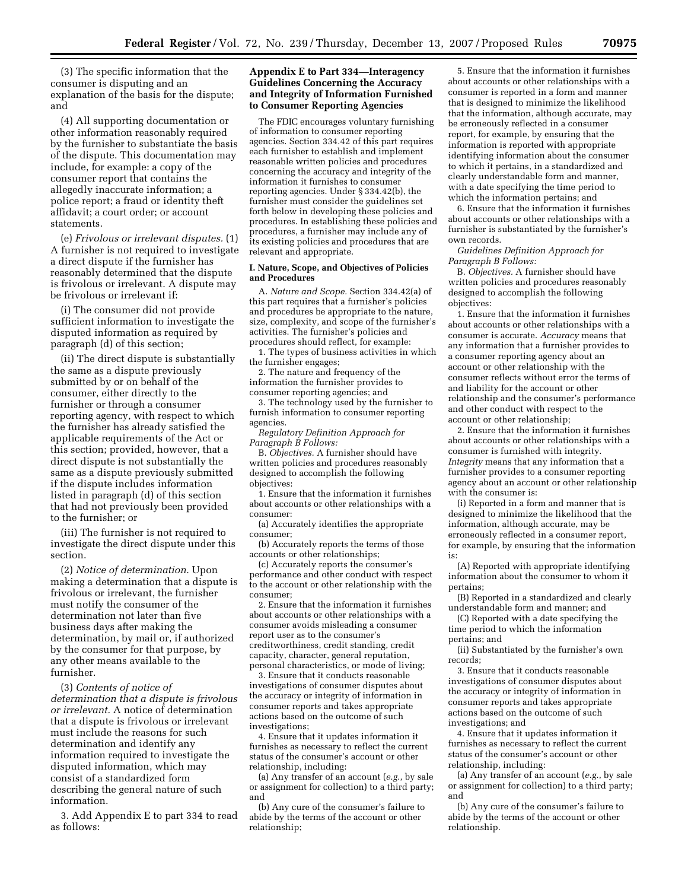(3) The specific information that the consumer is disputing and an explanation of the basis for the dispute; and

(4) All supporting documentation or other information reasonably required by the furnisher to substantiate the basis of the dispute. This documentation may include, for example: a copy of the consumer report that contains the allegedly inaccurate information; a police report; a fraud or identity theft affidavit; a court order; or account statements.

(e) *Frivolous or irrelevant disputes.* (1) A furnisher is not required to investigate a direct dispute if the furnisher has reasonably determined that the dispute is frivolous or irrelevant. A dispute may be frivolous or irrelevant if:

(i) The consumer did not provide sufficient information to investigate the disputed information as required by paragraph (d) of this section;

(ii) The direct dispute is substantially the same as a dispute previously submitted by or on behalf of the consumer, either directly to the furnisher or through a consumer reporting agency, with respect to which the furnisher has already satisfied the applicable requirements of the Act or this section; provided, however, that a direct dispute is not substantially the same as a dispute previously submitted if the dispute includes information listed in paragraph (d) of this section that had not previously been provided to the furnisher; or

(iii) The furnisher is not required to investigate the direct dispute under this section.

(2) *Notice of determination.* Upon making a determination that a dispute is frivolous or irrelevant, the furnisher must notify the consumer of the determination not later than five business days after making the determination, by mail or, if authorized by the consumer for that purpose, by any other means available to the furnisher.

(3) *Contents of notice of determination that a dispute is frivolous or irrelevant.* A notice of determination that a dispute is frivolous or irrelevant must include the reasons for such determination and identify any information required to investigate the disputed information, which may consist of a standardized form describing the general nature of such information.

3. Add Appendix E to part 334 to read as follows:

## Appendix E to Part 334—Interagency Guidelines Concerning the Accuracy and Integrity of Information Furnished to Consumer Reporting Agencies

The FDIC encourages voluntary furnishing of information to consumer reporting agencies. Section 334.42 of this part requires each furnisher to establish and implement reasonable written policies and procedures concerning the accuracy and integrity of the information it furnishes to consumer reporting agencies. Under § 334.42(b), the furnisher must consider the guidelines set forth below in developing these policies and procedures. In establishing these policies and procedures, a furnisher may include any of its existing policies and procedures that are relevant and appropriate.

### I. Nature, Scope, and Objectives of Policies and Procedures

A. *Nature and Scope.* Section 334.42(a) of this part requires that a furnisher's policies and procedures be appropriate to the nature, size, complexity, and scope of the furnisher's activities. The furnisher's policies and procedures should reflect, for example:

1. The types of business activities in which the furnisher engages;

2. The nature and frequency of the information the furnisher provides to consumer reporting agencies; and

3. The technology used by the furnisher to furnish information to consumer reporting agencies.

*Regulatory Definition Approach for Paragraph B Follows:*

B. *Objectives.* A furnisher should have written policies and procedures reasonably designed to accomplish the following objectives:

1. Ensure that the information it furnishes about accounts or other relationships with a consumer:

(a) Accurately identifies the appropriate consumer;

(b) Accurately reports the terms of those accounts or other relationships;

(c) Accurately reports the consumer's performance and other conduct with respect to the account or other relationship with the consumer;

2. Ensure that the information it furnishes about accounts or other relationships with a consumer avoids misleading a consumer report user as to the consumer's creditworthiness, credit standing, credit capacity, character, general reputation, personal characteristics, or mode of living;

3. Ensure that it conducts reasonable investigations of consumer disputes about the accuracy or integrity of information in consumer reports and takes appropriate actions based on the outcome of such investigations;

4. Ensure that it updates information it furnishes as necessary to reflect the current status of the consumer's account or other relationship, including:

(a) Any transfer of an account (*e.g.*, by sale or assignment for collection) to a third party; and

(b) Any cure of the consumer's failure to abide by the terms of the account or other relationship;

5. Ensure that the information it furnishes about accounts or other relationships with a consumer is reported in a form and manner that is designed to minimize the likelihood that the information, although accurate, may be erroneously reflected in a consumer report, for example, by ensuring that the information is reported with appropriate identifying information about the consumer to which it pertains, in a standardized and clearly understandable form and manner, with a date specifying the time period to which the information pertains; and

6. Ensure that the information it furnishes about accounts or other relationships with a furnisher is substantiated by the furnisher's own records.

*Guidelines Definition Approach for Paragraph B Follows:*

B. *Objectives.* A furnisher should have written policies and procedures reasonably designed to accomplish the following objectives:

1. Ensure that the information it furnishes about accounts or other relationships with a consumer is accurate. *Accuracy* means that any information that a furnisher provides to a consumer reporting agency about an account or other relationship with the consumer reflects without error the terms of and liability for the account or other relationship and the consumer's performance and other conduct with respect to the account or other relationship;

2. Ensure that the information it furnishes about accounts or other relationships with a consumer is furnished with integrity. *Integrity* means that any information that a furnisher provides to a consumer reporting agency about an account or other relationship with the consumer is:

(i) Reported in a form and manner that is designed to minimize the likelihood that the information, although accurate, may be erroneously reflected in a consumer report, for example, by ensuring that the information is:

(A) Reported with appropriate identifying information about the consumer to whom it pertains;

(B) Reported in a standardized and clearly understandable form and manner; and

(C) Reported with a date specifying the time period to which the information pertains; and

(ii) Substantiated by the furnisher's own records;

3. Ensure that it conducts reasonable investigations of consumer disputes about the accuracy or integrity of information in consumer reports and takes appropriate actions based on the outcome of such investigations; and

4. Ensure that it updates information it furnishes as necessary to reflect the current status of the consumer's account or other relationship, including:

(a) Any transfer of an account (*e.g.*, by sale or assignment for collection) to a third party; and

(b) Any cure of the consumer's failure to abide by the terms of the account or other relationship.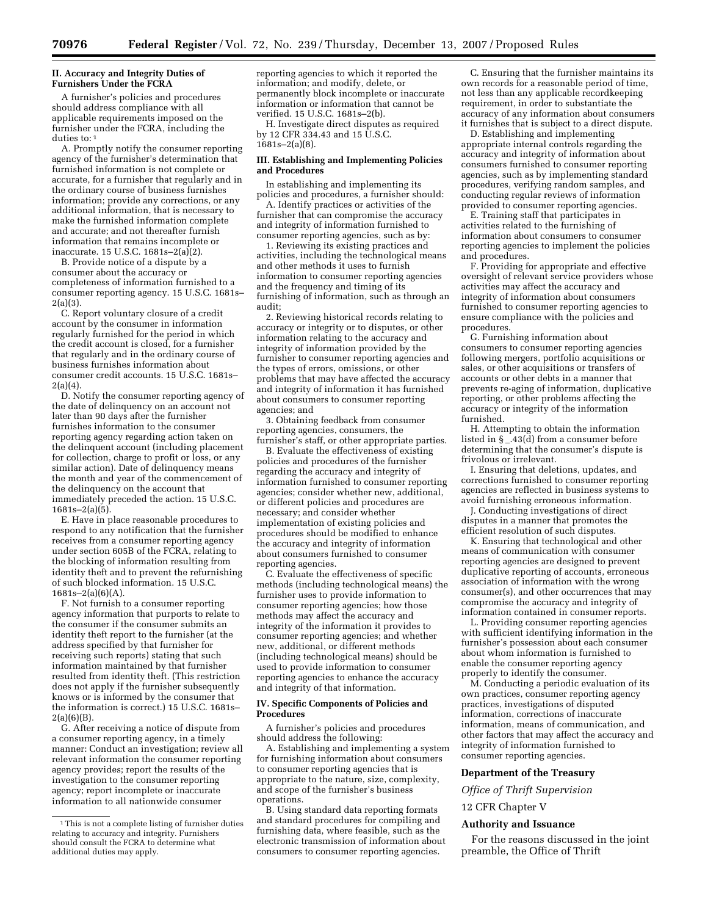**II. Accuracy and Integrity Duties of Furnishers Under the FCRA**

A furnisher's policies and procedures should address compliance with all applicable requirements imposed on the furnisher under the FCRA, including the duties to: [1]

A. Promptly notify the consumer reporting agency of the furnisher's determination that furnished information is not complete or accurate, for a furnisher that regularly and in the ordinary course of business furnishes information; provide any corrections, or any additional information, that is necessary to make the furnished information complete and accurate; and not thereafter furnish information that remains incomplete or inaccurate. 15 U.S.C. 1681s–2(a)(2).

B. Provide notice of a dispute by a consumer about the accuracy or completeness of information furnished to a consumer reporting agency. 15 U.S.C. 1681s–2(a)(3).

C. Report voluntary closure of a credit account by the consumer in information regularly furnished for the period in which the credit account is closed, for a furnisher that regularly and in the ordinary course of business furnishes information about consumer credit accounts. 15 U.S.C. 1681s–2(a)(4).

D. Notify the consumer reporting agency of the date of delinquency on an account not later than 90 days after the furnisher furnishes information to the consumer reporting agency regarding action taken on the delinquent account (including placement for collection, charge to profit or loss, or any similar action). Date of delinquency means the month and year of the commencement of the delinquency on the account that immediately preceded the action. 15 U.S.C. 1681s–2(a)(5).

E. Have in place reasonable procedures to respond to any notification that the furnisher receives from a consumer reporting agency under section 605B of the FCRA, relating to the blocking of information resulting from identity theft and to prevent the refurnishing of such blocked information. 15 U.S.C. 1681s–2(a)(6)(A).

F. Not furnish to a consumer reporting agency information that purports to relate to the consumer if the consumer submits an identity theft report to the furnisher (at the address specified by that furnisher for receiving such reports) stating that such information maintained by that furnisher resulted from identity theft. (This restriction does not apply if the furnisher subsequently knows or is informed by the consumer that the information is correct.) 15 U.S.C. 1681s–2(a)(6)(B).

G. After receiving a notice of dispute from a consumer reporting agency, in a timely manner: Conduct an investigation; review all relevant information the consumer reporting agency provides; report the results of the investigation to the consumer reporting agency; report incomplete or inaccurate information to all nationwide consumer reporting agencies to which it reported the information; and modify, delete, or permanently block incomplete or inaccurate information or information that cannot be verified. 15 U.S.C. 1681s–2(b).

H. Investigate direct disputes as required by 12 CFR 334.43 and 15 U.S.C. 1681s–2(a)(8).

[1] This is not a complete listing of furnisher duties relating to accuracy and integrity. Furnishers should consult the FCRA to determine what additional duties may apply.

**III. Establishing and Implementing Policies and Procedures**

In establishing and implementing its policies and procedures, a furnisher should:

A. Identify practices or activities of the furnisher that can compromise the accuracy and integrity of information furnished to consumer reporting agencies, such as by:

1. Reviewing its existing practices and activities, including the technological means and other methods it uses to furnish information to consumer reporting agencies and the frequency and timing of its furnishing of information, such as through an audit;

2. Reviewing historical records relating to accuracy or integrity or to disputes, or other information relating to the accuracy and integrity of information provided by the furnisher to consumer reporting agencies and the types of errors, omissions, or other problems that may have affected the accuracy and integrity of information it has furnished about consumers to consumer reporting agencies; and

3. Obtaining feedback from consumer reporting agencies, consumers, the furnisher's staff, or other appropriate parties.

B. Evaluate the effectiveness of existing policies and procedures of the furnisher regarding the accuracy and integrity of information furnished to consumer reporting agencies; consider whether new, additional, or different policies and procedures are necessary; and consider whether implementation of existing policies and procedures should be modified to enhance the accuracy and integrity of information about consumers furnished to consumer reporting agencies.

C. Evaluate the effectiveness of specific methods (including technological means) the furnisher uses to provide information to consumer reporting agencies; how those methods may affect the accuracy and integrity of the information it provides to consumer reporting agencies; and whether new, additional, or different methods (including technological means) should be used to provide information to consumer reporting agencies to enhance the accuracy and integrity of that information.

**IV. Specific Components of Policies and Procedures**

A furnisher's policies and procedures should address the following:

A. Establishing and implementing a system for furnishing information about consumers to consumer reporting agencies that is appropriate to the nature, size, complexity, and scope of the furnisher's business operations.

B. Using standard data reporting formats and standard procedures for compiling and furnishing data, where feasible, such as the electronic transmission of information about consumers to consumer reporting agencies.

C. Ensuring that the furnisher maintains its own records for a reasonable period of time, not less than any applicable recordkeeping requirement, in order to substantiate the accuracy of any information about consumers it furnishes that is subject to a direct dispute.

D. Establishing and implementing appropriate internal controls regarding the accuracy and integrity of information about consumers furnished to consumer reporting agencies, such as by implementing standard procedures, verifying random samples, and conducting regular reviews of information provided to consumer reporting agencies.

E. Training staff that participates in activities related to the furnishing of information about consumers to consumer reporting agencies to implement the policies and procedures.

F. Providing for appropriate and effective oversight of relevant service providers whose activities may affect the accuracy and integrity of information about consumers furnished to consumer reporting agencies to ensure compliance with the policies and procedures.

G. Furnishing information about consumers to consumer reporting agencies following mergers, portfolio acquisitions or sales, or other acquisitions or transfers of accounts or other debts in a manner that prevents re-aging of information, duplicative reporting, or other problems affecting the accuracy or integrity of the information furnished.

H. Attempting to obtain the information listed in § _.43(d) from a consumer before determining that the consumer's dispute is frivolous or irrelevant.

I. Ensuring that deletions, updates, and corrections furnished to consumer reporting agencies are reflected in business systems to avoid furnishing erroneous information.

J. Conducting investigations of direct disputes in a manner that promotes the efficient resolution of such disputes.

K. Ensuring that technological and other means of communication with consumer reporting agencies are designed to prevent duplicative reporting of accounts, erroneous association of information with the wrong consumer(s), and other occurrences that may compromise the accuracy and integrity of information contained in consumer reports.

L. Providing consumer reporting agencies with sufficient identifying information in the furnisher's possession about each consumer about whom information is furnished to enable the consumer reporting agency properly to identify the consumer.

M. Conducting a periodic evaluation of its own practices, consumer reporting agency practices, investigations of disputed information, corrections of inaccurate information, means of communication, and other factors that may affect the accuracy and integrity of information furnished to consumer reporting agencies.

**Department of the Treasury**

*Office of Thrift Supervision*

12 CFR Chapter V

**Authority and Issuance**

For the reasons discussed in the joint preamble, the Office of Thrift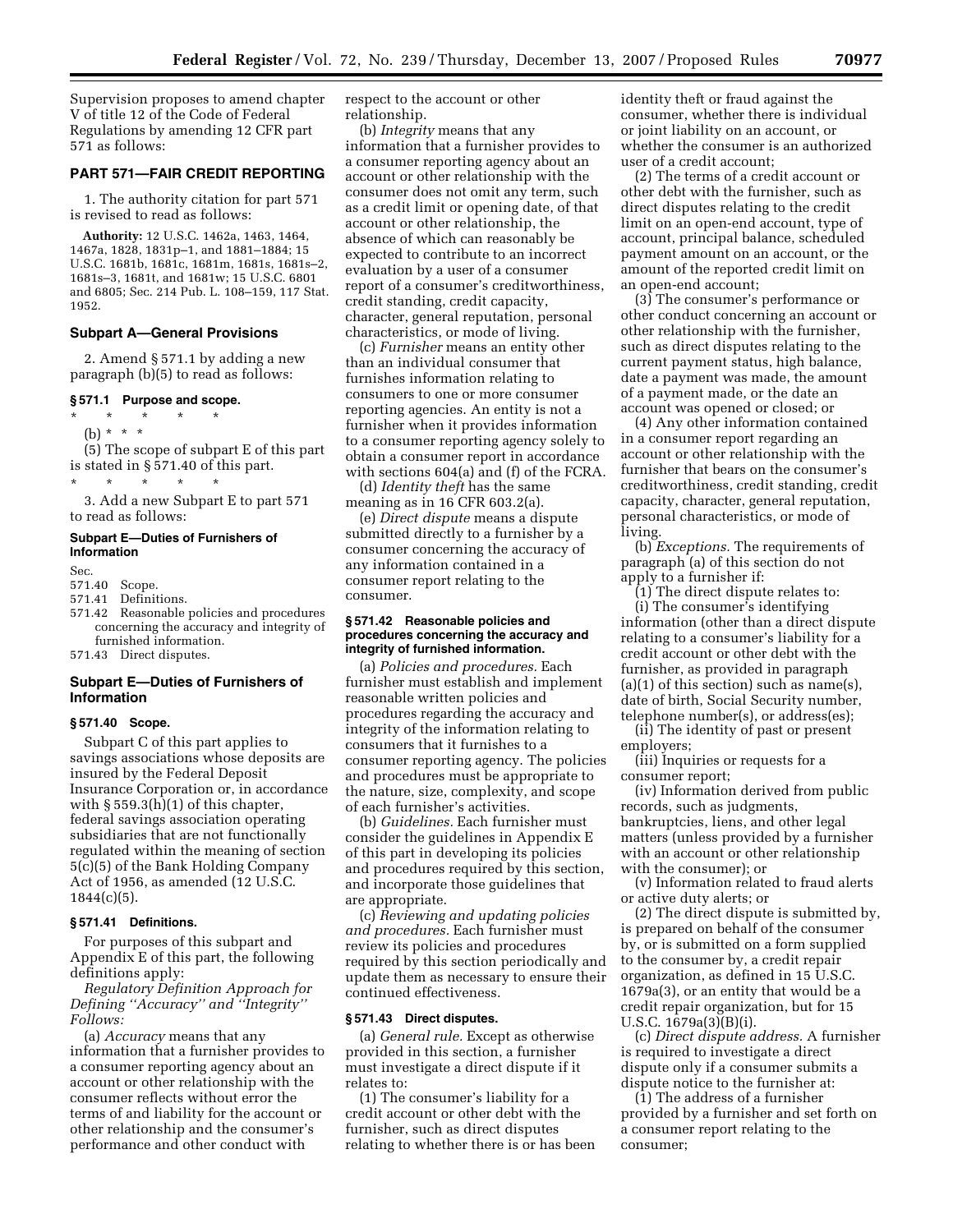Supervision proposes to amend chapter V of title 12 of the Code of Federal Regulations by amending 12 CFR part 571 as follows:

## PART 571—FAIR CREDIT REPORTING

1. The authority citation for part 571 is revised to read as follows:

**Authority:** 12 U.S.C. 1462a, 1463, 1464, 1467a, 1828, 1831p–1, and 1881–1884; 15 U.S.C. 1681b, 1681c, 1681m, 1681s, 1681s–2, 1681s–3, 1681t, and 1681w; 15 U.S.C. 6801 and 6805; Sec. 214 Pub. L. 108–159, 117 Stat. 1952.

### Subpart A—General Provisions

2. Amend § 571.1 by adding a new paragraph (b)(5) to read as follows:

#### § 571.1 Purpose and scope.

\* \* \* \* \*

(b) \* \* \*

(5) The scope of subpart E of this part is stated in § 571.40 of this part.

\* \* \* \* \*

3. Add a new Subpart E to part 571 to read as follows:

#### Subpart E—Duties of Furnishers of Information

Sec.
571.40 Scope.
571.41 Definitions.
571.42 Reasonable policies and procedures concerning the accuracy and integrity of furnished information.
571.43 Direct disputes.

### Subpart E—Duties of Furnishers of Information

#### § 571.40 Scope.

Subpart C of this part applies to savings associations whose deposits are insured by the Federal Deposit Insurance Corporation or, in accordance with § 559.3(h)(1) of this chapter, federal savings association operating subsidiaries that are not functionally regulated within the meaning of section 5(c)(5) of the Bank Holding Company Act of 1956, as amended (12 U.S.C. 1844(c)(5).

#### § 571.41 Definitions.

For purposes of this subpart and Appendix E of this part, the following definitions apply:

*Regulatory Definition Approach for Defining "Accuracy" and "Integrity" Follows:*

(a) *Accuracy* means that any information that a furnisher provides to a consumer reporting agency about an account or other relationship with the consumer reflects without error the terms of and liability for the account or other relationship and the consumer's performance and other conduct with respect to the account or other relationship.

(b) *Integrity* means that any information that a furnisher provides to a consumer reporting agency about an account or other relationship with the consumer does not omit any term, such as a credit limit or opening date, of that account or other relationship, the absence of which can reasonably be expected to contribute to an incorrect evaluation by a user of a consumer report of a consumer's creditworthiness, credit standing, credit capacity, character, general reputation, personal characteristics, or mode of living.

(c) *Furnisher* means an entity other than an individual consumer that furnishes information relating to consumers to one or more consumer reporting agencies. An entity is not a furnisher when it provides information to a consumer reporting agency solely to obtain a consumer report in accordance with sections 604(a) and (f) of the FCRA.

(d) *Identity theft* has the same meaning as in 16 CFR 603.2(a).

(e) *Direct dispute* means a dispute submitted directly to a furnisher by a consumer concerning the accuracy of any information contained in a consumer report relating to the consumer.

#### § 571.42 Reasonable policies and procedures concerning the accuracy and integrity of furnished information.

(a) *Policies and procedures.* Each furnisher must establish and implement reasonable written policies and procedures regarding the accuracy and integrity of the information relating to consumers that it furnishes to a consumer reporting agency. The policies and procedures must be appropriate to the nature, size, complexity, and scope of each furnisher's activities.

(b) *Guidelines.* Each furnisher must consider the guidelines in Appendix E of this part in developing its policies and procedures required by this section, and incorporate those guidelines that are appropriate.

(c) *Reviewing and updating policies and procedures.* Each furnisher must review its policies and procedures required by this section periodically and update them as necessary to ensure their continued effectiveness.

#### § 571.43 Direct disputes.

(a) *General rule.* Except as otherwise provided in this section, a furnisher must investigate a direct dispute if it relates to:

(1) The consumer's liability for a credit account or other debt with the furnisher, such as direct disputes relating to whether there is or has been identity theft or fraud against the consumer, whether there is individual or joint liability on an account, or whether the consumer is an authorized user of a credit account;

(2) The terms of a credit account or other debt with the furnisher, such as direct disputes relating to the credit limit on an open-end account, type of account, principal balance, scheduled payment amount on an account, or the amount of the reported credit limit on an open-end account;

(3) The consumer's performance or other conduct concerning an account or other relationship with the furnisher, such as direct disputes relating to the current payment status, high balance, date a payment was made, the amount of a payment made, or the date an account was opened or closed; or

(4) Any other information contained in a consumer report regarding an account or other relationship with the furnisher that bears on the consumer's creditworthiness, credit standing, credit capacity, character, general reputation, personal characteristics, or mode of living.

(b) *Exceptions.* The requirements of paragraph (a) of this section do not apply to a furnisher if:

(1) The direct dispute relates to:

(i) The consumer's identifying information (other than a direct dispute relating to a consumer's liability for a credit account or other debt with the furnisher, as provided in paragraph (a)(1) of this section) such as name(s), date of birth, Social Security number, telephone number(s), or address(es);

(ii) The identity of past or present employers;

(iii) Inquiries or requests for a consumer report;

(iv) Information derived from public records, such as judgments, bankruptcies, liens, and other legal matters (unless provided by a furnisher with an account or other relationship with the consumer); or

(v) Information related to fraud alerts or active duty alerts; or

(2) The direct dispute is submitted by, is prepared on behalf of the consumer by, or is submitted on a form supplied to the consumer by, a credit repair organization, as defined in 15 U.S.C. 1679a(3), or an entity that would be a credit repair organization, but for 15 U.S.C. 1679a(3)(B)(i).

(c) *Direct dispute address.* A furnisher is required to investigate a direct dispute only if a consumer submits a dispute notice to the furnisher at:

(1) The address of a furnisher provided by a furnisher and set forth on a consumer report relating to the consumer;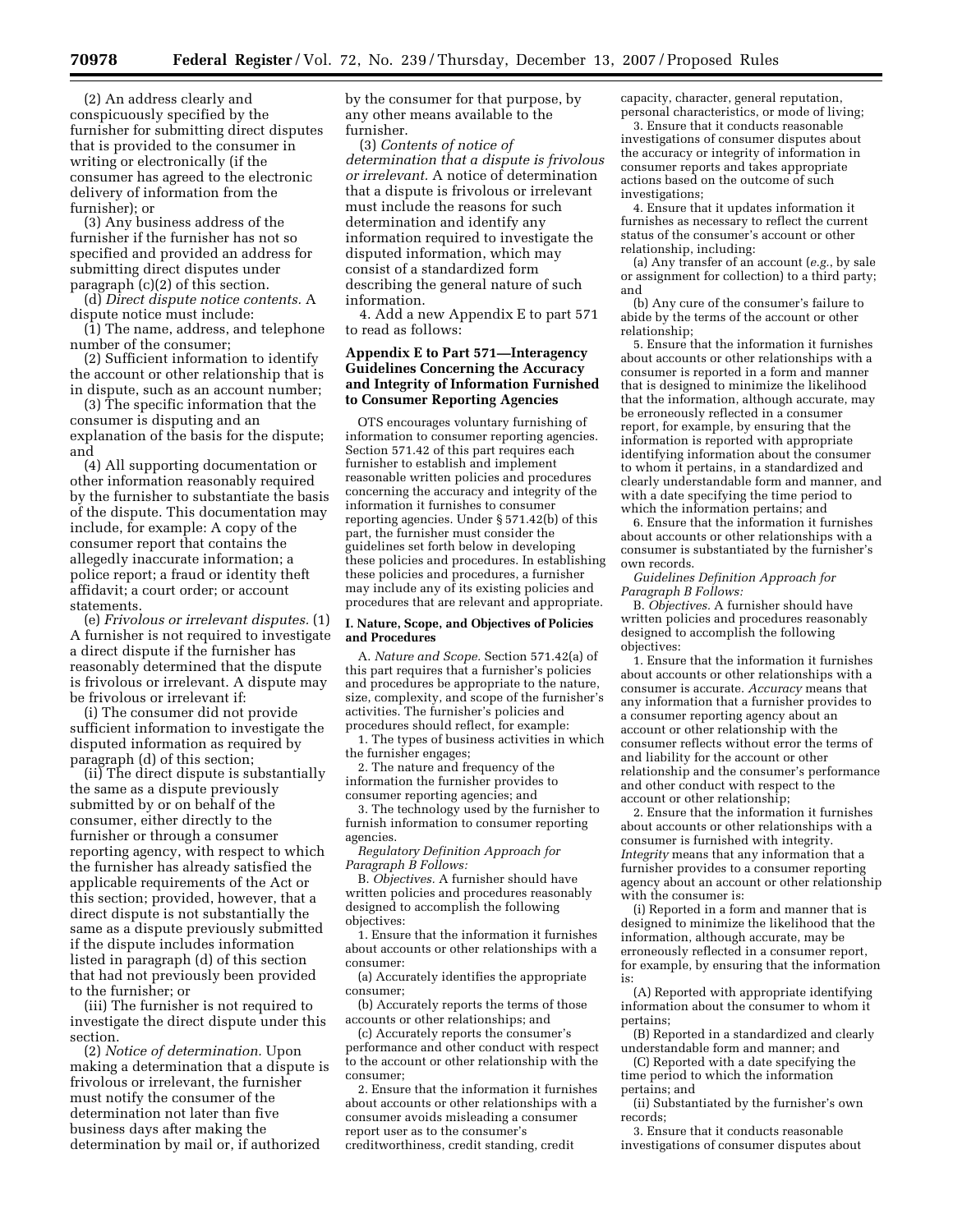(2) An address clearly and conspicuously specified by the furnisher for submitting direct disputes that is provided to the consumer in writing or electronically (if the consumer has agreed to the electronic delivery of information from the furnisher); or

(3) Any business address of the furnisher if the furnisher has not so specified and provided an address for submitting direct disputes under paragraph (c)(2) of this section.

(d) *Direct dispute notice contents.* A dispute notice must include:

(1) The name, address, and telephone number of the consumer;

(2) Sufficient information to identify the account or other relationship that is in dispute, such as an account number;

(3) The specific information that the consumer is disputing and an explanation of the basis for the dispute; and

(4) All supporting documentation or other information reasonably required by the furnisher to substantiate the basis of the dispute. This documentation may include, for example: A copy of the consumer report that contains the allegedly inaccurate information; a police report; a fraud or identity theft affidavit; a court order; or account statements.

(e) *Frivolous or irrelevant disputes.* (1) A furnisher is not required to investigate a direct dispute if the furnisher has reasonably determined that the dispute is frivolous or irrelevant. A dispute may be frivolous or irrelevant if:

(i) The consumer did not provide sufficient information to investigate the disputed information as required by paragraph (d) of this section;

(ii) The direct dispute is substantially the same as a dispute previously submitted by or on behalf of the consumer, either directly to the furnisher or through a consumer reporting agency, with respect to which the furnisher has already satisfied the applicable requirements of the Act or this section; provided, however, that a direct dispute is not substantially the same as a dispute previously submitted if the dispute includes information listed in paragraph (d) of this section that had not previously been provided to the furnisher; or

(iii) The furnisher is not required to investigate the direct dispute under this section.

(2) *Notice of determination.* Upon making a determination that a dispute is frivolous or irrelevant, the furnisher must notify the consumer of the determination not later than five business days after making the determination by mail or, if authorized by the consumer for that purpose, by any other means available to the furnisher.

(3) *Contents of notice of determination that a dispute is frivolous or irrelevant.* A notice of determination that a dispute is frivolous or irrelevant must include the reasons for such determination and identify any information required to investigate the disputed information, which may consist of a standardized form describing the general nature of such information.

4. Add a new Appendix E to part 571 to read as follows:

## Appendix E to Part 571—Interagency Guidelines Concerning the Accuracy and Integrity of Information Furnished to Consumer Reporting Agencies

OTS encourages voluntary furnishing of information to consumer reporting agencies. Section 571.42 of this part requires each furnisher to establish and implement reasonable written policies and procedures concerning the accuracy and integrity of the information it furnishes to consumer reporting agencies. Under § 571.42(b) of this part, the furnisher must consider the guidelines set forth below in developing these policies and procedures. In establishing these policies and procedures, a furnisher may include any of its existing policies and procedures that are relevant and appropriate.

### I. Nature, Scope, and Objectives of Policies and Procedures

A. *Nature and Scope.* Section 571.42(a) of this part requires that a furnisher's policies and procedures be appropriate to the nature, size, complexity, and scope of the furnisher's activities. The furnisher's policies and procedures should reflect, for example:

1. The types of business activities in which the furnisher engages;

2. The nature and frequency of the information the furnisher provides to consumer reporting agencies; and

3. The technology used by the furnisher to furnish information to consumer reporting agencies.

*Regulatory Definition Approach for Paragraph B Follows:*

B. *Objectives.* A furnisher should have written policies and procedures reasonably designed to accomplish the following objectives:

1. Ensure that the information it furnishes about accounts or other relationships with a consumer:

(a) Accurately identifies the appropriate consumer;

(b) Accurately reports the terms of those accounts or other relationships; and

(c) Accurately reports the consumer's performance and other conduct with respect to the account or other relationship with the consumer;

2. Ensure that the information it furnishes about accounts or other relationships with a consumer avoids misleading a consumer report user as to the consumer's creditworthiness, credit standing, credit capacity, character, general reputation, personal characteristics, or mode of living;

3. Ensure that it conducts reasonable investigations of consumer disputes about the accuracy or integrity of information in consumer reports and takes appropriate actions based on the outcome of such investigations;

4. Ensure that it updates information it furnishes as necessary to reflect the current status of the consumer's account or other relationship, including:

(a) Any transfer of an account (*e.g.*, by sale or assignment for collection) to a third party; and

(b) Any cure of the consumer's failure to abide by the terms of the account or other relationship;

5. Ensure that the information it furnishes about accounts or other relationships with a consumer is reported in a form and manner that is designed to minimize the likelihood that the information, although accurate, may be erroneously reflected in a consumer report, for example, by ensuring that the information is reported with appropriate identifying information about the consumer to whom it pertains, in a standardized and clearly understandable form and manner, and with a date specifying the time period to which the information pertains; and

6. Ensure that the information it furnishes about accounts or other relationships with a consumer is substantiated by the furnisher's own records.

*Guidelines Definition Approach for Paragraph B Follows:*

B. *Objectives.* A furnisher should have written policies and procedures reasonably designed to accomplish the following objectives:

1. Ensure that the information it furnishes about accounts or other relationships with a consumer is accurate. *Accuracy* means that any information that a furnisher provides to a consumer reporting agency about an account or other relationship with the consumer reflects without error the terms of and liability for the account or other relationship and the consumer's performance and other conduct with respect to the account or other relationship;

2. Ensure that the information it furnishes about accounts or other relationships with a consumer is furnished with integrity. *Integrity* means that any information that a furnisher provides to a consumer reporting agency about an account or other relationship with the consumer is:

(i) Reported in a form and manner that is designed to minimize the likelihood that the information, although accurate, may be erroneously reflected in a consumer report, for example, by ensuring that the information is:

(A) Reported with appropriate identifying information about the consumer to whom it pertains;

(B) Reported in a standardized and clearly understandable form and manner; and

(C) Reported with a date specifying the time period to which the information pertains; and

(ii) Substantiated by the furnisher's own records;

3. Ensure that it conducts reasonable investigations of consumer disputes about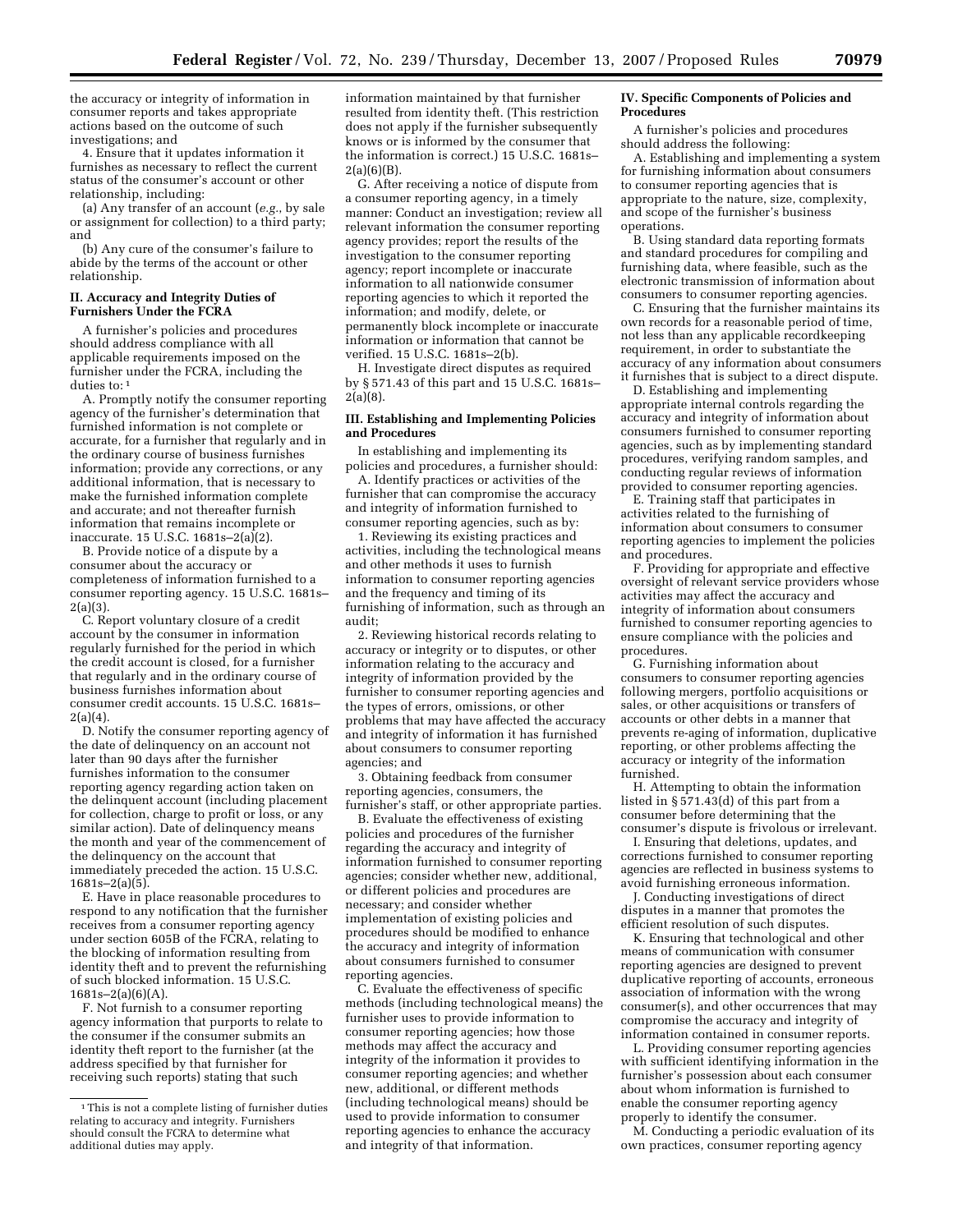the accuracy or integrity of information in consumer reports and takes appropriate actions based on the outcome of such investigations; and

4. Ensure that it updates information it furnishes as necessary to reflect the current status of the consumer's account or other relationship, including:

(a) Any transfer of an account (*e.g.*, by sale or assignment for collection) to a third party; and

(b) Any cure of the consumer's failure to abide by the terms of the account or other relationship.

### II. Accuracy and Integrity Duties of Furnishers Under the FCRA

A furnisher's policies and procedures should address compliance with all applicable requirements imposed on the furnisher under the FCRA, including the duties to: [1]

A. Promptly notify the consumer reporting agency of the furnisher's determination that furnished information is not complete or accurate, for a furnisher that regularly and in the ordinary course of business furnishes information; provide any corrections, or any additional information, that is necessary to make the furnished information complete and accurate; and not thereafter furnish information that remains incomplete or inaccurate. 15 U.S.C. 1681s–2(a)(2).

B. Provide notice of a dispute by a consumer about the accuracy or completeness of information furnished to a consumer reporting agency. 15 U.S.C. 1681s–2(a)(3).

C. Report voluntary closure of a credit account by the consumer in information regularly furnished for the period in which the credit account is closed, for a furnisher that regularly and in the ordinary course of business furnishes information about consumer credit accounts. 15 U.S.C. 1681s–2(a)(4).

D. Notify the consumer reporting agency of the date of delinquency on an account not later than 90 days after the furnisher furnishes information to the consumer reporting agency regarding action taken on the delinquent account (including placement for collection, charge to profit or loss, or any similar action). Date of delinquency means the month and year of the commencement of the delinquency on the account that immediately preceded the action. 15 U.S.C. 1681s–2(a)(5).

E. Have in place reasonable procedures to respond to any notification that the furnisher receives from a consumer reporting agency under section 605B of the FCRA, relating to the blocking of information resulting from identity theft and to prevent the refurnishing of such blocked information. 15 U.S.C. 1681s–2(a)(6)(A).

F. Not furnish to a consumer reporting agency information that purports to relate to the consumer if the consumer submits an identity theft report to the furnisher (at the address specified by that furnisher for receiving such reports) stating that such information maintained by that furnisher resulted from identity theft. (This restriction does not apply if the furnisher subsequently knows or is informed by the consumer that the information is correct.) 15 U.S.C. 1681s–2(a)(6)(B).

G. After receiving a notice of dispute from a consumer reporting agency, in a timely manner: Conduct an investigation; review all relevant information the consumer reporting agency provides; report the results of the investigation to the consumer reporting agency; report incomplete or inaccurate information to all nationwide consumer reporting agencies to which it reported the information; and modify, delete, or permanently block incomplete or inaccurate information or information that cannot be verified. 15 U.S.C. 1681s–2(b).

H. Investigate direct disputes as required by § 571.43 of this part and 15 U.S.C. 1681s–2(a)(8).

### III. Establishing and Implementing Policies and Procedures

In establishing and implementing its policies and procedures, a furnisher should:

A. Identify practices or activities of the furnisher that can compromise the accuracy and integrity of information furnished to consumer reporting agencies, such as by:

1. Reviewing its existing practices and activities, including the technological means and other methods it uses to furnish information to consumer reporting agencies and the frequency and timing of its furnishing of information, such as through an audit;

2. Reviewing historical records relating to accuracy or integrity or to disputes, or other information relating to the accuracy and integrity of information provided by the furnisher to consumer reporting agencies and the types of errors, omissions, or other problems that may have affected the accuracy and integrity of information it has furnished about consumers to consumer reporting agencies; and

3. Obtaining feedback from consumer reporting agencies, consumers, the furnisher's staff, or other appropriate parties.

B. Evaluate the effectiveness of existing policies and procedures of the furnisher regarding the accuracy and integrity of information furnished to consumer reporting agencies; consider whether new, additional, or different policies and procedures are necessary; and consider whether implementation of existing policies and procedures should be modified to enhance the accuracy and integrity of information about consumers furnished to consumer reporting agencies.

C. Evaluate the effectiveness of specific methods (including technological means) the furnisher uses to provide information to consumer reporting agencies; how those methods may affect the accuracy and integrity of the information it provides to consumer reporting agencies; and whether new, additional, or different methods (including technological means) should be used to provide information to consumer reporting agencies to enhance the accuracy and integrity of that information.

### IV. Specific Components of Policies and Procedures

A furnisher's policies and procedures should address the following:

A. Establishing and implementing a system for furnishing information about consumers to consumer reporting agencies that is appropriate to the nature, size, complexity, and scope of the furnisher's business operations.

B. Using standard data reporting formats and standard procedures for compiling and furnishing data, where feasible, such as the electronic transmission of information about consumers to consumer reporting agencies.

C. Ensuring that the furnisher maintains its own records for a reasonable period of time, not less than any applicable recordkeeping requirement, in order to substantiate the accuracy of any information about consumers it furnishes that is subject to a direct dispute.

D. Establishing and implementing appropriate internal controls regarding the accuracy and integrity of information about consumers furnished to consumer reporting agencies, such as by implementing standard procedures, verifying random samples, and conducting regular reviews of information provided to consumer reporting agencies.

E. Training staff that participates in activities related to the furnishing of information about consumers to consumer reporting agencies to implement the policies and procedures.

F. Providing for appropriate and effective oversight of relevant service providers whose activities may affect the accuracy and integrity of information about consumers furnished to consumer reporting agencies to ensure compliance with the policies and procedures.

G. Furnishing information about consumers to consumer reporting agencies following mergers, portfolio acquisitions or sales, or other acquisitions or transfers of accounts or other debts in a manner that prevents re-aging of information, duplicative reporting, or other problems affecting the accuracy or integrity of the information furnished.

H. Attempting to obtain the information listed in § 571.43(d) of this part from a consumer before determining that the consumer's dispute is frivolous or irrelevant.

I. Ensuring that deletions, updates, and corrections furnished to consumer reporting agencies are reflected in business systems to avoid furnishing erroneous information.

J. Conducting investigations of direct disputes in a manner that promotes the efficient resolution of such disputes.

K. Ensuring that technological and other means of communication with consumer reporting agencies are designed to prevent duplicative reporting of accounts, erroneous association of information with the wrong consumer(s), and other occurrences that may compromise the accuracy and integrity of information contained in consumer reports.

L. Providing consumer reporting agencies with sufficient identifying information in the furnisher's possession about each consumer about whom information is furnished to enable the consumer reporting agency properly to identify the consumer.

M. Conducting a periodic evaluation of its own practices, consumer reporting agency

---

[1] This is not a complete listing of furnisher duties relating to accuracy and integrity. Furnishers should consult the FCRA to determine what additional duties may apply.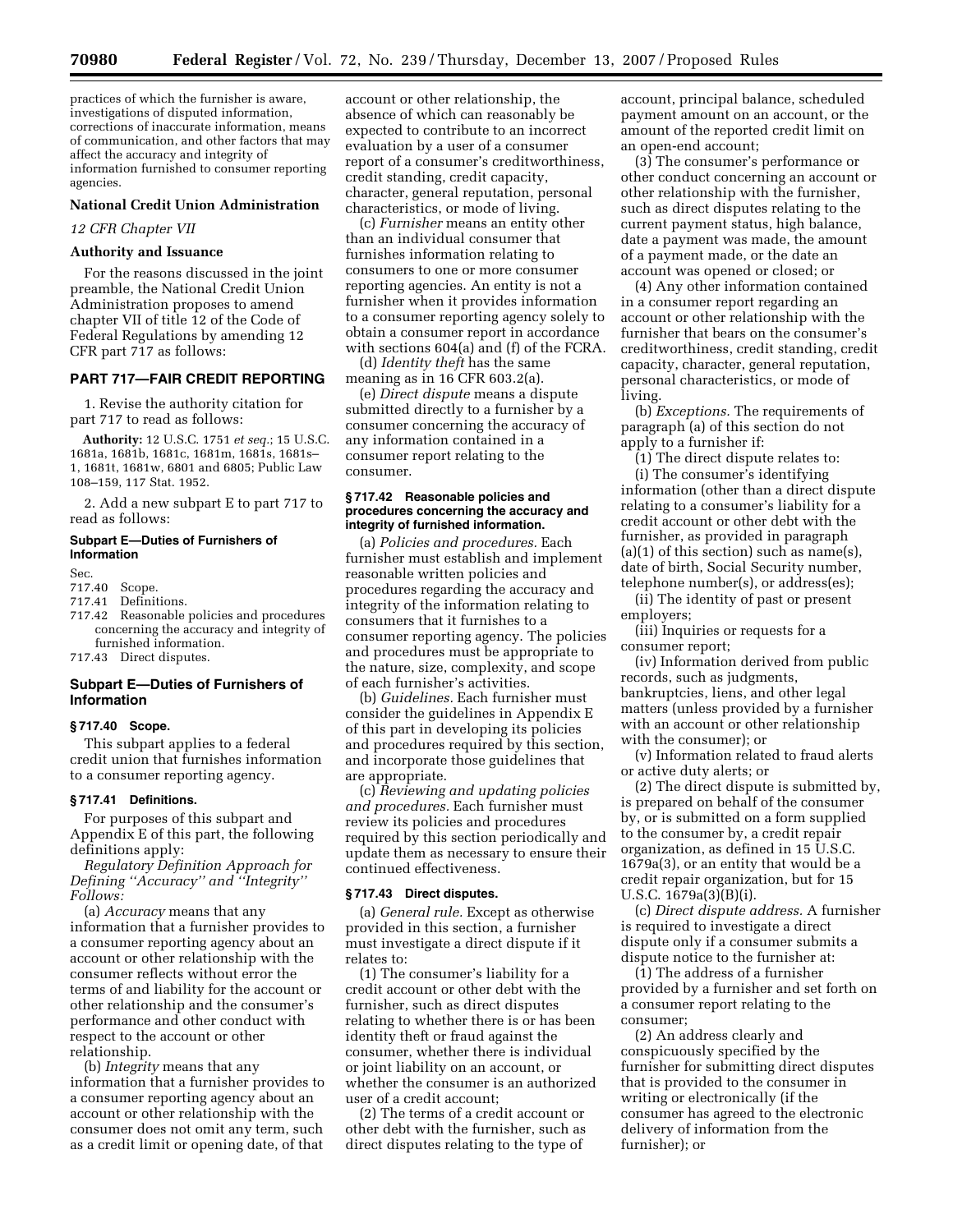practices of which the furnisher is aware, investigations of disputed information, corrections of inaccurate information, means of communication, and other factors that may affect the accuracy and integrity of information furnished to consumer reporting agencies.

**National Credit Union Administration**

*12 CFR Chapter VII*

**Authority and Issuance**

For the reasons discussed in the joint preamble, the National Credit Union Administration proposes to amend chapter VII of title 12 of the Code of Federal Regulations by amending 12 CFR part 717 as follows:

## PART 717—FAIR CREDIT REPORTING

1. Revise the authority citation for part 717 to read as follows:

**Authority:** 12 U.S.C. 1751 *et seq.*; 15 U.S.C. 1681a, 1681b, 1681c, 1681m, 1681s, 1681s–1, 1681t, 1681w, 6801 and 6805; Public Law 108–159, 117 Stat. 1952.

2. Add a new subpart E to part 717 to read as follows:

**Subpart E—Duties of Furnishers of Information**

Sec.
717.40 Scope.
717.41 Definitions.
717.42 Reasonable policies and procedures concerning the accuracy and integrity of furnished information.
717.43 Direct disputes.

### Subpart E—Duties of Furnishers of Information

**§ 717.40 Scope.**

This subpart applies to a federal credit union that furnishes information to a consumer reporting agency.

**§ 717.41 Definitions.**

For purposes of this subpart and Appendix E of this part, the following definitions apply:

*Regulatory Definition Approach for Defining "Accuracy" and "Integrity" Follows:*

(a) *Accuracy* means that any information that a furnisher provides to a consumer reporting agency about an account or other relationship with the consumer reflects without error the terms of and liability for the account or other relationship and the consumer's performance and other conduct with respect to the account or other relationship.

(b) *Integrity* means that any information that a furnisher provides to a consumer reporting agency about an account or other relationship with the consumer does not omit any term, such as a credit limit or opening date, of that account or other relationship, the absence of which can reasonably be expected to contribute to an incorrect evaluation by a user of a consumer report of a consumer's creditworthiness, credit standing, credit capacity, character, general reputation, personal characteristics, or mode of living.

(c) *Furnisher* means an entity other than an individual consumer that furnishes information relating to consumers to one or more consumer reporting agencies. An entity is not a furnisher when it provides information to a consumer reporting agency solely to obtain a consumer report in accordance with sections 604(a) and (f) of the FCRA.

(d) *Identity theft* has the same meaning as in 16 CFR 603.2(a).

(e) *Direct dispute* means a dispute submitted directly to a furnisher by a consumer concerning the accuracy of any information contained in a consumer report relating to the consumer.

**§ 717.42 Reasonable policies and procedures concerning the accuracy and integrity of furnished information.**

(a) *Policies and procedures.* Each furnisher must establish and implement reasonable written policies and procedures regarding the accuracy and integrity of the information relating to consumers that it furnishes to a consumer reporting agency. The policies and procedures must be appropriate to the nature, size, complexity, and scope of each furnisher's activities.

(b) *Guidelines.* Each furnisher must consider the guidelines in Appendix E of this part in developing its policies and procedures required by this section, and incorporate those guidelines that are appropriate.

(c) *Reviewing and updating policies and procedures.* Each furnisher must review its policies and procedures required by this section periodically and update them as necessary to ensure their continued effectiveness.

**§ 717.43 Direct disputes.**

(a) *General rule.* Except as otherwise provided in this section, a furnisher must investigate a direct dispute if it relates to:

(1) The consumer's liability for a credit account or other debt with the furnisher, such as direct disputes relating to whether there is or has been identity theft or fraud against the consumer, whether there is individual or joint liability on an account, or whether the consumer is an authorized user of a credit account;

(2) The terms of a credit account or other debt with the furnisher, such as direct disputes relating to the type of account, principal balance, scheduled payment amount on an account, or the amount of the reported credit limit on an open-end account;

(3) The consumer's performance or other conduct concerning an account or other relationship with the furnisher, such as direct disputes relating to the current payment status, high balance, date a payment was made, the amount of a payment made, or the date an account was opened or closed; or

(4) Any other information contained in a consumer report regarding an account or other relationship with the furnisher that bears on the consumer's creditworthiness, credit standing, credit capacity, character, general reputation, personal characteristics, or mode of living.

(b) *Exceptions.* The requirements of paragraph (a) of this section do not apply to a furnisher if:

(1) The direct dispute relates to:

(i) The consumer's identifying information (other than a direct dispute relating to a consumer's liability for a credit account or other debt with the furnisher, as provided in paragraph (a)(1) of this section) such as name(s), date of birth, Social Security number, telephone number(s), or address(es);

(ii) The identity of past or present employers;

(iii) Inquiries or requests for a consumer report;

(iv) Information derived from public records, such as judgments, bankruptcies, liens, and other legal matters (unless provided by a furnisher with an account or other relationship with the consumer); or

(v) Information related to fraud alerts or active duty alerts; or

(2) The direct dispute is submitted by, is prepared on behalf of the consumer by, or is submitted on a form supplied to the consumer by, a credit repair organization, as defined in 15 U.S.C. 1679a(3), or an entity that would be a credit repair organization, but for 15 U.S.C. 1679a(3)(B)(i).

(c) *Direct dispute address.* A furnisher is required to investigate a direct dispute only if a consumer submits a dispute notice to the furnisher at:

(1) The address of a furnisher provided by a furnisher and set forth on a consumer report relating to the consumer;

(2) An address clearly and conspicuously specified by the furnisher for submitting direct disputes that is provided to the consumer in writing or electronically (if the consumer has agreed to the electronic delivery of information from the furnisher); or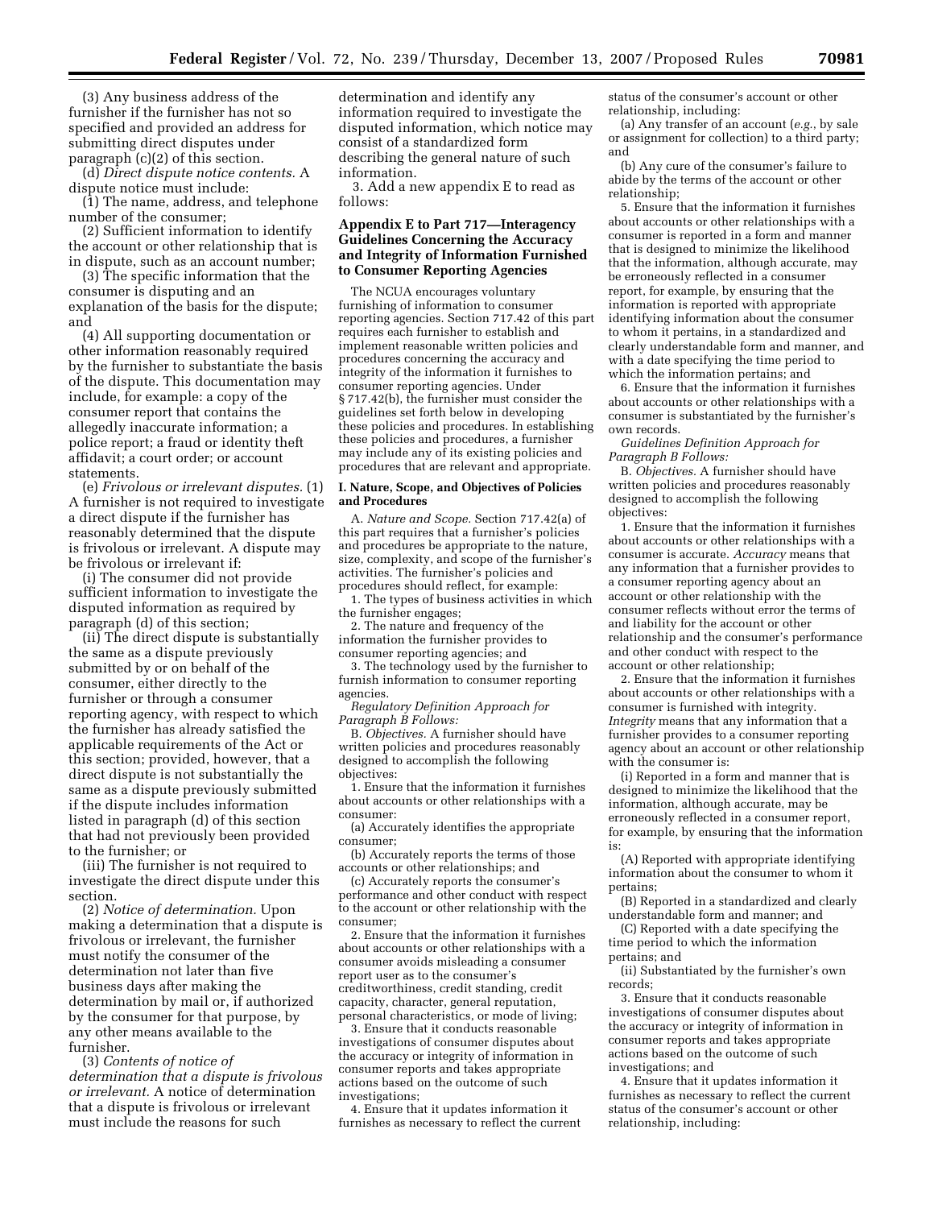(3) Any business address of the furnisher if the furnisher has not so specified and provided an address for submitting direct disputes under paragraph (c)(2) of this section.

(d) *Direct dispute notice contents.* A dispute notice must include:

(1) The name, address, and telephone number of the consumer;

(2) Sufficient information to identify the account or other relationship that is in dispute, such as an account number;

(3) The specific information that the consumer is disputing and an explanation of the basis for the dispute; and

(4) All supporting documentation or other information reasonably required by the furnisher to substantiate the basis of the dispute. This documentation may include, for example: a copy of the consumer report that contains the allegedly inaccurate information; a police report; a fraud or identity theft affidavit; a court order; or account statements.

(e) *Frivolous or irrelevant disputes.* (1) A furnisher is not required to investigate a direct dispute if the furnisher has reasonably determined that the dispute is frivolous or irrelevant. A dispute may be frivolous or irrelevant if:

(i) The consumer did not provide sufficient information to investigate the disputed information as required by paragraph (d) of this section;

(ii) The direct dispute is substantially the same as a dispute previously submitted by or on behalf of the consumer, either directly to the furnisher or through a consumer reporting agency, with respect to which the furnisher has already satisfied the applicable requirements of the Act or this section; provided, however, that a direct dispute is not substantially the same as a dispute previously submitted if the dispute includes information listed in paragraph (d) of this section that had not previously been provided to the furnisher; or

(iii) The furnisher is not required to investigate the direct dispute under this section.

(2) *Notice of determination.* Upon making a determination that a dispute is frivolous or irrelevant, the furnisher must notify the consumer of the determination not later than five business days after making the determination by mail or, if authorized by the consumer for that purpose, by any other means available to the furnisher.

(3) *Contents of notice of determination that a dispute is frivolous or irrelevant.* A notice of determination that a dispute is frivolous or irrelevant must include the reasons for such determination and identify any information required to investigate the disputed information, which notice may consist of a standardized form describing the general nature of such information.

3. Add a new appendix E to read as follows:

## Appendix E to Part 717—Interagency Guidelines Concerning the Accuracy and Integrity of Information Furnished to Consumer Reporting Agencies

The NCUA encourages voluntary furnishing of information to consumer reporting agencies. Section 717.42 of this part requires each furnisher to establish and implement reasonable written policies and procedures concerning the accuracy and integrity of the information it furnishes to consumer reporting agencies. Under § 717.42(b), the furnisher must consider the guidelines set forth below in developing these policies and procedures. In establishing these policies and procedures, a furnisher may include any of its existing policies and procedures that are relevant and appropriate.

### I. Nature, Scope, and Objectives of Policies and Procedures

A. *Nature and Scope.* Section 717.42(a) of this part requires that a furnisher's policies and procedures be appropriate to the nature, size, complexity, and scope of the furnisher's activities. The furnisher's policies and procedures should reflect, for example:

1. The types of business activities in which the furnisher engages;

2. The nature and frequency of the information the furnisher provides to consumer reporting agencies; and

3. The technology used by the furnisher to furnish information to consumer reporting agencies.

*Regulatory Definition Approach for Paragraph B Follows:*

B. *Objectives.* A furnisher should have written policies and procedures reasonably designed to accomplish the following objectives:

1. Ensure that the information it furnishes about accounts or other relationships with a consumer:

(a) Accurately identifies the appropriate consumer;

(b) Accurately reports the terms of those accounts or other relationships; and

(c) Accurately reports the consumer's performance and other conduct with respect to the account or other relationship with the consumer;

2. Ensure that the information it furnishes about accounts or other relationships with a consumer avoids misleading a consumer report user as to the consumer's creditworthiness, credit standing, credit capacity, character, general reputation, personal characteristics, or mode of living;

3. Ensure that it conducts reasonable investigations of consumer disputes about the accuracy or integrity of information in consumer reports and takes appropriate actions based on the outcome of such investigations;

4. Ensure that it updates information it furnishes as necessary to reflect the current status of the consumer's account or other relationship, including:

(a) Any transfer of an account (*e.g.*, by sale or assignment for collection) to a third party; and

(b) Any cure of the consumer's failure to abide by the terms of the account or other relationship;

5. Ensure that the information it furnishes about accounts or other relationships with a consumer is reported in a form and manner that is designed to minimize the likelihood that the information, although accurate, may be erroneously reflected in a consumer report, for example, by ensuring that the information is reported with appropriate identifying information about the consumer to whom it pertains, in a standardized and clearly understandable form and manner, and with a date specifying the time period to which the information pertains; and

6. Ensure that the information it furnishes about accounts or other relationships with a consumer is substantiated by the furnisher's own records.

*Guidelines Definition Approach for Paragraph B Follows:*

B. *Objectives.* A furnisher should have written policies and procedures reasonably designed to accomplish the following objectives:

1. Ensure that the information it furnishes about accounts or other relationships with a consumer is accurate. *Accuracy* means that any information that a furnisher provides to a consumer reporting agency about an account or other relationship with the consumer reflects without error the terms of and liability for the account or other relationship and the consumer's performance and other conduct with respect to the account or other relationship;

2. Ensure that the information it furnishes about accounts or other relationships with a consumer is furnished with integrity. *Integrity* means that any information that a furnisher provides to a consumer reporting agency about an account or other relationship with the consumer is:

(i) Reported in a form and manner that is designed to minimize the likelihood that the information, although accurate, may be erroneously reflected in a consumer report, for example, by ensuring that the information is:

(A) Reported with appropriate identifying information about the consumer to whom it pertains;

(B) Reported in a standardized and clearly understandable form and manner; and

(C) Reported with a date specifying the time period to which the information pertains; and

(ii) Substantiated by the furnisher's own records;

3. Ensure that it conducts reasonable investigations of consumer disputes about the accuracy or integrity of information in consumer reports and takes appropriate actions based on the outcome of such investigations; and

4. Ensure that it updates information it furnishes as necessary to reflect the current status of the consumer's account or other relationship, including: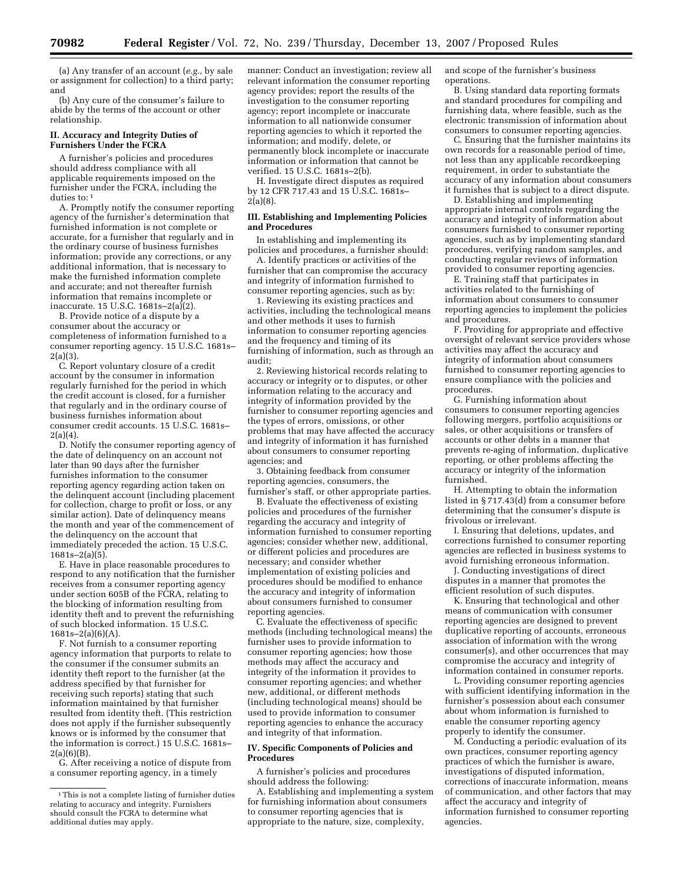(a) Any transfer of an account (*e.g.*, by sale or assignment for collection) to a third party; and

(b) Any cure of the consumer's failure to abide by the terms of the account or other relationship.

### II. Accuracy and Integrity Duties of Furnishers Under the FCRA

A furnisher's policies and procedures should address compliance with all applicable requirements imposed on the furnisher under the FCRA, including the duties to: [1]

A. Promptly notify the consumer reporting agency of the furnisher's determination that furnished information is not complete or accurate, for a furnisher that regularly and in the ordinary course of business furnishes information; provide any corrections, or any additional information, that is necessary to make the furnished information complete and accurate; and not thereafter furnish information that remains incomplete or inaccurate. 15 U.S.C. 1681s–2(a)(2).

B. Provide notice of a dispute by a consumer about the accuracy or completeness of information furnished to a consumer reporting agency. 15 U.S.C. 1681s–2(a)(3).

C. Report voluntary closure of a credit account by the consumer in information regularly furnished for the period in which the credit account is closed, for a furnisher that regularly and in the ordinary course of business furnishes information about consumer credit accounts. 15 U.S.C. 1681s–2(a)(4).

D. Notify the consumer reporting agency of the date of delinquency on an account not later than 90 days after the furnisher furnishes information to the consumer reporting agency regarding action taken on the delinquent account (including placement for collection, charge to profit or loss, or any similar action). Date of delinquency means the month and year of the commencement of the delinquency on the account that immediately preceded the action. 15 U.S.C. 1681s–2(a)(5).

E. Have in place reasonable procedures to respond to any notification that the furnisher receives from a consumer reporting agency under section 605B of the FCRA, relating to the blocking of information resulting from identity theft and to prevent the refurnishing of such blocked information. 15 U.S.C. 1681s–2(a)(6)(A).

F. Not furnish to a consumer reporting agency information that purports to relate to the consumer if the consumer submits an identity theft report to the furnisher (at the address specified by that furnisher for receiving such reports) stating that such information maintained by that furnisher resulted from identity theft. (This restriction does not apply if the furnisher subsequently knows or is informed by the consumer that the information is correct.) 15 U.S.C. 1681s–2(a)(6)(B).

G. After receiving a notice of dispute from a consumer reporting agency, in a timely manner: Conduct an investigation; review all relevant information the consumer reporting agency provides; report the results of the investigation to the consumer reporting agency; report incomplete or inaccurate information to all nationwide consumer reporting agencies to which it reported the information; and modify, delete, or permanently block incomplete or inaccurate information or information that cannot be verified. 15 U.S.C. 1681s–2(b).

H. Investigate direct disputes as required by 12 CFR 717.43 and 15 U.S.C. 1681s–2(a)(8).

### III. Establishing and Implementing Policies and Procedures

In establishing and implementing its policies and procedures, a furnisher should:

A. Identify practices or activities of the furnisher that can compromise the accuracy and integrity of information furnished to consumer reporting agencies, such as by:

1. Reviewing its existing practices and activities, including the technological means and other methods it uses to furnish information to consumer reporting agencies and the frequency and timing of its furnishing of information, such as through an audit;

2. Reviewing historical records relating to accuracy or integrity or to disputes, or other information relating to the accuracy and integrity of information provided by the furnisher to consumer reporting agencies and the types of errors, omissions, or other problems that may have affected the accuracy and integrity of information it has furnished about consumers to consumer reporting agencies; and

3. Obtaining feedback from consumer reporting agencies, consumers, the furnisher's staff, or other appropriate parties.

B. Evaluate the effectiveness of existing policies and procedures of the furnisher regarding the accuracy and integrity of information furnished to consumer reporting agencies; consider whether new, additional, or different policies and procedures are necessary; and consider whether implementation of existing policies and procedures should be modified to enhance the accuracy and integrity of information about consumers furnished to consumer reporting agencies.

C. Evaluate the effectiveness of specific methods (including technological means) the furnisher uses to provide information to consumer reporting agencies; how those methods may affect the accuracy and integrity of the information it provides to consumer reporting agencies; and whether new, additional, or different methods (including technological means) should be used to provide information to consumer reporting agencies to enhance the accuracy and integrity of that information.

### IV. Specific Components of Policies and Procedures

A furnisher's policies and procedures should address the following:

A. Establishing and implementing a system for furnishing information about consumers to consumer reporting agencies that is appropriate to the nature, size, complexity, and scope of the furnisher's business operations.

B. Using standard data reporting formats and standard procedures for compiling and furnishing data, where feasible, such as the electronic transmission of information about consumers to consumer reporting agencies.

C. Ensuring that the furnisher maintains its own records for a reasonable period of time, not less than any applicable recordkeeping requirement, in order to substantiate the accuracy of any information about consumers it furnishes that is subject to a direct dispute.

D. Establishing and implementing appropriate internal controls regarding the accuracy and integrity of information about consumers furnished to consumer reporting agencies, such as by implementing standard procedures, verifying random samples, and conducting regular reviews of information provided to consumer reporting agencies.

E. Training staff that participates in activities related to the furnishing of information about consumers to consumer reporting agencies to implement the policies and procedures.

F. Providing for appropriate and effective oversight of relevant service providers whose activities may affect the accuracy and integrity of information about consumers furnished to consumer reporting agencies to ensure compliance with the policies and procedures.

G. Furnishing information about consumers to consumer reporting agencies following mergers, portfolio acquisitions or sales, or other acquisitions or transfers of accounts or other debts in a manner that prevents re-aging of information, duplicative reporting, or other problems affecting the accuracy or integrity of the information furnished.

H. Attempting to obtain the information listed in § 717.43(d) from a consumer before determining that the consumer's dispute is frivolous or irrelevant.

I. Ensuring that deletions, updates, and corrections furnished to consumer reporting agencies are reflected in business systems to avoid furnishing erroneous information.

J. Conducting investigations of direct disputes in a manner that promotes the efficient resolution of such disputes.

K. Ensuring that technological and other means of communication with consumer reporting agencies are designed to prevent duplicative reporting of accounts, erroneous association of information with the wrong consumer(s), and other occurrences that may compromise the accuracy and integrity of information contained in consumer reports.

L. Providing consumer reporting agencies with sufficient identifying information in the furnisher's possession about each consumer about whom information is furnished to enable the consumer reporting agency properly to identify the consumer.

M. Conducting a periodic evaluation of its own practices, consumer reporting agency practices of which the furnisher is aware, investigations of disputed information, corrections of inaccurate information, means of communication, and other factors that may affect the accuracy and integrity of information furnished to consumer reporting agencies.

---

[1] This is not a complete listing of furnisher duties relating to accuracy and integrity. Furnishers should consult the FCRA to determine what additional duties may apply.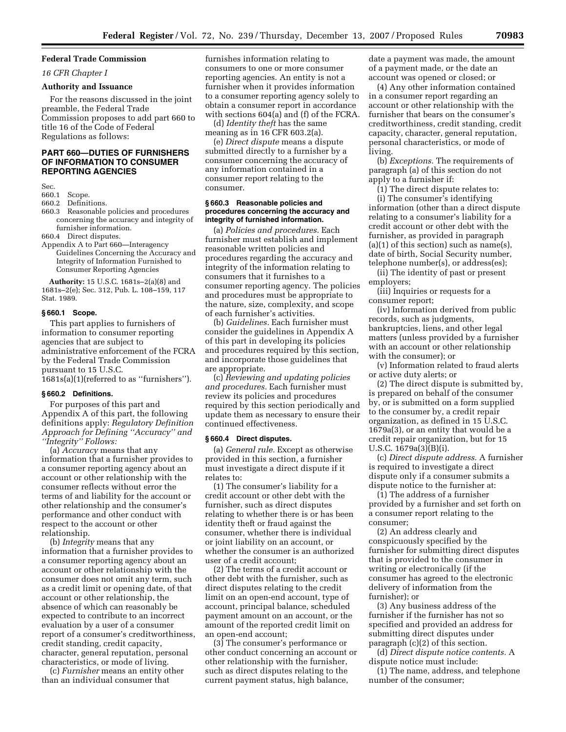## Federal Trade Commission

*16 CFR Chapter I*

### Authority and Issuance

For the reasons discussed in the joint preamble, the Federal Trade Commission proposes to add part 660 to title 16 of the Code of Federal Regulations as follows:

## PART 660—DUTIES OF FURNISHERS OF INFORMATION TO CONSUMER REPORTING AGENCIES

Sec.
660.1 Scope.
660.2 Definitions.
660.3 Reasonable policies and procedures concerning the accuracy and integrity of furnisher information.
660.4 Direct disputes.
Appendix A to Part 660—Interagency Guidelines Concerning the Accuracy and Integrity of Information Furnished to Consumer Reporting Agencies

**Authority:** 15 U.S.C. 1681s–2(a)(8) and 1681s–2(e); Sec. 312, Pub. L. 108–159, 117 Stat. 1989.

### § 660.1 Scope.

This part applies to furnishers of information to consumer reporting agencies that are subject to administrative enforcement of the FCRA by the Federal Trade Commission pursuant to 15 U.S.C. 1681s(a)(1)(referred to as ''furnishers'').

### § 660.2 Definitions.

For purposes of this part and Appendix A of this part, the following definitions apply: *Regulatory Definition Approach for Defining ''Accuracy'' and ''Integrity'' Follows:*

(a) *Accuracy* means that any information that a furnisher provides to a consumer reporting agency about an account or other relationship with the consumer reflects without error the terms of and liability for the account or other relationship and the consumer's performance and other conduct with respect to the account or other relationship.

(b) *Integrity* means that any information that a furnisher provides to a consumer reporting agency about an account or other relationship with the consumer does not omit any term, such as a credit limit or opening date, of that account or other relationship, the absence of which can reasonably be expected to contribute to an incorrect evaluation by a user of a consumer report of a consumer's creditworthiness, credit standing, credit capacity, character, general reputation, personal characteristics, or mode of living.

(c) *Furnisher* means an entity other than an individual consumer that furnishes information relating to consumers to one or more consumer reporting agencies. An entity is not a furnisher when it provides information to a consumer reporting agency solely to obtain a consumer report in accordance with sections 604(a) and (f) of the FCRA.

(d) *Identity theft* has the same meaning as in 16 CFR 603.2(a).

(e) *Direct dispute* means a dispute submitted directly to a furnisher by a consumer concerning the accuracy of any information contained in a consumer report relating to the consumer.

### § 660.3 Reasonable policies and procedures concerning the accuracy and integrity of furnished information.

(a) *Policies and procedures.* Each furnisher must establish and implement reasonable written policies and procedures regarding the accuracy and integrity of the information relating to consumers that it furnishes to a consumer reporting agency. The policies and procedures must be appropriate to the nature, size, complexity, and scope of each furnisher's activities.

(b) *Guidelines.* Each furnisher must consider the guidelines in Appendix A of this part in developing its policies and procedures required by this section, and incorporate those guidelines that are appropriate.

(c) *Reviewing and updating policies and procedures.* Each furnisher must review its policies and procedures required by this section periodically and update them as necessary to ensure their continued effectiveness.

### § 660.4 Direct disputes.

(a) *General rule.* Except as otherwise provided in this section, a furnisher must investigate a direct dispute if it relates to:

(1) The consumer's liability for a credit account or other debt with the furnisher, such as direct disputes relating to whether there is or has been identity theft or fraud against the consumer, whether there is individual or joint liability on an account, or whether the consumer is an authorized user of a credit account;

(2) The terms of a credit account or other debt with the furnisher, such as direct disputes relating to the credit limit on an open-end account, type of account, principal balance, scheduled payment amount on an account, or the amount of the reported credit limit on an open-end account;

(3) The consumer's performance or other conduct concerning an account or other relationship with the furnisher, such as direct disputes relating to the current payment status, high balance, date a payment was made, the amount of a payment made, or the date an account was opened or closed; or

(4) Any other information contained in a consumer report regarding an account or other relationship with the furnisher that bears on the consumer's creditworthiness, credit standing, credit capacity, character, general reputation, personal characteristics, or mode of living.

(b) *Exceptions.* The requirements of paragraph (a) of this section do not apply to a furnisher if:

(1) The direct dispute relates to:

(i) The consumer's identifying information (other than a direct dispute relating to a consumer's liability for a credit account or other debt with the furnisher, as provided in paragraph (a)(1) of this section) such as name(s), date of birth, Social Security number, telephone number(s), or address(es);

(ii) The identity of past or present employers;

(iii) Inquiries or requests for a consumer report;

(iv) Information derived from public records, such as judgments, bankruptcies, liens, and other legal matters (unless provided by a furnisher with an account or other relationship with the consumer); or

(v) Information related to fraud alerts or active duty alerts; or

(2) The direct dispute is submitted by, is prepared on behalf of the consumer by, or is submitted on a form supplied to the consumer by, a credit repair organization, as defined in 15 U.S.C. 1679a(3), or an entity that would be a credit repair organization, but for 15 U.S.C. 1679a(3)(B)(i).

(c) *Direct dispute address.* A furnisher is required to investigate a direct dispute only if a consumer submits a dispute notice to the furnisher at:

(1) The address of a furnisher provided by a furnisher and set forth on a consumer report relating to the consumer;

(2) An address clearly and conspicuously specified by the furnisher for submitting direct disputes that is provided to the consumer in writing or electronically (if the consumer has agreed to the electronic delivery of information from the furnisher); or

(3) Any business address of the furnisher if the furnisher has not so specified and provided an address for submitting direct disputes under paragraph (c)(2) of this section.

(d) *Direct dispute notice contents.* A dispute notice must include:

(1) The name, address, and telephone number of the consumer;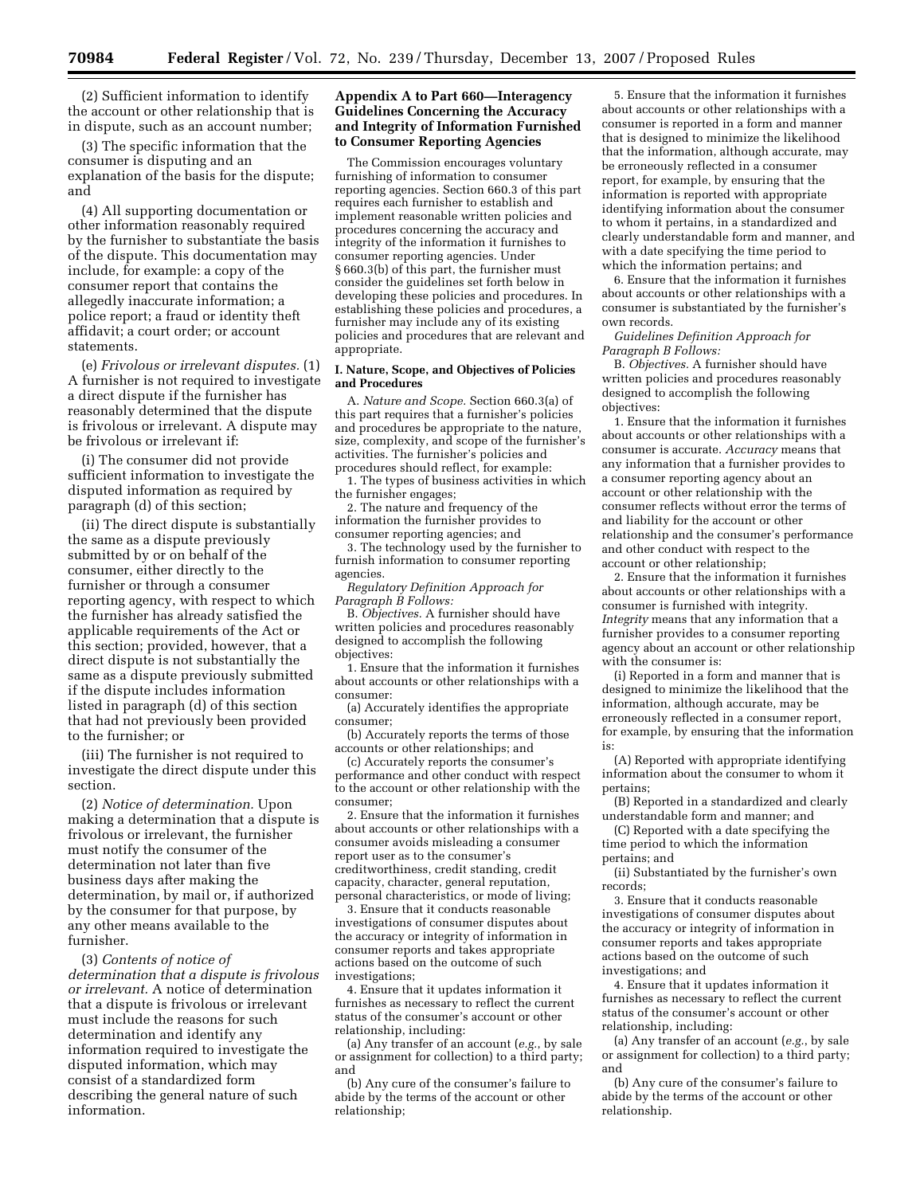(2) Sufficient information to identify the account or other relationship that is in dispute, such as an account number;

(3) The specific information that the consumer is disputing and an explanation of the basis for the dispute; and

(4) All supporting documentation or other information reasonably required by the furnisher to substantiate the basis of the dispute. This documentation may include, for example: a copy of the consumer report that contains the allegedly inaccurate information; a police report; a fraud or identity theft affidavit; a court order; or account statements.

(e) *Frivolous or irrelevant disputes.* (1) A furnisher is not required to investigate a direct dispute if the furnisher has reasonably determined that the dispute is frivolous or irrelevant. A dispute may be frivolous or irrelevant if:

(i) The consumer did not provide sufficient information to investigate the disputed information as required by paragraph (d) of this section;

(ii) The direct dispute is substantially the same as a dispute previously submitted by or on behalf of the consumer, either directly to the furnisher or through a consumer reporting agency, with respect to which the furnisher has already satisfied the applicable requirements of the Act or this section; provided, however, that a direct dispute is not substantially the same as a dispute previously submitted if the dispute includes information listed in paragraph (d) of this section that had not previously been provided to the furnisher; or

(iii) The furnisher is not required to investigate the direct dispute under this section.

(2) *Notice of determination.* Upon making a determination that a dispute is frivolous or irrelevant, the furnisher must notify the consumer of the determination not later than five business days after making the determination, by mail or, if authorized by the consumer for that purpose, by any other means available to the furnisher.

(3) *Contents of notice of determination that a dispute is frivolous or irrelevant.* A notice of determination that a dispute is frivolous or irrelevant must include the reasons for such determination and identify any information required to investigate the disputed information, which may consist of a standardized form describing the general nature of such information.

## Appendix A to Part 660—Interagency Guidelines Concerning the Accuracy and Integrity of Information Furnished to Consumer Reporting Agencies

The Commission encourages voluntary furnishing of information to consumer reporting agencies. Section 660.3 of this part requires each furnisher to establish and implement reasonable written policies and procedures concerning the accuracy and integrity of the information it furnishes to consumer reporting agencies. Under § 660.3(b) of this part, the furnisher must consider the guidelines set forth below in developing these policies and procedures. In establishing these policies and procedures, a furnisher may include any of its existing policies and procedures that are relevant and appropriate.

### I. Nature, Scope, and Objectives of Policies and Procedures

A. *Nature and Scope.* Section 660.3(a) of this part requires that a furnisher's policies and procedures be appropriate to the nature, size, complexity, and scope of the furnisher's activities. The furnisher's policies and procedures should reflect, for example:

1. The types of business activities in which the furnisher engages;

2. The nature and frequency of the information the furnisher provides to consumer reporting agencies; and

3. The technology used by the furnisher to furnish information to consumer reporting agencies.

*Regulatory Definition Approach for Paragraph B Follows:*

B. *Objectives.* A furnisher should have written policies and procedures reasonably designed to accomplish the following objectives:

1. Ensure that the information it furnishes about accounts or other relationships with a consumer:

(a) Accurately identifies the appropriate consumer;

(b) Accurately reports the terms of those accounts or other relationships; and

(c) Accurately reports the consumer's performance and other conduct with respect to the account or other relationship with the consumer;

2. Ensure that the information it furnishes about accounts or other relationships with a consumer avoids misleading a consumer report user as to the consumer's creditworthiness, credit standing, credit capacity, character, general reputation, personal characteristics, or mode of living;

3. Ensure that it conducts reasonable investigations of consumer disputes about the accuracy or integrity of information in consumer reports and takes appropriate actions based on the outcome of such investigations;

4. Ensure that it updates information it furnishes as necessary to reflect the current status of the consumer's account or other relationship, including:

(a) Any transfer of an account (*e.g.*, by sale or assignment for collection) to a third party; and

(b) Any cure of the consumer's failure to abide by the terms of the account or other relationship;

5. Ensure that the information it furnishes about accounts or other relationships with a consumer is reported in a form and manner that is designed to minimize the likelihood that the information, although accurate, may be erroneously reflected in a consumer report, for example, by ensuring that the information is reported with appropriate identifying information about the consumer to whom it pertains, in a standardized and clearly understandable form and manner, and with a date specifying the time period to which the information pertains; and

6. Ensure that the information it furnishes about accounts or other relationships with a consumer is substantiated by the furnisher's own records.

*Guidelines Definition Approach for Paragraph B Follows:*

B. *Objectives.* A furnisher should have written policies and procedures reasonably designed to accomplish the following objectives:

1. Ensure that the information it furnishes about accounts or other relationships with a consumer is accurate. *Accuracy* means that any information that a furnisher provides to a consumer reporting agency about an account or other relationship with the consumer reflects without error the terms of and liability for the account or other relationship and the consumer's performance and other conduct with respect to the account or other relationship;

2. Ensure that the information it furnishes about accounts or other relationships with a consumer is furnished with integrity. *Integrity* means that any information that a furnisher provides to a consumer reporting agency about an account or other relationship with the consumer is:

(i) Reported in a form and manner that is designed to minimize the likelihood that the information, although accurate, may be erroneously reflected in a consumer report, for example, by ensuring that the information is:

(A) Reported with appropriate identifying information about the consumer to whom it pertains;

(B) Reported in a standardized and clearly understandable form and manner; and

(C) Reported with a date specifying the time period to which the information pertains; and

(ii) Substantiated by the furnisher's own records;

3. Ensure that it conducts reasonable investigations of consumer disputes about the accuracy or integrity of information in consumer reports and takes appropriate actions based on the outcome of such investigations; and

4. Ensure that it updates information it furnishes as necessary to reflect the current status of the consumer's account or other relationship, including:

(a) Any transfer of an account (*e.g.*, by sale or assignment for collection) to a third party; and

(b) Any cure of the consumer's failure to abide by the terms of the account or other relationship.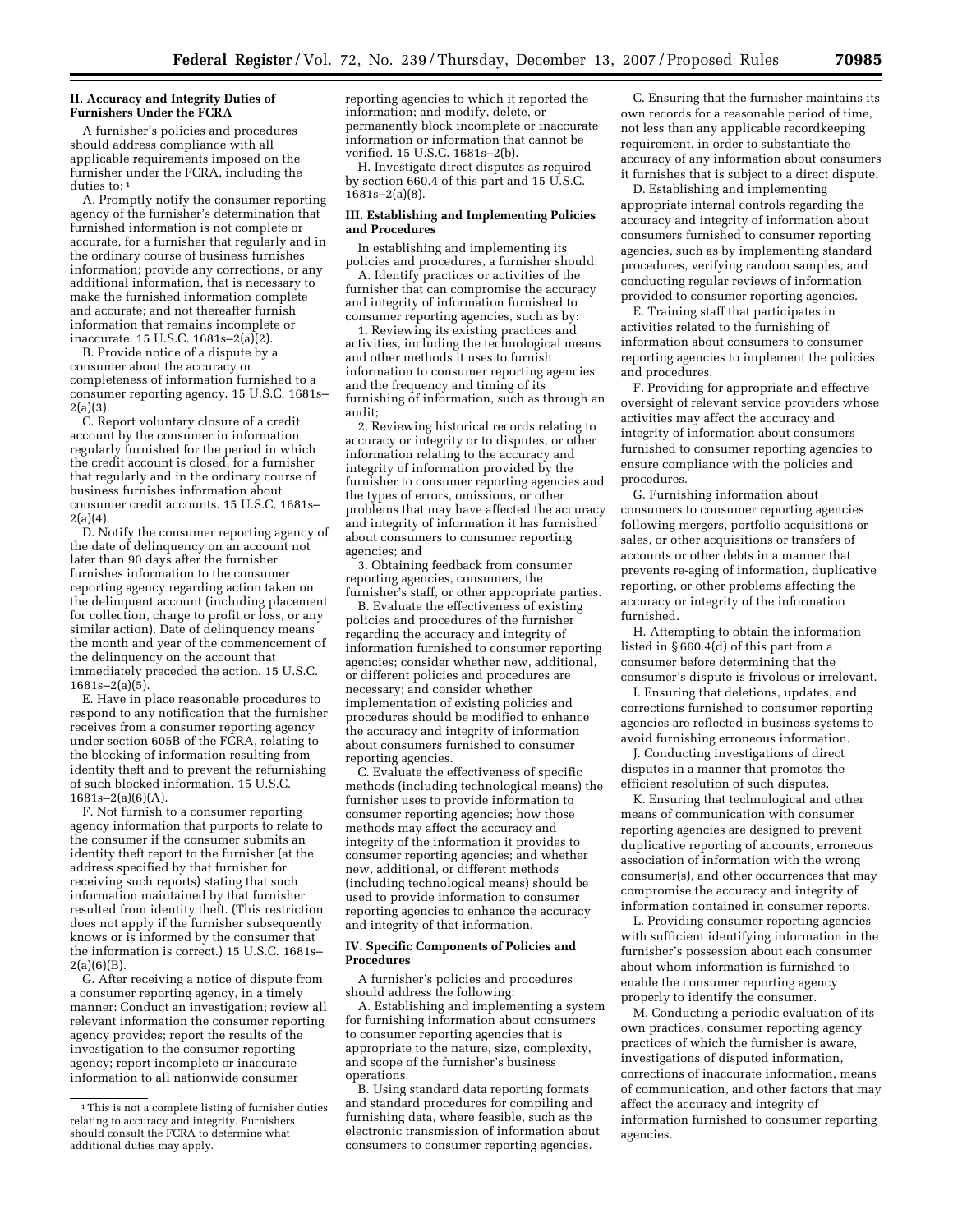## II. Accuracy and Integrity Duties of Furnishers Under the FCRA

A furnisher's policies and procedures should address compliance with all applicable requirements imposed on the furnisher under the FCRA, including the duties to: [1]

A. Promptly notify the consumer reporting agency of the furnisher's determination that furnished information is not complete or accurate, for a furnisher that regularly and in the ordinary course of business furnishes information; provide any corrections, or any additional information, that is necessary to make the furnished information complete and accurate; and not thereafter furnish information that remains incomplete or inaccurate. 15 U.S.C. 1681s–2(a)(2).

B. Provide notice of a dispute by a consumer about the accuracy or completeness of information furnished to a consumer reporting agency. 15 U.S.C. 1681s–2(a)(3).

C. Report voluntary closure of a credit account by the consumer in information regularly furnished for the period in which the credit account is closed, for a furnisher that regularly and in the ordinary course of business furnishes information about consumer credit accounts. 15 U.S.C. 1681s–2(a)(4).

D. Notify the consumer reporting agency of the date of delinquency on an account not later than 90 days after the furnisher furnishes information to the consumer reporting agency regarding action taken on the delinquent account (including placement for collection, charge to profit or loss, or any similar action). Date of delinquency means the month and year of the commencement of the delinquency on the account that immediately preceded the action. 15 U.S.C. 1681s–2(a)(5).

E. Have in place reasonable procedures to respond to any notification that the furnisher receives from a consumer reporting agency under section 605B of the FCRA, relating to the blocking of information resulting from identity theft and to prevent the refurnishing of such blocked information. 15 U.S.C. 1681s–2(a)(6)(A).

F. Not furnish to a consumer reporting agency information that purports to relate to the consumer if the consumer submits an identity theft report to the furnisher (at the address specified by that furnisher for receiving such reports) stating that such information maintained by that furnisher resulted from identity theft. (This restriction does not apply if the furnisher subsequently knows or is informed by the consumer that the information is correct.) 15 U.S.C. 1681s–2(a)(6)(B).

G. After receiving a notice of dispute from a consumer reporting agency, in a timely manner: Conduct an investigation; review all relevant information the consumer reporting agency provides; report the results of the investigation to the consumer reporting agency; report incomplete or inaccurate information to all nationwide consumer reporting agencies to which it reported the information; and modify, delete, or permanently block incomplete or inaccurate information or information that cannot be verified. 15 U.S.C. 1681s–2(b).

H. Investigate direct disputes as required by section 660.4 of this part and 15 U.S.C. 1681s–2(a)(8).

## III. Establishing and Implementing Policies and Procedures

In establishing and implementing its policies and procedures, a furnisher should:

A. Identify practices or activities of the furnisher that can compromise the accuracy and integrity of information furnished to consumer reporting agencies, such as by:

1. Reviewing its existing practices and activities, including the technological means and other methods it uses to furnish information to consumer reporting agencies and the frequency and timing of its furnishing of information, such as through an audit;

2. Reviewing historical records relating to accuracy or integrity or to disputes, or other information relating to the accuracy and integrity of information provided by the furnisher to consumer reporting agencies and the types of errors, omissions, or other problems that may have affected the accuracy and integrity of information it has furnished about consumers to consumer reporting agencies; and

3. Obtaining feedback from consumer reporting agencies, consumers, the furnisher's staff, or other appropriate parties.

B. Evaluate the effectiveness of existing policies and procedures of the furnisher regarding the accuracy and integrity of information furnished to consumer reporting agencies; consider whether new, additional, or different policies and procedures are necessary; and consider whether implementation of existing policies and procedures should be modified to enhance the accuracy and integrity of information about consumers furnished to consumer reporting agencies.

C. Evaluate the effectiveness of specific methods (including technological means) the furnisher uses to provide information to consumer reporting agencies; how those methods may affect the accuracy and integrity of the information it provides to consumer reporting agencies; and whether new, additional, or different methods (including technological means) should be used to provide information to consumer reporting agencies to enhance the accuracy and integrity of that information.

## IV. Specific Components of Policies and Procedures

A furnisher's policies and procedures should address the following:

A. Establishing and implementing a system for furnishing information about consumers to consumer reporting agencies that is appropriate to the nature, size, complexity, and scope of the furnisher's business operations.

B. Using standard data reporting formats and standard procedures for compiling and furnishing data, where feasible, such as the electronic transmission of information about consumers to consumer reporting agencies.

C. Ensuring that the furnisher maintains its own records for a reasonable period of time, not less than any applicable recordkeeping requirement, in order to substantiate the accuracy of any information about consumers it furnishes that is subject to a direct dispute.

D. Establishing and implementing appropriate internal controls regarding the accuracy and integrity of information about consumers furnished to consumer reporting agencies, such as by implementing standard procedures, verifying random samples, and conducting regular reviews of information provided to consumer reporting agencies.

E. Training staff that participates in activities related to the furnishing of information about consumers to consumer reporting agencies to implement the policies and procedures.

F. Providing for appropriate and effective oversight of relevant service providers whose activities may affect the accuracy and integrity of information about consumers furnished to consumer reporting agencies to ensure compliance with the policies and procedures.

G. Furnishing information about consumers to consumer reporting agencies following mergers, portfolio acquisitions or sales, or other acquisitions or transfers of accounts or other debts in a manner that prevents re-aging of information, duplicative reporting, or other problems affecting the accuracy or integrity of the information furnished.

H. Attempting to obtain the information listed in § 660.4(d) of this part from a consumer before determining that the consumer's dispute is frivolous or irrelevant.

I. Ensuring that deletions, updates, and corrections furnished to consumer reporting agencies are reflected in business systems to avoid furnishing erroneous information.

J. Conducting investigations of direct disputes in a manner that promotes the efficient resolution of such disputes.

K. Ensuring that technological and other means of communication with consumer reporting agencies are designed to prevent duplicative reporting of accounts, erroneous association of information with the wrong consumer(s), and other occurrences that may compromise the accuracy and integrity of information contained in consumer reports.

L. Providing consumer reporting agencies with sufficient identifying information in the furnisher's possession about each consumer about whom information is furnished to enable the consumer reporting agency properly to identify the consumer.

M. Conducting a periodic evaluation of its own practices, consumer reporting agency practices of which the furnisher is aware, investigations of disputed information, corrections of inaccurate information, means of communication, and other factors that may affect the accuracy and integrity of information furnished to consumer reporting agencies.

---

[1] This is not a complete listing of furnisher duties relating to accuracy and integrity. Furnishers should consult the FCRA to determine what additional duties may apply.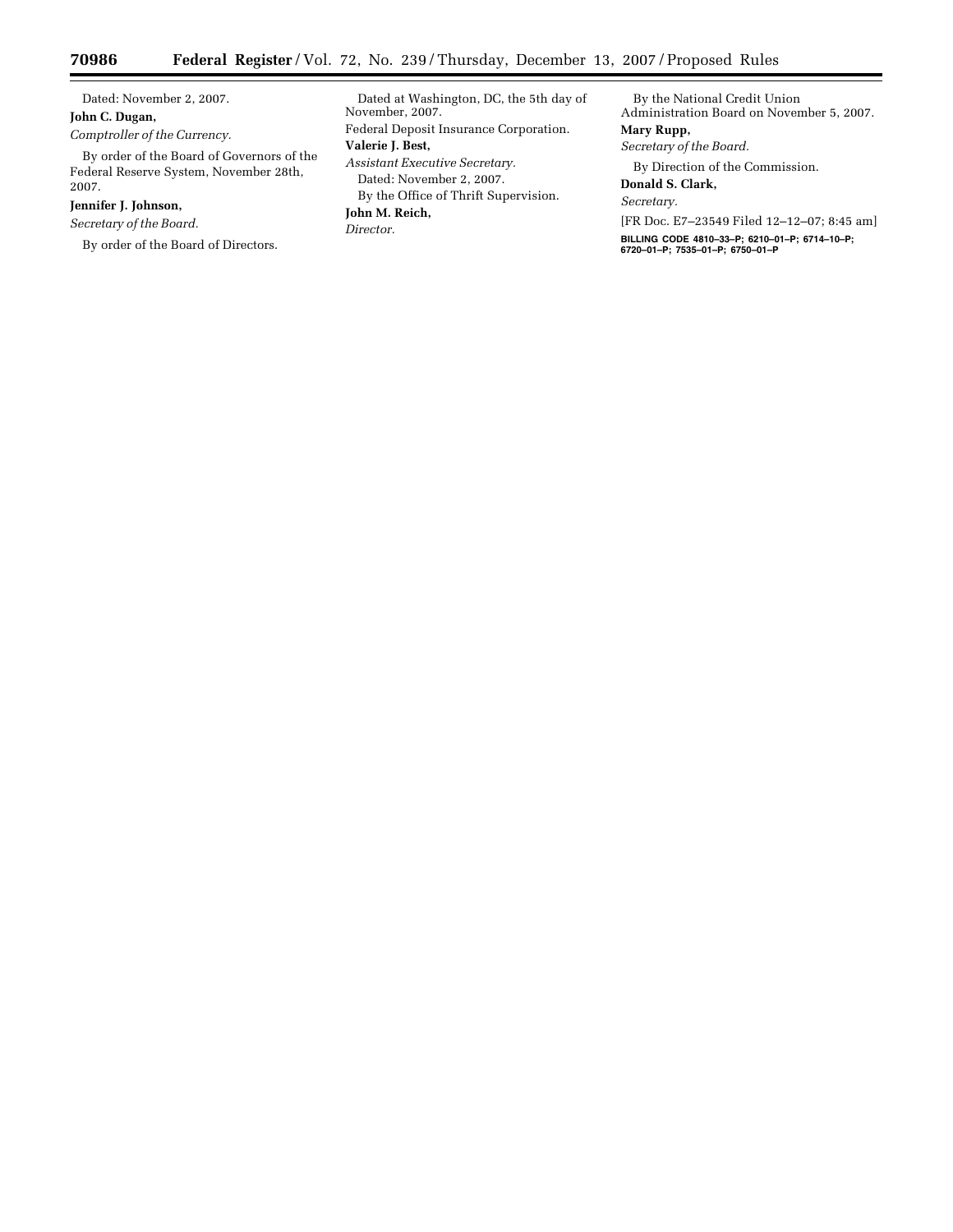Dated: November 2, 2007.

**John C. Dugan,**

*Comptroller of the Currency.*

By order of the Board of Governors of the Federal Reserve System, November 28th, 2007.

**Jennifer J. Johnson,**

*Secretary of the Board.*

By order of the Board of Directors.

Dated at Washington, DC, the 5th day of November, 2007.

Federal Deposit Insurance Corporation.

**Valerie J. Best,**

*Assistant Executive Secretary.*

Dated: November 2, 2007.

By the Office of Thrift Supervision.

**John M. Reich,**

*Director.*

By the National Credit Union Administration Board on November 5, 2007.

**Mary Rupp,**

*Secretary of the Board.*

By Direction of the Commission.

**Donald S. Clark,**

*Secretary.*

[FR Doc. E7–23549 Filed 12–12–07; 8:45 am]

**BILLING CODE 4810–33–P; 6210–01–P; 6714–10–P; 6720–01–P; 7535–01–P; 6750–01–P**